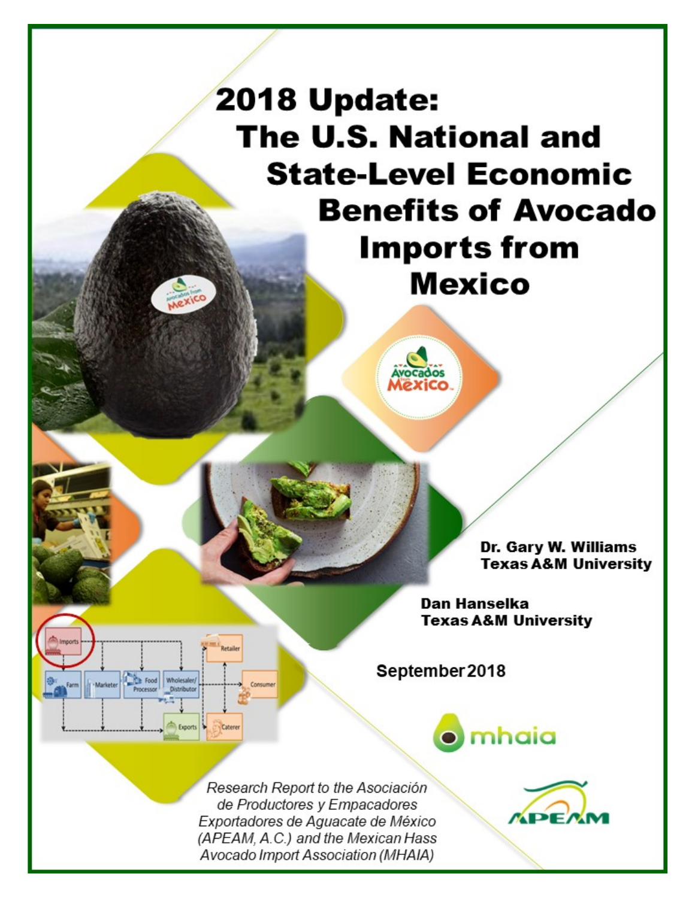# 2018 Update: The U.S. National and State-Level Economic Benefits of Avocado Imports from Mexico

**Dr. Gary W. Williams**
**Texas A&M University**

**Dan Hanselka**
**Texas A&M University**

**September 2018**

*Research Report to the Asociación de Productores y Empacadores Exportadores de Aguacate de México (APEAM, A.C.) and the Mexican Hass Avocado Import Association (MHAIA)*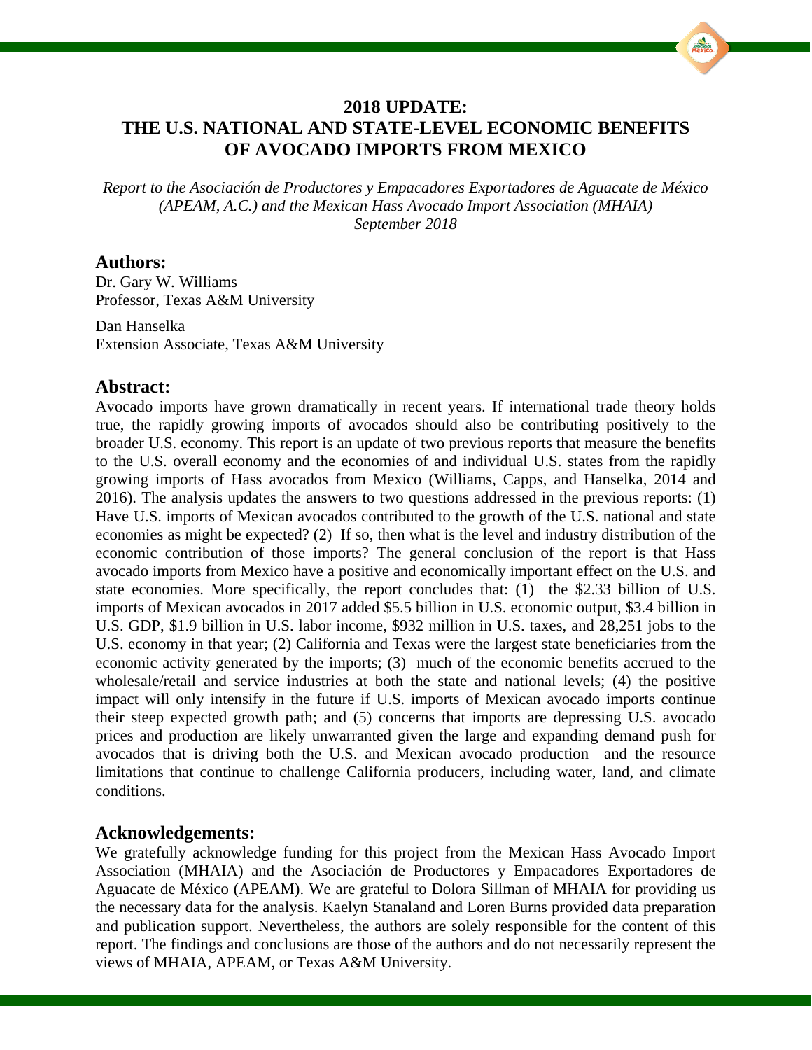# 2018 UPDATE: THE U.S. NATIONAL AND STATE-LEVEL ECONOMIC BENEFITS OF AVOCADO IMPORTS FROM MEXICO

*Report to the Asociación de Productores y Empacadores Exportadores de Aguacate de México (APEAM, A.C.) and the Mexican Hass Avocado Import Association (MHAIA)*
*September 2018*

## Authors:

Dr. Gary W. Williams
Professor, Texas A&M University

Dan Hanselka
Extension Associate, Texas A&M University

## Abstract:

Avocado imports have grown dramatically in recent years. If international trade theory holds true, the rapidly growing imports of avocados should also be contributing positively to the broader U.S. economy. This report is an update of two previous reports that measure the benefits to the U.S. overall economy and the economies of and individual U.S. states from the rapidly growing imports of Hass avocados from Mexico (Williams, Capps, and Hanselka, 2014 and 2016). The analysis updates the answers to two questions addressed in the previous reports: (1) Have U.S. imports of Mexican avocados contributed to the growth of the U.S. national and state economies as might be expected? (2) If so, then what is the level and industry distribution of the economic contribution of those imports? The general conclusion of the report is that Hass avocado imports from Mexico have a positive and economically important effect on the U.S. and state economies. More specifically, the report concludes that: (1) the $2.33 billion of U.S. imports of Mexican avocados in 2017 added $5.5 billion in U.S. economic output, $3.4 billion in U.S. GDP, $1.9 billion in U.S. labor income, $932 million in U.S. taxes, and 28,251 jobs to the U.S. economy in that year; (2) California and Texas were the largest state beneficiaries from the economic activity generated by the imports; (3) much of the economic benefits accrued to the wholesale/retail and service industries at both the state and national levels; (4) the positive impact will only intensify in the future if U.S. imports of Mexican avocado imports continue their steep expected growth path; and (5) concerns that imports are depressing U.S. avocado prices and production are likely unwarranted given the large and expanding demand push for avocados that is driving both the U.S. and Mexican avocado production and the resource limitations that continue to challenge California producers, including water, land, and climate conditions.

## Acknowledgements:

We gratefully acknowledge funding for this project from the Mexican Hass Avocado Import Association (MHAIA) and the Asociación de Productores y Empacadores Exportadores de Aguacate de México (APEAM). We are grateful to Dolora Sillman of MHAIA for providing us the necessary data for the analysis. Kaelyn Stanaland and Loren Burns provided data preparation and publication support. Nevertheless, the authors are solely responsible for the content of this report. The findings and conclusions are those of the authors and do not necessarily represent the views of MHAIA, APEAM, or Texas A&M University.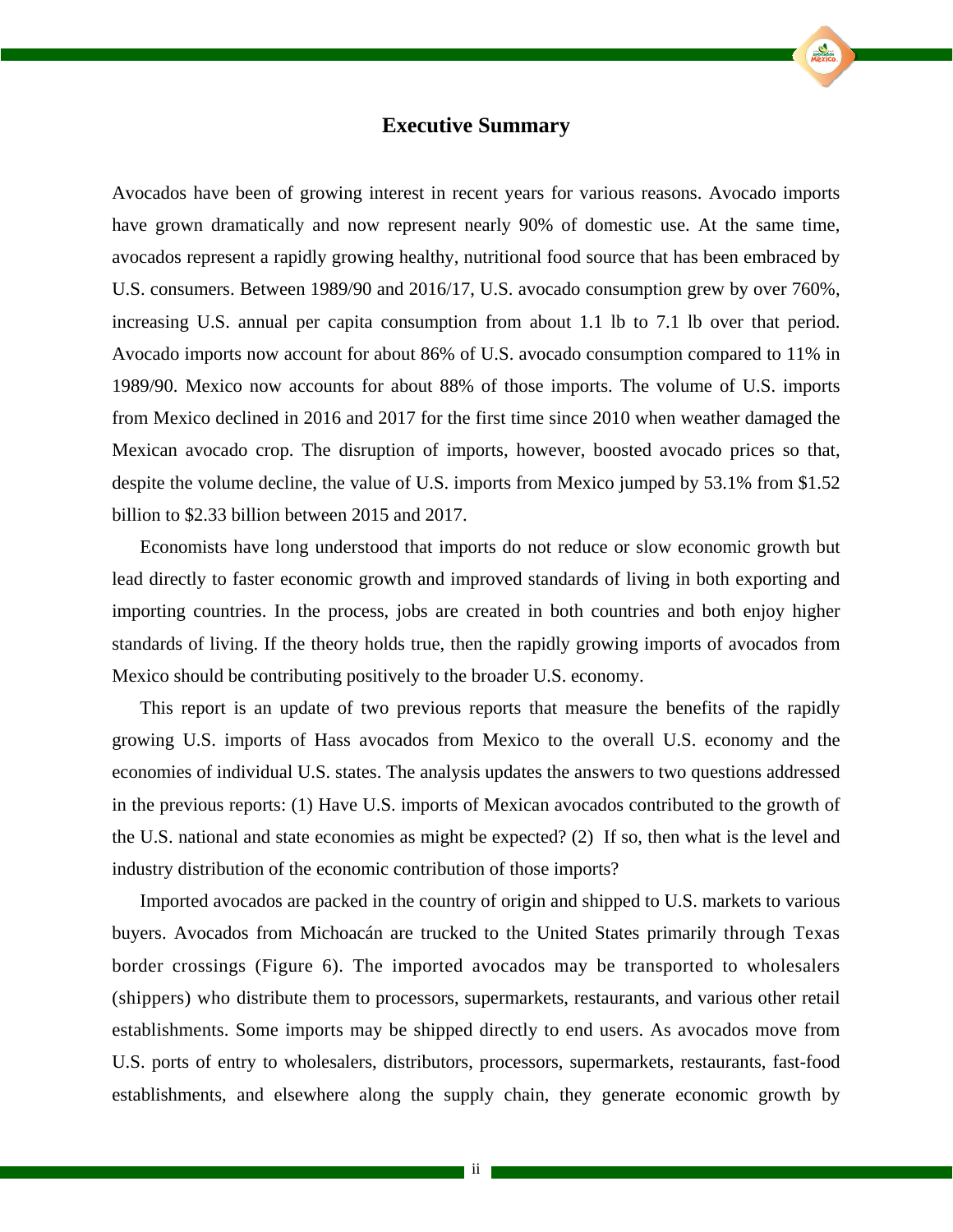## Executive Summary

Avocados have been of growing interest in recent years for various reasons. Avocado imports have grown dramatically and now represent nearly 90% of domestic use. At the same time, avocados represent a rapidly growing healthy, nutritional food source that has been embraced by U.S. consumers. Between 1989/90 and 2016/17, U.S. avocado consumption grew by over 760%, increasing U.S. annual per capita consumption from about 1.1 lb to 7.1 lb over that period. Avocado imports now account for about 86% of U.S. avocado consumption compared to 11% in 1989/90. Mexico now accounts for about 88% of those imports. The volume of U.S. imports from Mexico declined in 2016 and 2017 for the first time since 2010 when weather damaged the Mexican avocado crop. The disruption of imports, however, boosted avocado prices so that, despite the volume decline, the value of U.S. imports from Mexico jumped by 53.1% from $1.52 billion to $2.33 billion between 2015 and 2017.

Economists have long understood that imports do not reduce or slow economic growth but lead directly to faster economic growth and improved standards of living in both exporting and importing countries. In the process, jobs are created in both countries and both enjoy higher standards of living. If the theory holds true, then the rapidly growing imports of avocados from Mexico should be contributing positively to the broader U.S. economy.

This report is an update of two previous reports that measure the benefits of the rapidly growing U.S. imports of Hass avocados from Mexico to the overall U.S. economy and the economies of individual U.S. states. The analysis updates the answers to two questions addressed in the previous reports: (1) Have U.S. imports of Mexican avocados contributed to the growth of the U.S. national and state economies as might be expected? (2) If so, then what is the level and industry distribution of the economic contribution of those imports?

Imported avocados are packed in the country of origin and shipped to U.S. markets to various buyers. Avocados from Michoacán are trucked to the United States primarily through Texas border crossings (Figure 6). The imported avocados may be transported to wholesalers (shippers) who distribute them to processors, supermarkets, restaurants, and various other retail establishments. Some imports may be shipped directly to end users. As avocados move from U.S. ports of entry to wholesalers, distributors, processors, supermarkets, restaurants, fast-food establishments, and elsewhere along the supply chain, they generate economic growth by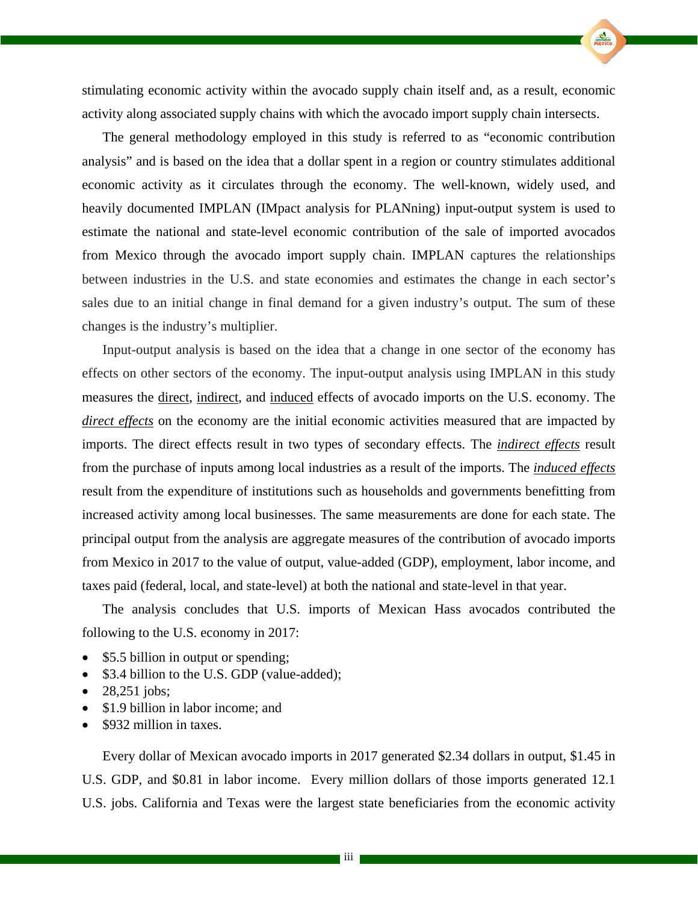stimulating economic activity within the avocado supply chain itself and, as a result, economic activity along associated supply chains with which the avocado import supply chain intersects.

The general methodology employed in this study is referred to as "economic contribution analysis" and is based on the idea that a dollar spent in a region or country stimulates additional economic activity as it circulates through the economy. The well-known, widely used, and heavily documented IMPLAN (IMpact analysis for PLANning) input-output system is used to estimate the national and state-level economic contribution of the sale of imported avocados from Mexico through the avocado import supply chain. IMPLAN captures the relationships between industries in the U.S. and state economies and estimates the change in each sector's sales due to an initial change in final demand for a given industry's output. The sum of these changes is the industry's multiplier.

Input-output analysis is based on the idea that a change in one sector of the economy has effects on other sectors of the economy. The input-output analysis using IMPLAN in this study measures the direct, indirect, and induced effects of avocado imports on the U.S. economy. The ***direct effects*** on the economy are the initial economic activities measured that are impacted by imports. The direct effects result in two types of secondary effects. The ***indirect effects*** result from the purchase of inputs among local industries as a result of the imports. The ***induced effects*** result from the expenditure of institutions such as households and governments benefitting from increased activity among local businesses. The same measurements are done for each state. The principal output from the analysis are aggregate measures of the contribution of avocado imports from Mexico in 2017 to the value of output, value-added (GDP), employment, labor income, and taxes paid (federal, local, and state-level) at both the national and state-level in that year.

The analysis concludes that U.S. imports of Mexican Hass avocados contributed the following to the U.S. economy in 2017:

- $5.5 billion in output or spending;
- $3.4 billion to the U.S. GDP (value-added);
- 28,251 jobs;
- $1.9 billion in labor income; and
- $932 million in taxes.

Every dollar of Mexican avocado imports in 2017 generated $2.34 dollars in output, $1.45 in U.S. GDP, and $0.81 in labor income. Every million dollars of those imports generated 12.1 U.S. jobs. California and Texas were the largest state beneficiaries from the economic activity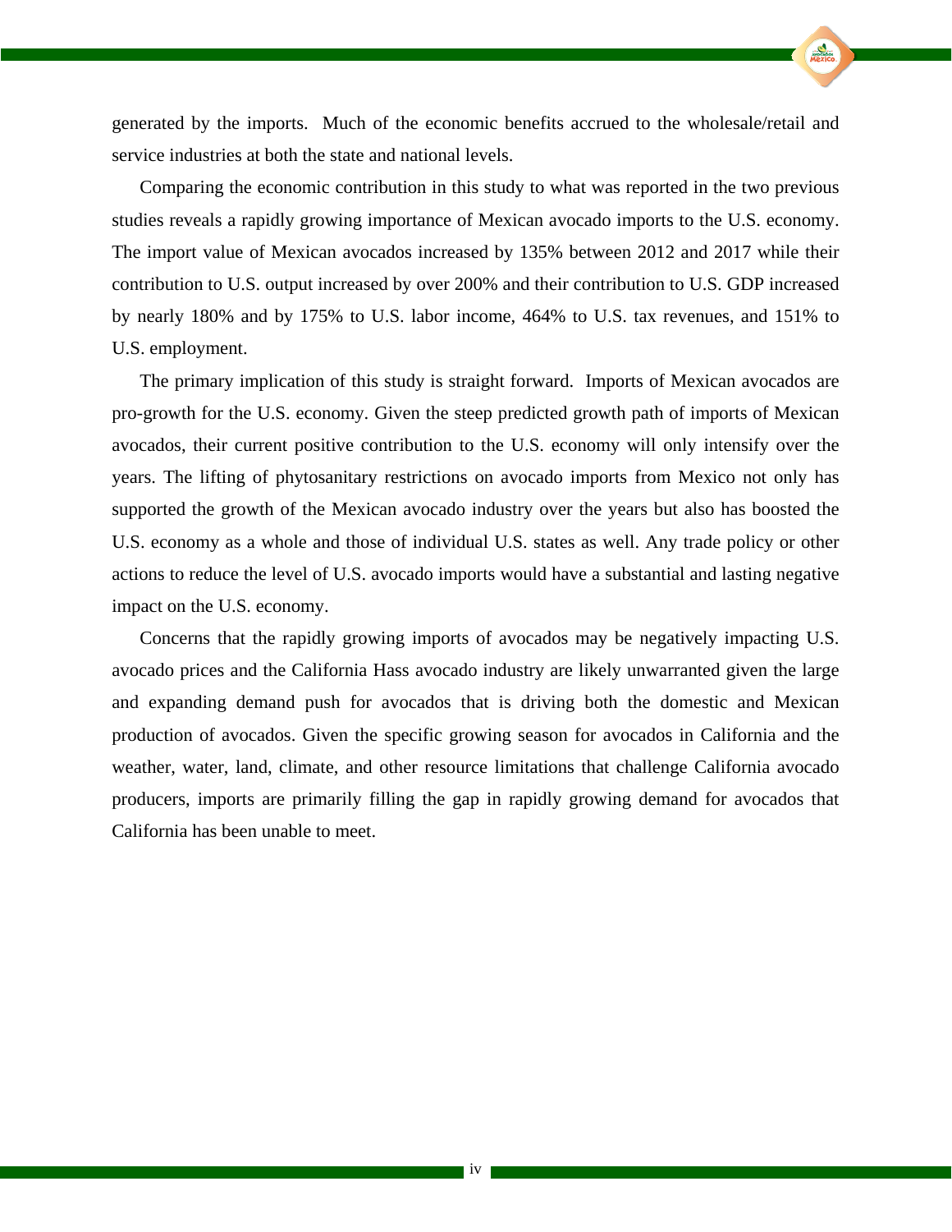generated by the imports. Much of the economic benefits accrued to the wholesale/retail and service industries at both the state and national levels.

Comparing the economic contribution in this study to what was reported in the two previous studies reveals a rapidly growing importance of Mexican avocado imports to the U.S. economy. The import value of Mexican avocados increased by 135% between 2012 and 2017 while their contribution to U.S. output increased by over 200% and their contribution to U.S. GDP increased by nearly 180% and by 175% to U.S. labor income, 464% to U.S. tax revenues, and 151% to U.S. employment.

The primary implication of this study is straight forward. Imports of Mexican avocados are pro-growth for the U.S. economy. Given the steep predicted growth path of imports of Mexican avocados, their current positive contribution to the U.S. economy will only intensify over the years. The lifting of phytosanitary restrictions on avocado imports from Mexico not only has supported the growth of the Mexican avocado industry over the years but also has boosted the U.S. economy as a whole and those of individual U.S. states as well. Any trade policy or other actions to reduce the level of U.S. avocado imports would have a substantial and lasting negative impact on the U.S. economy.

Concerns that the rapidly growing imports of avocados may be negatively impacting U.S. avocado prices and the California Hass avocado industry are likely unwarranted given the large and expanding demand push for avocados that is driving both the domestic and Mexican production of avocados. Given the specific growing season for avocados in California and the weather, water, land, climate, and other resource limitations that challenge California avocado producers, imports are primarily filling the gap in rapidly growing demand for avocados that California has been unable to meet.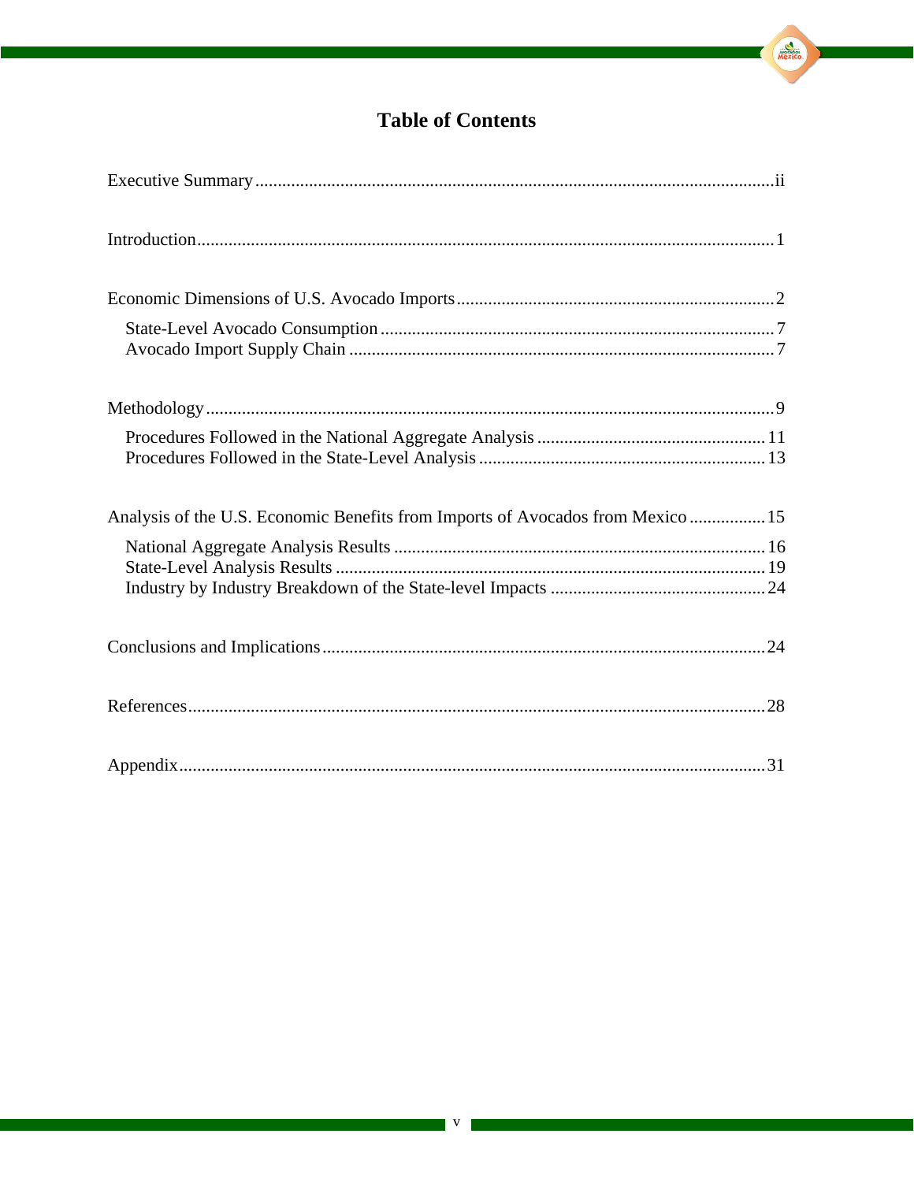# Table of Contents

Executive Summary ..................................................................................................ii

Introduction..............................................................................................................1

Economic Dimensions of U.S. Avocado Imports......................................................................2

- State-Level Avocado Consumption ......................................................................7
- Avocado Import Supply Chain ...........................................................................7

Methodology..............................................................................................................9

- Procedures Followed in the National Aggregate Analysis ....................................11
- Procedures Followed in the State-Level Analysis ................................................13

Analysis of the U.S. Economic Benefits from Imports of Avocados from Mexico .................15

- National Aggregate Analysis Results ..................................................................16
- State-Level Analysis Results ..............................................................................19
- Industry by Industry Breakdown of the State-level Impacts ..................................24

Conclusions and Implications..................................................................................24

References...............................................................................................................28

Appendix.................................................................................................................31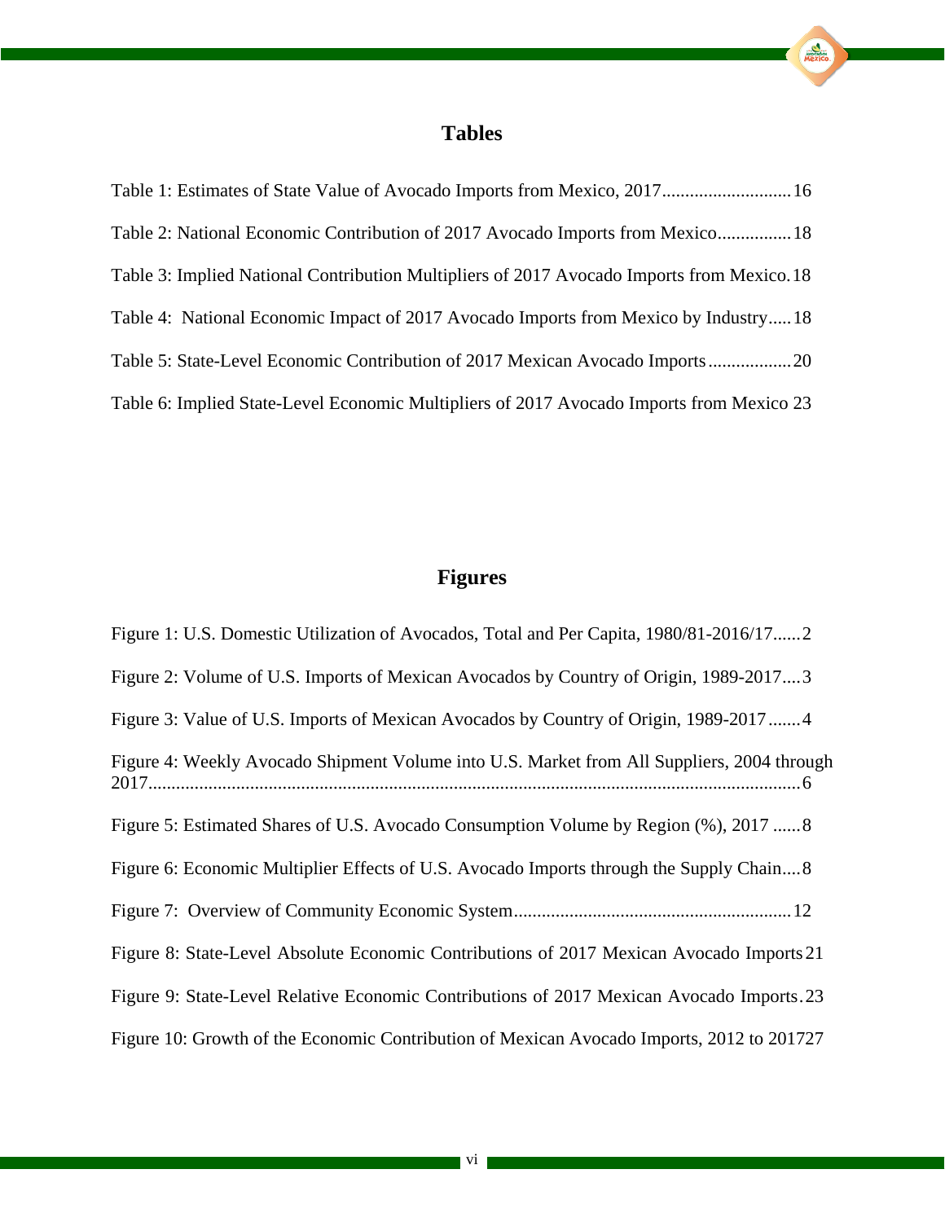## Tables

Table 1: Estimates of State Value of Avocado Imports from Mexico, 2017............................16

Table 2: National Economic Contribution of 2017 Avocado Imports from Mexico................18

Table 3: Implied National Contribution Multipliers of 2017 Avocado Imports from Mexico.18

Table 4: National Economic Impact of 2017 Avocado Imports from Mexico by Industry.....18

Table 5: State-Level Economic Contribution of 2017 Mexican Avocado Imports..................20

Table 6: Implied State-Level Economic Multipliers of 2017 Avocado Imports from Mexico 23

## Figures

Figure 1: U.S. Domestic Utilization of Avocados, Total and Per Capita, 1980/81-2016/17......2

Figure 2: Volume of U.S. Imports of Mexican Avocados by Country of Origin, 1989-2017....3

Figure 3: Value of U.S. Imports of Mexican Avocados by Country of Origin, 1989-2017.......4

Figure 4: Weekly Avocado Shipment Volume into U.S. Market from All Suppliers, 2004 through 2017...............................................................................................................................6

Figure 5: Estimated Shares of U.S. Avocado Consumption Volume by Region (%), 2017 ......8

Figure 6: Economic Multiplier Effects of U.S. Avocado Imports through the Supply Chain....8

Figure 7: Overview of Community Economic System............................................................12

Figure 8: State-Level Absolute Economic Contributions of 2017 Mexican Avocado Imports 21

Figure 9: State-Level Relative Economic Contributions of 2017 Mexican Avocado Imports.23

Figure 10: Growth of the Economic Contribution of Mexican Avocado Imports, 2012 to 2017 27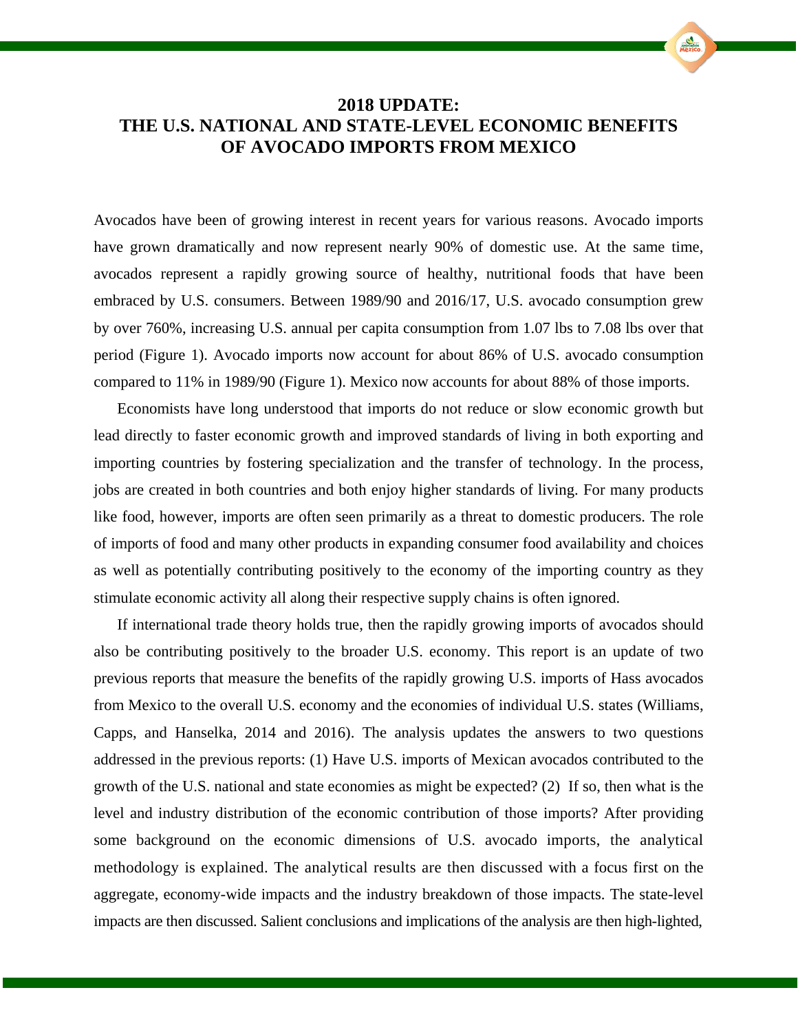# 2018 UPDATE: THE U.S. NATIONAL AND STATE-LEVEL ECONOMIC BENEFITS OF AVOCADO IMPORTS FROM MEXICO

Avocados have been of growing interest in recent years for various reasons. Avocado imports have grown dramatically and now represent nearly 90% of domestic use. At the same time, avocados represent a rapidly growing source of healthy, nutritional foods that have been embraced by U.S. consumers. Between 1989/90 and 2016/17, U.S. avocado consumption grew by over 760%, increasing U.S. annual per capita consumption from 1.07 lbs to 7.08 lbs over that period (Figure 1). Avocado imports now account for about 86% of U.S. avocado consumption compared to 11% in 1989/90 (Figure 1). Mexico now accounts for about 88% of those imports.

Economists have long understood that imports do not reduce or slow economic growth but lead directly to faster economic growth and improved standards of living in both exporting and importing countries by fostering specialization and the transfer of technology. In the process, jobs are created in both countries and both enjoy higher standards of living. For many products like food, however, imports are often seen primarily as a threat to domestic producers. The role of imports of food and many other products in expanding consumer food availability and choices as well as potentially contributing positively to the economy of the importing country as they stimulate economic activity all along their respective supply chains is often ignored.

If international trade theory holds true, then the rapidly growing imports of avocados should also be contributing positively to the broader U.S. economy. This report is an update of two previous reports that measure the benefits of the rapidly growing U.S. imports of Hass avocados from Mexico to the overall U.S. economy and the economies of individual U.S. states (Williams, Capps, and Hanselka, 2014 and 2016). The analysis updates the answers to two questions addressed in the previous reports: (1) Have U.S. imports of Mexican avocados contributed to the growth of the U.S. national and state economies as might be expected? (2) If so, then what is the level and industry distribution of the economic contribution of those imports? After providing some background on the economic dimensions of U.S. avocado imports, the analytical methodology is explained. The analytical results are then discussed with a focus first on the aggregate, economy-wide impacts and the industry breakdown of those impacts. The state-level impacts are then discussed. Salient conclusions and implications of the analysis are then high-lighted,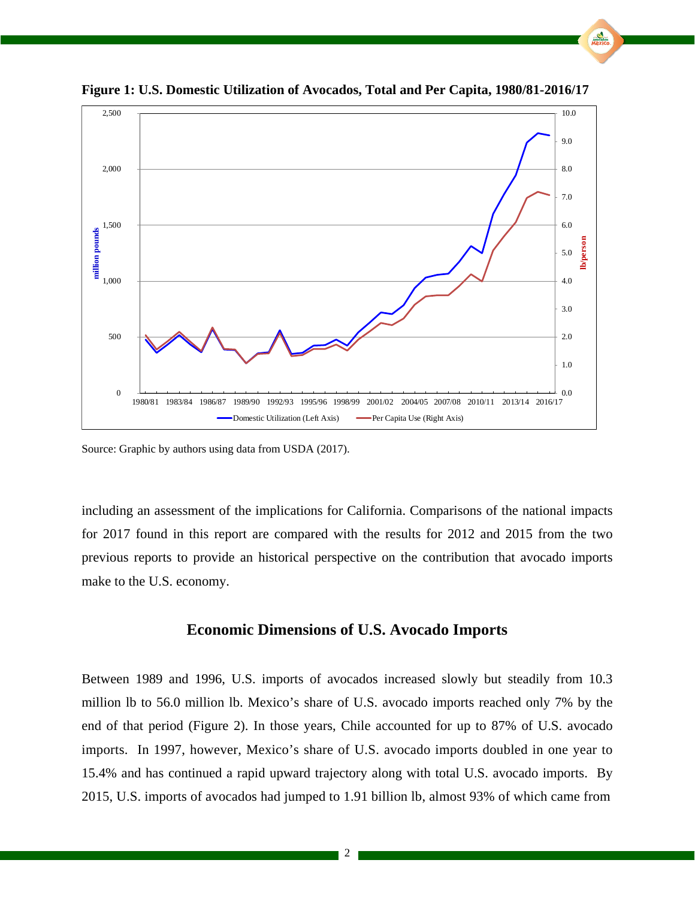**Figure 1: U.S. Domestic Utilization of Avocados, Total and Per Capita, 1980/81-2016/17**

Source: Graphic by authors using data from USDA (2017).

including an assessment of the implications for California. Comparisons of the national impacts for 2017 found in this report are compared with the results for 2012 and 2015 from the two previous reports to provide an historical perspective on the contribution that avocado imports make to the U.S. economy.

## Economic Dimensions of U.S. Avocado Imports

Between 1989 and 1996, U.S. imports of avocados increased slowly but steadily from 10.3 million lb to 56.0 million lb. Mexico's share of U.S. avocado imports reached only 7% by the end of that period (Figure 2). In those years, Chile accounted for up to 87% of U.S. avocado imports. In 1997, however, Mexico's share of U.S. avocado imports doubled in one year to 15.4% and has continued a rapid upward trajectory along with total U.S. avocado imports. By 2015, U.S. imports of avocados had jumped to 1.91 billion lb, almost 93% of which came from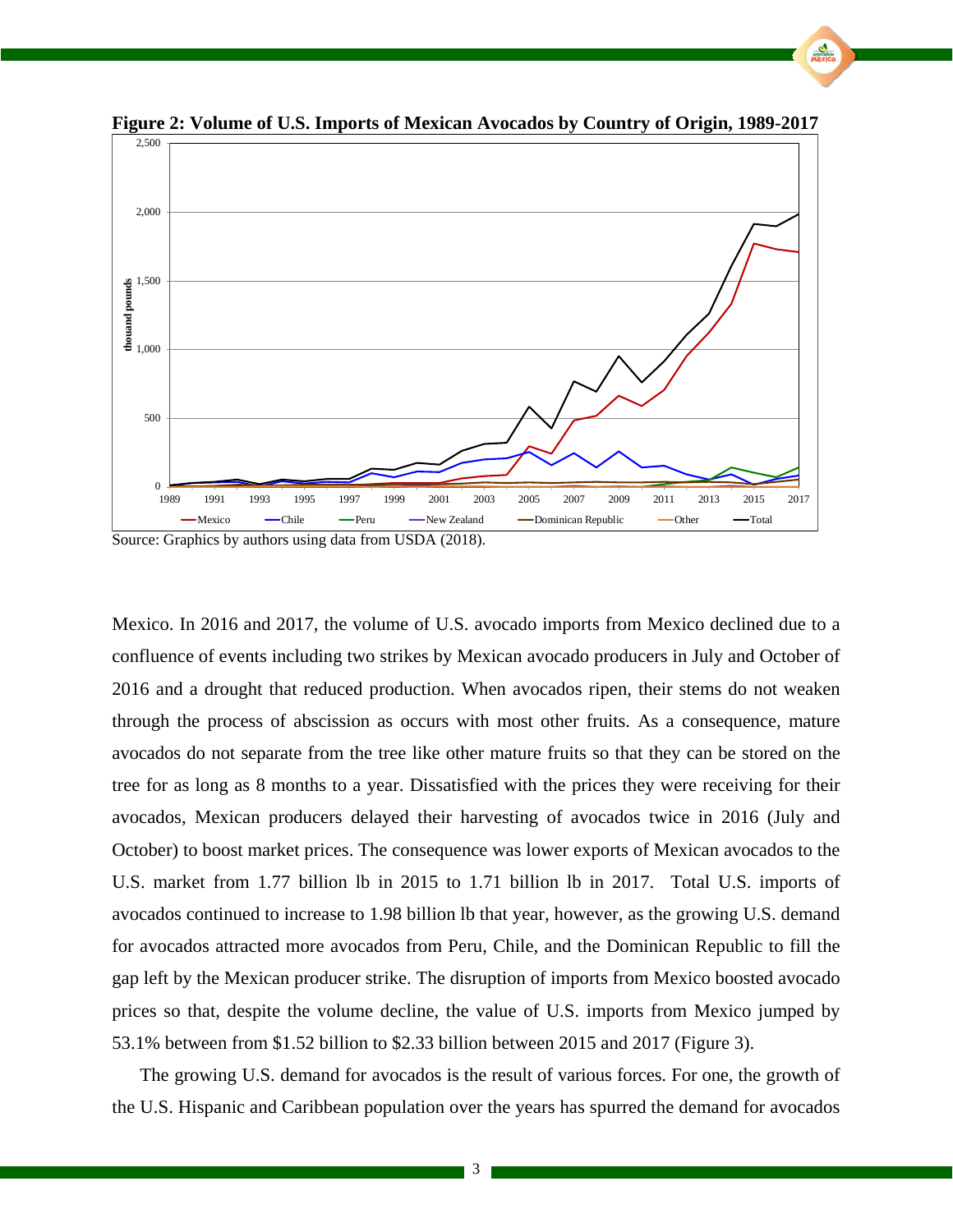**Figure 2: Volume of U.S. Imports of Mexican Avocados by Country of Origin, 1989-2017**

Source: Graphics by authors using data from USDA (2018).

Mexico. In 2016 and 2017, the volume of U.S. avocado imports from Mexico declined due to a confluence of events including two strikes by Mexican avocado producers in July and October of 2016 and a drought that reduced production. When avocados ripen, their stems do not weaken through the process of abscission as occurs with most other fruits. As a consequence, mature avocados do not separate from the tree like other mature fruits so that they can be stored on the tree for as long as 8 months to a year. Dissatisfied with the prices they were receiving for their avocados, Mexican producers delayed their harvesting of avocados twice in 2016 (July and October) to boost market prices. The consequence was lower exports of Mexican avocados to the U.S. market from 1.77 billion lb in 2015 to 1.71 billion lb in 2017. Total U.S. imports of avocados continued to increase to 1.98 billion lb that year, however, as the growing U.S. demand for avocados attracted more avocados from Peru, Chile, and the Dominican Republic to fill the gap left by the Mexican producer strike. The disruption of imports from Mexico boosted avocado prices so that, despite the volume decline, the value of U.S. imports from Mexico jumped by 53.1% between from $1.52 billion to $2.33 billion between 2015 and 2017 (Figure 3).

The growing U.S. demand for avocados is the result of various forces. For one, the growth of the U.S. Hispanic and Caribbean population over the years has spurred the demand for avocados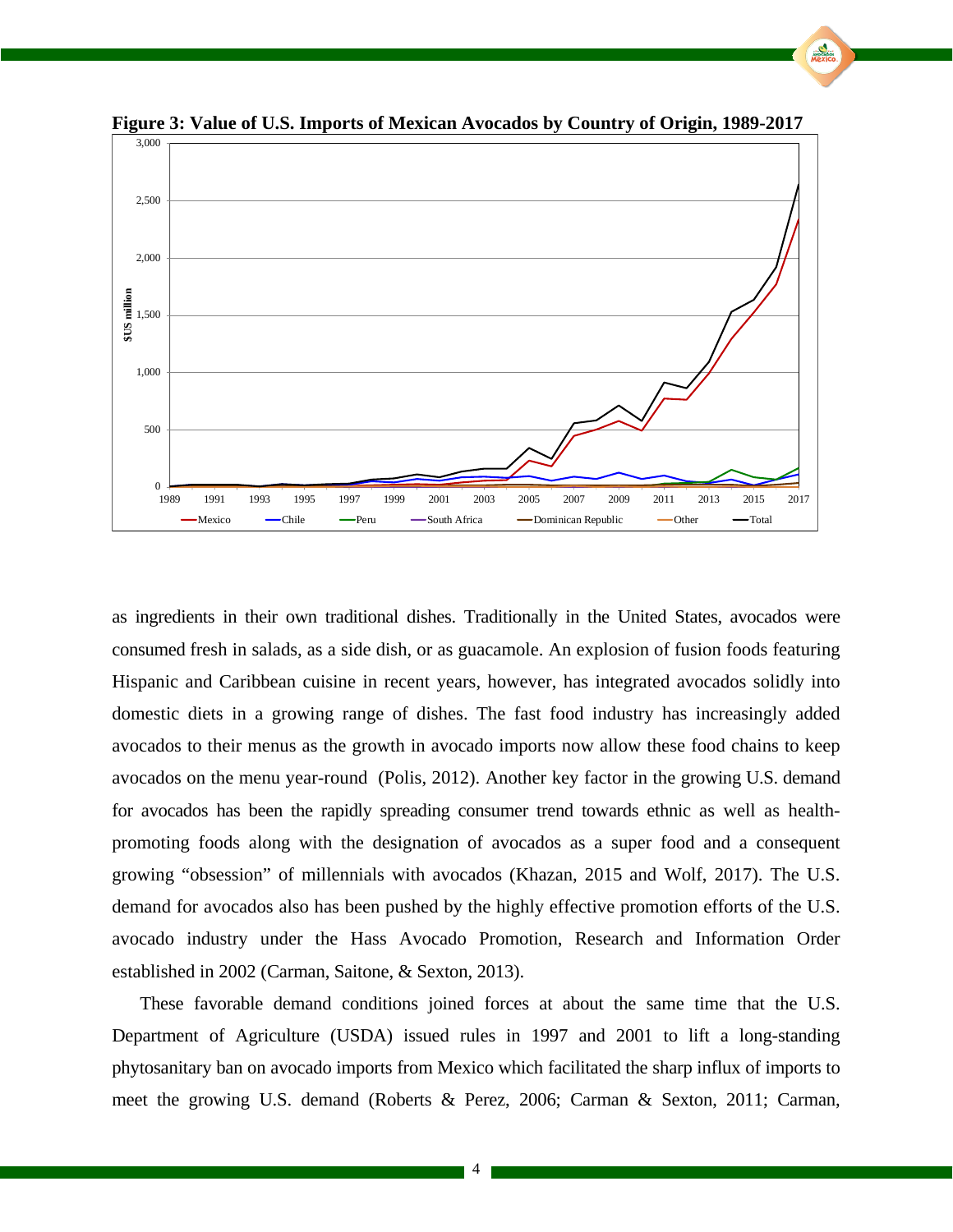**Figure 3: Value of U.S. Imports of Mexican Avocados by Country of Origin, 1989-2017**

as ingredients in their own traditional dishes. Traditionally in the United States, avocados were consumed fresh in salads, as a side dish, or as guacamole. An explosion of fusion foods featuring Hispanic and Caribbean cuisine in recent years, however, has integrated avocados solidly into domestic diets in a growing range of dishes. The fast food industry has increasingly added avocados to their menus as the growth in avocado imports now allow these food chains to keep avocados on the menu year-round (Polis, 2012). Another key factor in the growing U.S. demand for avocados has been the rapidly spreading consumer trend towards ethnic as well as health-promoting foods along with the designation of avocados as a super food and a consequent growing "obsession" of millennials with avocados (Khazan, 2015 and Wolf, 2017). The U.S. demand for avocados also has been pushed by the highly effective promotion efforts of the U.S. avocado industry under the Hass Avocado Promotion, Research and Information Order established in 2002 (Carman, Saitone, & Sexton, 2013).

These favorable demand conditions joined forces at about the same time that the U.S. Department of Agriculture (USDA) issued rules in 1997 and 2001 to lift a long-standing phytosanitary ban on avocado imports from Mexico which facilitated the sharp influx of imports to meet the growing U.S. demand (Roberts & Perez, 2006; Carman & Sexton, 2011; Carman,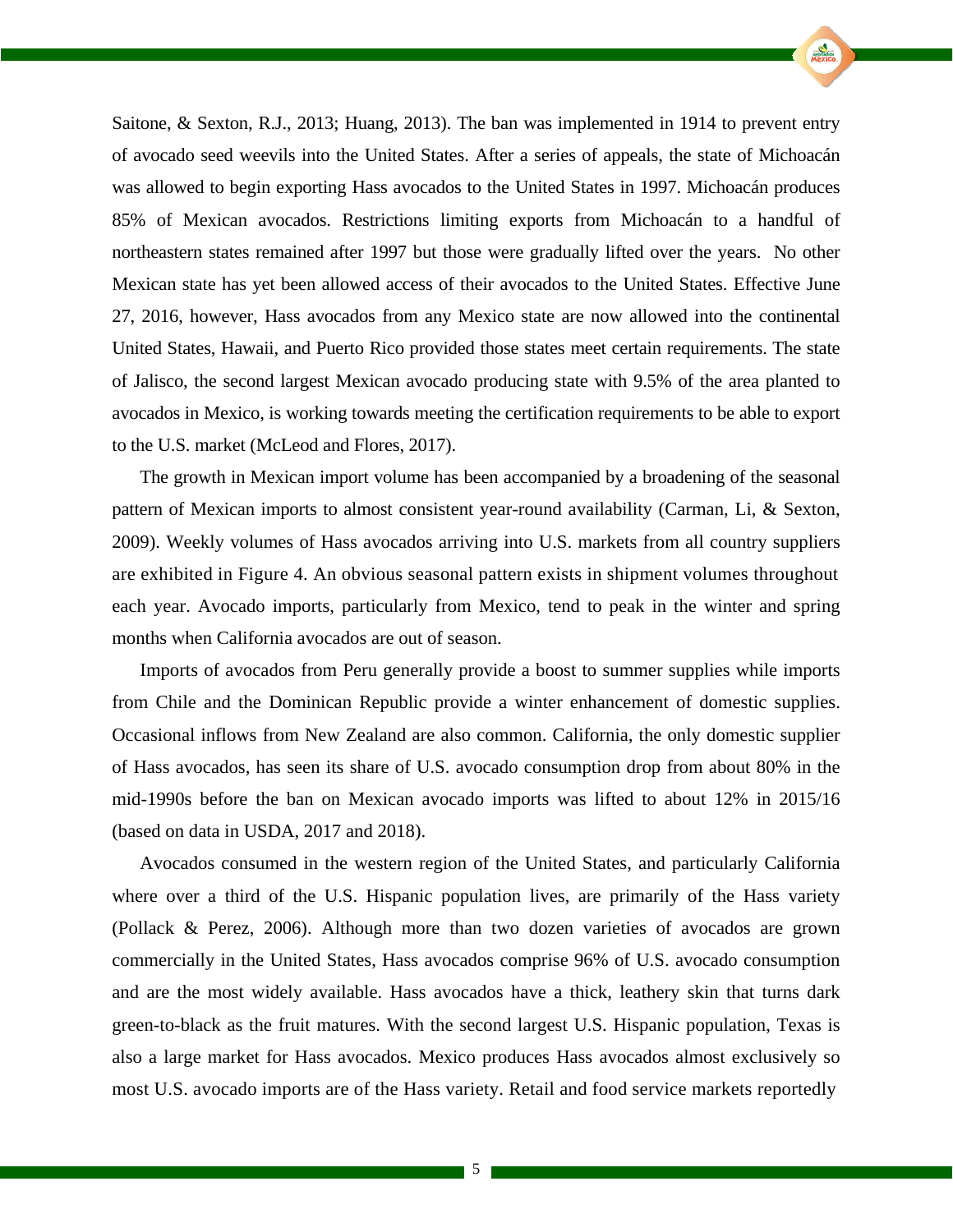Saitone, & Sexton, R.J., 2013; Huang, 2013). The ban was implemented in 1914 to prevent entry of avocado seed weevils into the United States. After a series of appeals, the state of Michoacán was allowed to begin exporting Hass avocados to the United States in 1997. Michoacán produces 85% of Mexican avocados. Restrictions limiting exports from Michoacán to a handful of northeastern states remained after 1997 but those were gradually lifted over the years. No other Mexican state has yet been allowed access of their avocados to the United States. Effective June 27, 2016, however, Hass avocados from any Mexico state are now allowed into the continental United States, Hawaii, and Puerto Rico provided those states meet certain requirements. The state of Jalisco, the second largest Mexican avocado producing state with 9.5% of the area planted to avocados in Mexico, is working towards meeting the certification requirements to be able to export to the U.S. market (McLeod and Flores, 2017).

The growth in Mexican import volume has been accompanied by a broadening of the seasonal pattern of Mexican imports to almost consistent year-round availability (Carman, Li, & Sexton, 2009). Weekly volumes of Hass avocados arriving into U.S. markets from all country suppliers are exhibited in Figure 4. An obvious seasonal pattern exists in shipment volumes throughout each year. Avocado imports, particularly from Mexico, tend to peak in the winter and spring months when California avocados are out of season.

Imports of avocados from Peru generally provide a boost to summer supplies while imports from Chile and the Dominican Republic provide a winter enhancement of domestic supplies. Occasional inflows from New Zealand are also common. California, the only domestic supplier of Hass avocados, has seen its share of U.S. avocado consumption drop from about 80% in the mid-1990s before the ban on Mexican avocado imports was lifted to about 12% in 2015/16 (based on data in USDA, 2017 and 2018).

Avocados consumed in the western region of the United States, and particularly California where over a third of the U.S. Hispanic population lives, are primarily of the Hass variety (Pollack & Perez, 2006). Although more than two dozen varieties of avocados are grown commercially in the United States, Hass avocados comprise 96% of U.S. avocado consumption and are the most widely available. Hass avocados have a thick, leathery skin that turns dark green-to-black as the fruit matures. With the second largest U.S. Hispanic population, Texas is also a large market for Hass avocados. Mexico produces Hass avocados almost exclusively so most U.S. avocado imports are of the Hass variety. Retail and food service markets reportedly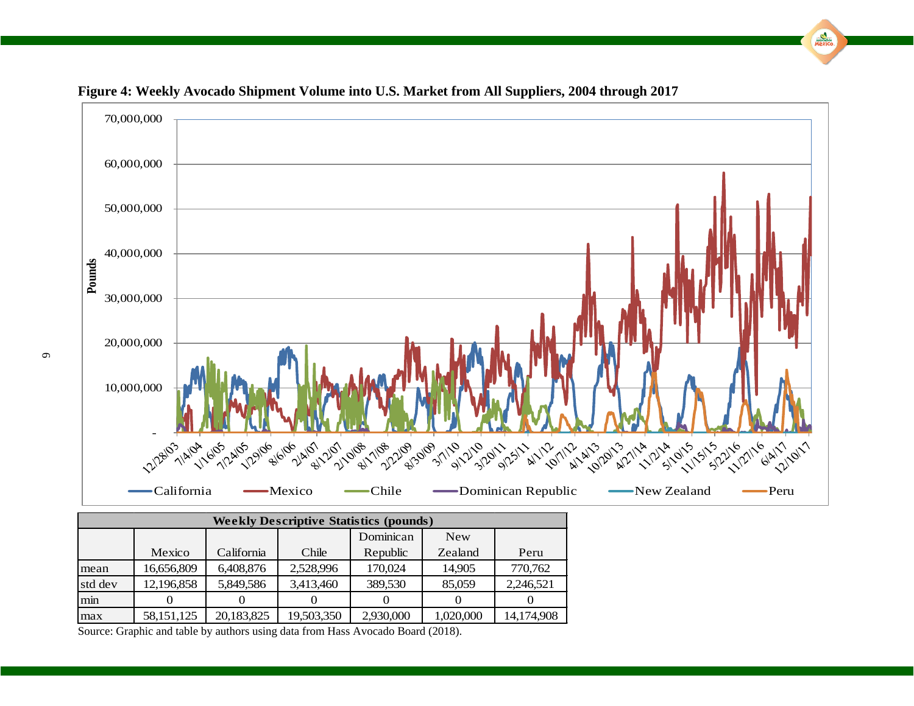**Figure 4: Weekly Avocado Shipment Volume into U.S. Market from All Suppliers, 2004 through 2017**

| Weekly Descriptive Statistics (pounds) | | | | | | |
|---|---|---|---|---|---|---|
| | Mexico | California | Chile | Dominican Republic | New Zealand | Peru |
| mean | 16,656,809 | 6,408,876 | 2,528,996 | 170,024 | 14,905 | 770,762 |
| std dev | 12,196,858 | 5,849,586 | 3,413,460 | 389,530 | 85,059 | 2,246,521 |
| min | 0 | 0 | 0 | 0 | 0 | 0 |
| max | 58,151,125 | 20,183,825 | 19,503,350 | 2,930,000 | 1,020,000 | 14,174,908 |

Source: Graphic and table by authors using data from Hass Avocado Board (2018).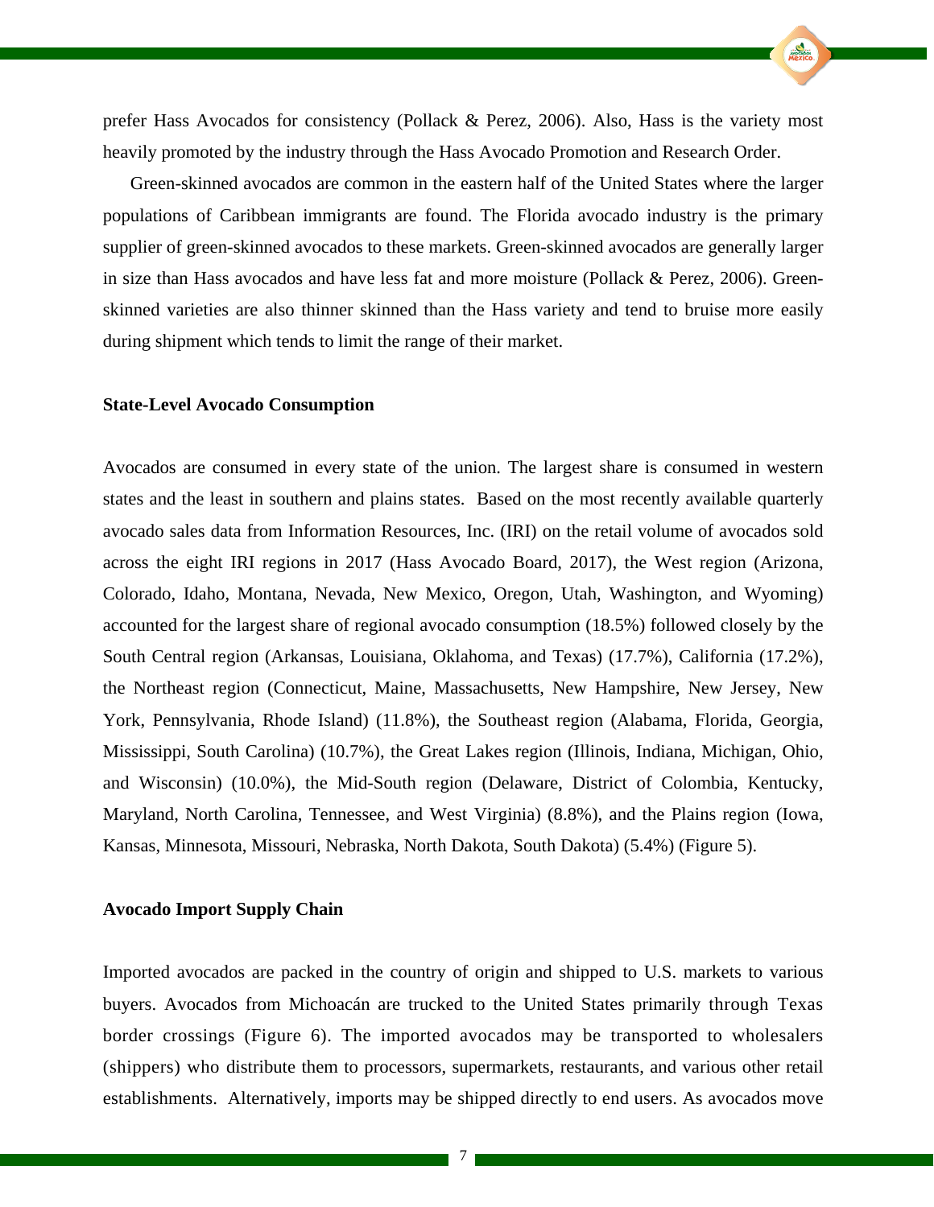prefer Hass Avocados for consistency (Pollack & Perez, 2006). Also, Hass is the variety most heavily promoted by the industry through the Hass Avocado Promotion and Research Order.

Green-skinned avocados are common in the eastern half of the United States where the larger populations of Caribbean immigrants are found. The Florida avocado industry is the primary supplier of green-skinned avocados to these markets. Green-skinned avocados are generally larger in size than Hass avocados and have less fat and more moisture (Pollack & Perez, 2006). Green-skinned varieties are also thinner skinned than the Hass variety and tend to bruise more easily during shipment which tends to limit the range of their market.

**State-Level Avocado Consumption**

Avocados are consumed in every state of the union. The largest share is consumed in western states and the least in southern and plains states. Based on the most recently available quarterly avocado sales data from Information Resources, Inc. (IRI) on the retail volume of avocados sold across the eight IRI regions in 2017 (Hass Avocado Board, 2017), the West region (Arizona, Colorado, Idaho, Montana, Nevada, New Mexico, Oregon, Utah, Washington, and Wyoming) accounted for the largest share of regional avocado consumption (18.5%) followed closely by the South Central region (Arkansas, Louisiana, Oklahoma, and Texas) (17.7%), California (17.2%), the Northeast region (Connecticut, Maine, Massachusetts, New Hampshire, New Jersey, New York, Pennsylvania, Rhode Island) (11.8%), the Southeast region (Alabama, Florida, Georgia, Mississippi, South Carolina) (10.7%), the Great Lakes region (Illinois, Indiana, Michigan, Ohio, and Wisconsin) (10.0%), the Mid-South region (Delaware, District of Colombia, Kentucky, Maryland, North Carolina, Tennessee, and West Virginia) (8.8%), and the Plains region (Iowa, Kansas, Minnesota, Missouri, Nebraska, North Dakota, South Dakota) (5.4%) (Figure 5).

**Avocado Import Supply Chain**

Imported avocados are packed in the country of origin and shipped to U.S. markets to various buyers. Avocados from Michoacán are trucked to the United States primarily through Texas border crossings (Figure 6). The imported avocados may be transported to wholesalers (shippers) who distribute them to processors, supermarkets, restaurants, and various other retail establishments. Alternatively, imports may be shipped directly to end users. As avocados move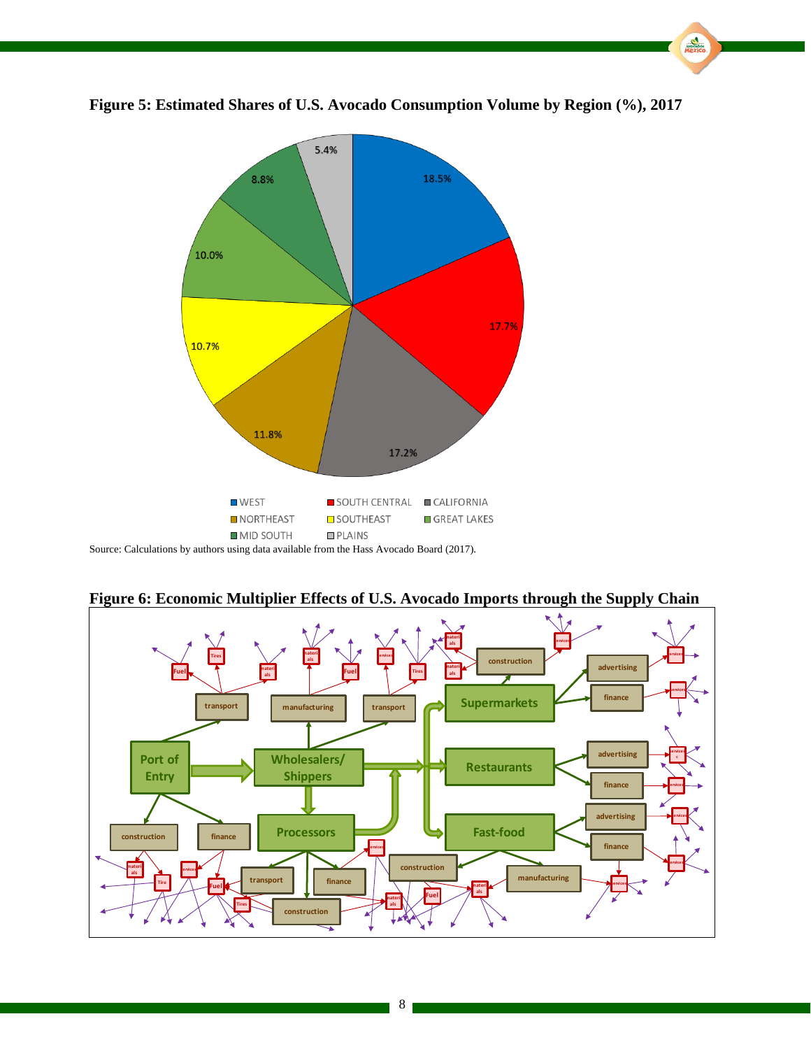**Figure 5: Estimated Shares of U.S. Avocado Consumption Volume by Region (%), 2017**

| Region | Share (%) |
|---|---|
| WEST | 18.5% |
| SOUTH CENTRAL | 17.7% |
| CALIFORNIA | 17.2% |
| NORTHEAST | 11.8% |
| SOUTHEAST | 10.7% |
| GREAT LAKES | 10.0% |
| MID SOUTH | 8.8% |
| PLAINS | 5.4% |

Source: Calculations by authors using data available from the Hass Avocado Board (2017).

**Figure 6: Economic Multiplier Effects of U.S. Avocado Imports through the Supply Chain**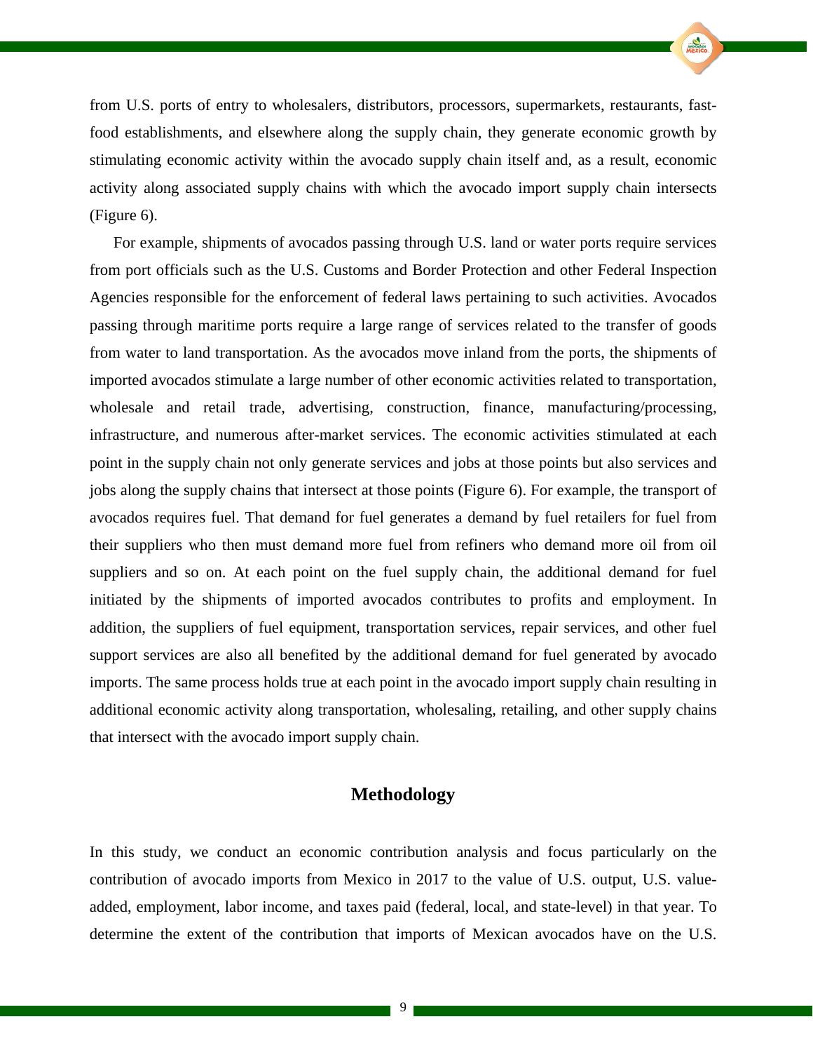from U.S. ports of entry to wholesalers, distributors, processors, supermarkets, restaurants, fast-food establishments, and elsewhere along the supply chain, they generate economic growth by stimulating economic activity within the avocado supply chain itself and, as a result, economic activity along associated supply chains with which the avocado import supply chain intersects (Figure 6).

For example, shipments of avocados passing through U.S. land or water ports require services from port officials such as the U.S. Customs and Border Protection and other Federal Inspection Agencies responsible for the enforcement of federal laws pertaining to such activities. Avocados passing through maritime ports require a large range of services related to the transfer of goods from water to land transportation. As the avocados move inland from the ports, the shipments of imported avocados stimulate a large number of other economic activities related to transportation, wholesale and retail trade, advertising, construction, finance, manufacturing/processing, infrastructure, and numerous after-market services. The economic activities stimulated at each point in the supply chain not only generate services and jobs at those points but also services and jobs along the supply chains that intersect at those points (Figure 6). For example, the transport of avocados requires fuel. That demand for fuel generates a demand by fuel retailers for fuel from their suppliers who then must demand more fuel from refiners who demand more oil from oil suppliers and so on. At each point on the fuel supply chain, the additional demand for fuel initiated by the shipments of imported avocados contributes to profits and employment. In addition, the suppliers of fuel equipment, transportation services, repair services, and other fuel support services are also all benefited by the additional demand for fuel generated by avocado imports. The same process holds true at each point in the avocado import supply chain resulting in additional economic activity along transportation, wholesaling, retailing, and other supply chains that intersect with the avocado import supply chain.

## Methodology

In this study, we conduct an economic contribution analysis and focus particularly on the contribution of avocado imports from Mexico in 2017 to the value of U.S. output, U.S. value-added, employment, labor income, and taxes paid (federal, local, and state-level) in that year. To determine the extent of the contribution that imports of Mexican avocados have on the U.S.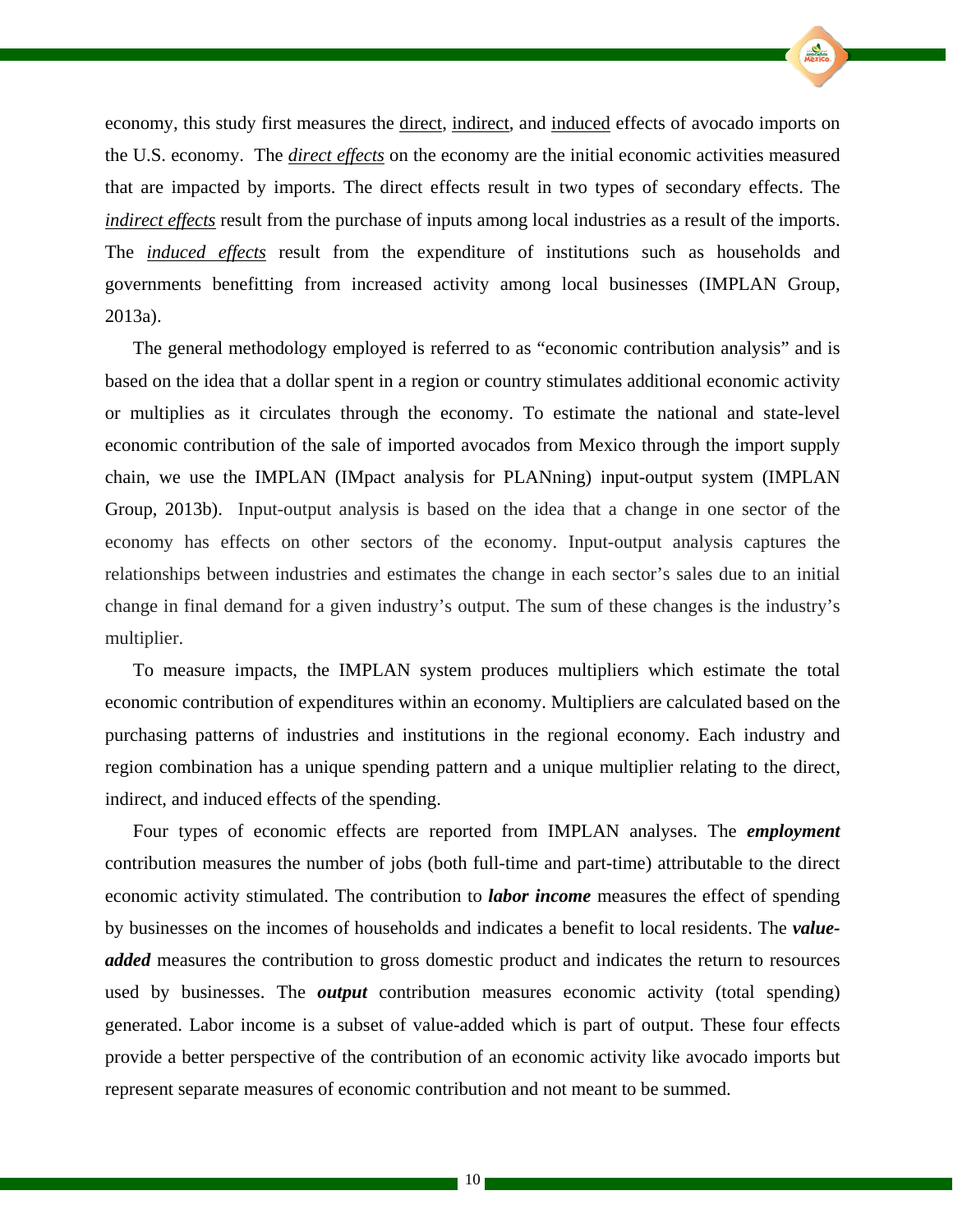economy, this study first measures the <u>direct</u>, <u>indirect</u>, and <u>induced</u> effects of avocado imports on the U.S. economy. The <u>***direct effects***</u> on the economy are the initial economic activities measured that are impacted by imports. The direct effects result in two types of secondary effects. The <u>*indirect effects*</u> result from the purchase of inputs among local industries as a result of the imports. The <u>*induced effects*</u> result from the expenditure of institutions such as households and governments benefitting from increased activity among local businesses (IMPLAN Group, 2013a).

The general methodology employed is referred to as "economic contribution analysis" and is based on the idea that a dollar spent in a region or country stimulates additional economic activity or multiplies as it circulates through the economy. To estimate the national and state-level economic contribution of the sale of imported avocados from Mexico through the import supply chain, we use the IMPLAN (IMpact analysis for PLANning) input-output system (IMPLAN Group, 2013b). Input-output analysis is based on the idea that a change in one sector of the economy has effects on other sectors of the economy. Input-output analysis captures the relationships between industries and estimates the change in each sector's sales due to an initial change in final demand for a given industry's output. The sum of these changes is the industry's multiplier.

To measure impacts, the IMPLAN system produces multipliers which estimate the total economic contribution of expenditures within an economy. Multipliers are calculated based on the purchasing patterns of industries and institutions in the regional economy. Each industry and region combination has a unique spending pattern and a unique multiplier relating to the direct, indirect, and induced effects of the spending.

Four types of economic effects are reported from IMPLAN analyses. The ***employment*** contribution measures the number of jobs (both full-time and part-time) attributable to the direct economic activity stimulated. The contribution to ***labor income*** measures the effect of spending by businesses on the incomes of households and indicates a benefit to local residents. The ***value-added*** measures the contribution to gross domestic product and indicates the return to resources used by businesses. The ***output*** contribution measures economic activity (total spending) generated. Labor income is a subset of value-added which is part of output. These four effects provide a better perspective of the contribution of an economic activity like avocado imports but represent separate measures of economic contribution and not meant to be summed.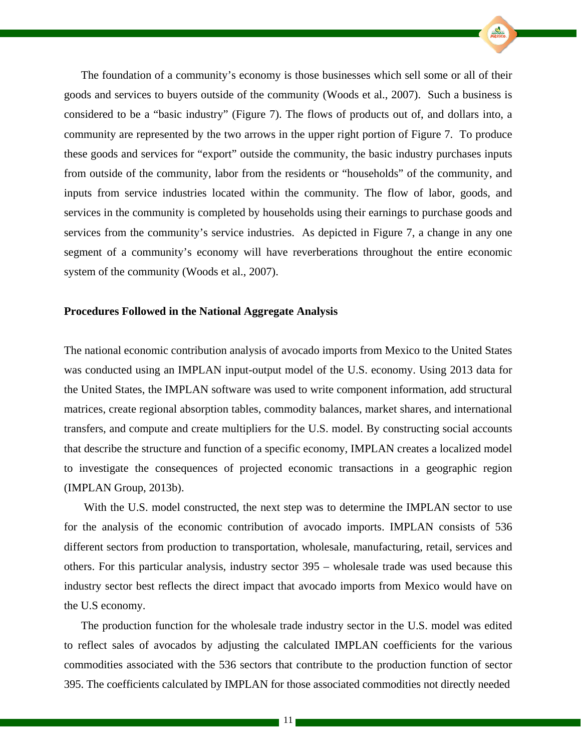The foundation of a community's economy is those businesses which sell some or all of their goods and services to buyers outside of the community (Woods et al., 2007). Such a business is considered to be a "basic industry" (Figure 7). The flows of products out of, and dollars into, a community are represented by the two arrows in the upper right portion of Figure 7. To produce these goods and services for "export" outside the community, the basic industry purchases inputs from outside of the community, labor from the residents or "households" of the community, and inputs from service industries located within the community. The flow of labor, goods, and services in the community is completed by households using their earnings to purchase goods and services from the community's service industries. As depicted in Figure 7, a change in any one segment of a community's economy will have reverberations throughout the entire economic system of the community (Woods et al., 2007).

**Procedures Followed in the National Aggregate Analysis**

The national economic contribution analysis of avocado imports from Mexico to the United States was conducted using an IMPLAN input-output model of the U.S. economy. Using 2013 data for the United States, the IMPLAN software was used to write component information, add structural matrices, create regional absorption tables, commodity balances, market shares, and international transfers, and compute and create multipliers for the U.S. model. By constructing social accounts that describe the structure and function of a specific economy, IMPLAN creates a localized model to investigate the consequences of projected economic transactions in a geographic region (IMPLAN Group, 2013b).

With the U.S. model constructed, the next step was to determine the IMPLAN sector to use for the analysis of the economic contribution of avocado imports. IMPLAN consists of 536 different sectors from production to transportation, wholesale, manufacturing, retail, services and others. For this particular analysis, industry sector 395 – wholesale trade was used because this industry sector best reflects the direct impact that avocado imports from Mexico would have on the U.S economy.

The production function for the wholesale trade industry sector in the U.S. model was edited to reflect sales of avocados by adjusting the calculated IMPLAN coefficients for the various commodities associated with the 536 sectors that contribute to the production function of sector 395. The coefficients calculated by IMPLAN for those associated commodities not directly needed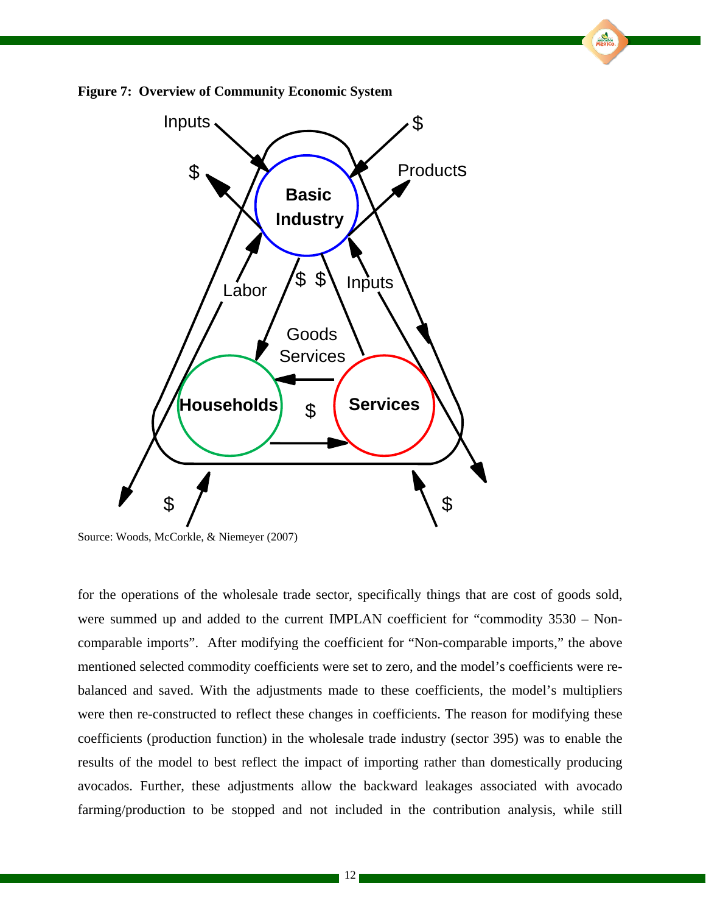**Figure 7: Overview of Community Economic System**

Source: Woods, McCorkle, & Niemeyer (2007)

for the operations of the wholesale trade sector, specifically things that are cost of goods sold, were summed up and added to the current IMPLAN coefficient for "commodity 3530 – Non-comparable imports". After modifying the coefficient for "Non-comparable imports," the above mentioned selected commodity coefficients were set to zero, and the model's coefficients were re-balanced and saved. With the adjustments made to these coefficients, the model's multipliers were then re-constructed to reflect these changes in coefficients. The reason for modifying these coefficients (production function) in the wholesale trade industry (sector 395) was to enable the results of the model to best reflect the impact of importing rather than domestically producing avocados. Further, these adjustments allow the backward leakages associated with avocado farming/production to be stopped and not included in the contribution analysis, while still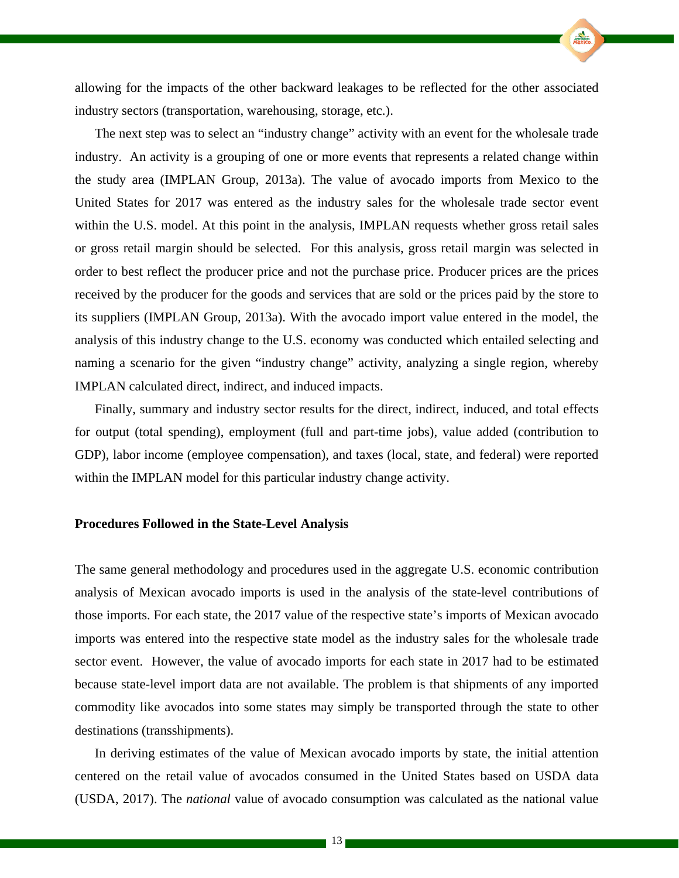allowing for the impacts of the other backward leakages to be reflected for the other associated industry sectors (transportation, warehousing, storage, etc.).

The next step was to select an "industry change" activity with an event for the wholesale trade industry. An activity is a grouping of one or more events that represents a related change within the study area (IMPLAN Group, 2013a). The value of avocado imports from Mexico to the United States for 2017 was entered as the industry sales for the wholesale trade sector event within the U.S. model. At this point in the analysis, IMPLAN requests whether gross retail sales or gross retail margin should be selected. For this analysis, gross retail margin was selected in order to best reflect the producer price and not the purchase price. Producer prices are the prices received by the producer for the goods and services that are sold or the prices paid by the store to its suppliers (IMPLAN Group, 2013a). With the avocado import value entered in the model, the analysis of this industry change to the U.S. economy was conducted which entailed selecting and naming a scenario for the given "industry change" activity, analyzing a single region, whereby IMPLAN calculated direct, indirect, and induced impacts.

Finally, summary and industry sector results for the direct, indirect, induced, and total effects for output (total spending), employment (full and part-time jobs), value added (contribution to GDP), labor income (employee compensation), and taxes (local, state, and federal) were reported within the IMPLAN model for this particular industry change activity.

**Procedures Followed in the State-Level Analysis**

The same general methodology and procedures used in the aggregate U.S. economic contribution analysis of Mexican avocado imports is used in the analysis of the state-level contributions of those imports. For each state, the 2017 value of the respective state's imports of Mexican avocado imports was entered into the respective state model as the industry sales for the wholesale trade sector event. However, the value of avocado imports for each state in 2017 had to be estimated because state-level import data are not available. The problem is that shipments of any imported commodity like avocados into some states may simply be transported through the state to other destinations (transshipments).

In deriving estimates of the value of Mexican avocado imports by state, the initial attention centered on the retail value of avocados consumed in the United States based on USDA data (USDA, 2017). The *national* value of avocado consumption was calculated as the national value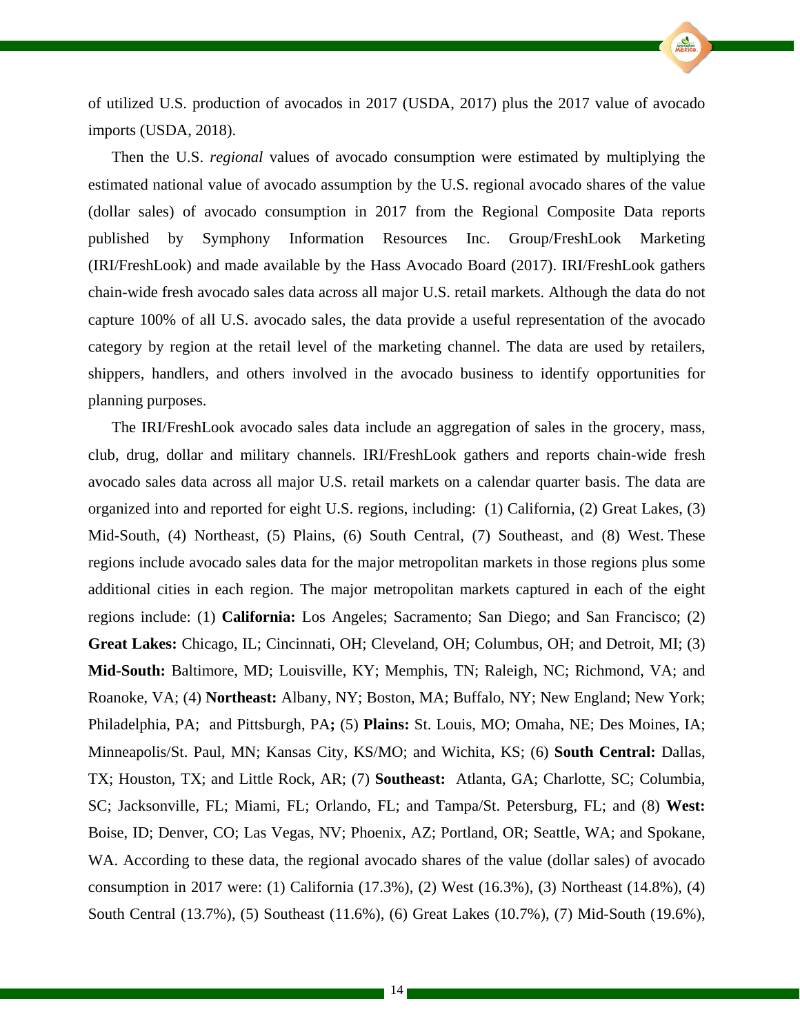of utilized U.S. production of avocados in 2017 (USDA, 2017) plus the 2017 value of avocado imports (USDA, 2018).

Then the U.S. *regional* values of avocado consumption were estimated by multiplying the estimated national value of avocado assumption by the U.S. regional avocado shares of the value (dollar sales) of avocado consumption in 2017 from the Regional Composite Data reports published by Symphony Information Resources Inc. Group/FreshLook Marketing (IRI/FreshLook) and made available by the Hass Avocado Board (2017). IRI/FreshLook gathers chain-wide fresh avocado sales data across all major U.S. retail markets. Although the data do not capture 100% of all U.S. avocado sales, the data provide a useful representation of the avocado category by region at the retail level of the marketing channel. The data are used by retailers, shippers, handlers, and others involved in the avocado business to identify opportunities for planning purposes.

The IRI/FreshLook avocado sales data include an aggregation of sales in the grocery, mass, club, drug, dollar and military channels. IRI/FreshLook gathers and reports chain-wide fresh avocado sales data across all major U.S. retail markets on a calendar quarter basis. The data are organized into and reported for eight U.S. regions, including: (1) California, (2) Great Lakes, (3) Mid-South, (4) Northeast, (5) Plains, (6) South Central, (7) Southeast, and (8) West. These regions include avocado sales data for the major metropolitan markets in those regions plus some additional cities in each region. The major metropolitan markets captured in each of the eight regions include: (1) **California:** Los Angeles; Sacramento; San Diego; and San Francisco; (2) **Great Lakes:** Chicago, IL; Cincinnati, OH; Cleveland, OH; Columbus, OH; and Detroit, MI; (3) **Mid-South:** Baltimore, MD; Louisville, KY; Memphis, TN; Raleigh, NC; Richmond, VA; and Roanoke, VA; (4) **Northeast:** Albany, NY; Boston, MA; Buffalo, NY; New England; New York; Philadelphia, PA; and Pittsburgh, PA**;** (5) **Plains:** St. Louis, MO; Omaha, NE; Des Moines, IA; Minneapolis/St. Paul, MN; Kansas City, KS/MO; and Wichita, KS; (6) **South Central:** Dallas, TX; Houston, TX; and Little Rock, AR; (7) **Southeast:** Atlanta, GA; Charlotte, SC; Columbia, SC; Jacksonville, FL; Miami, FL; Orlando, FL; and Tampa/St. Petersburg, FL; and (8) **West:** Boise, ID; Denver, CO; Las Vegas, NV; Phoenix, AZ; Portland, OR; Seattle, WA; and Spokane, WA. According to these data, the regional avocado shares of the value (dollar sales) of avocado consumption in 2017 were: (1) California (17.3%), (2) West (16.3%), (3) Northeast (14.8%), (4) South Central (13.7%), (5) Southeast (11.6%), (6) Great Lakes (10.7%), (7) Mid-South (19.6%),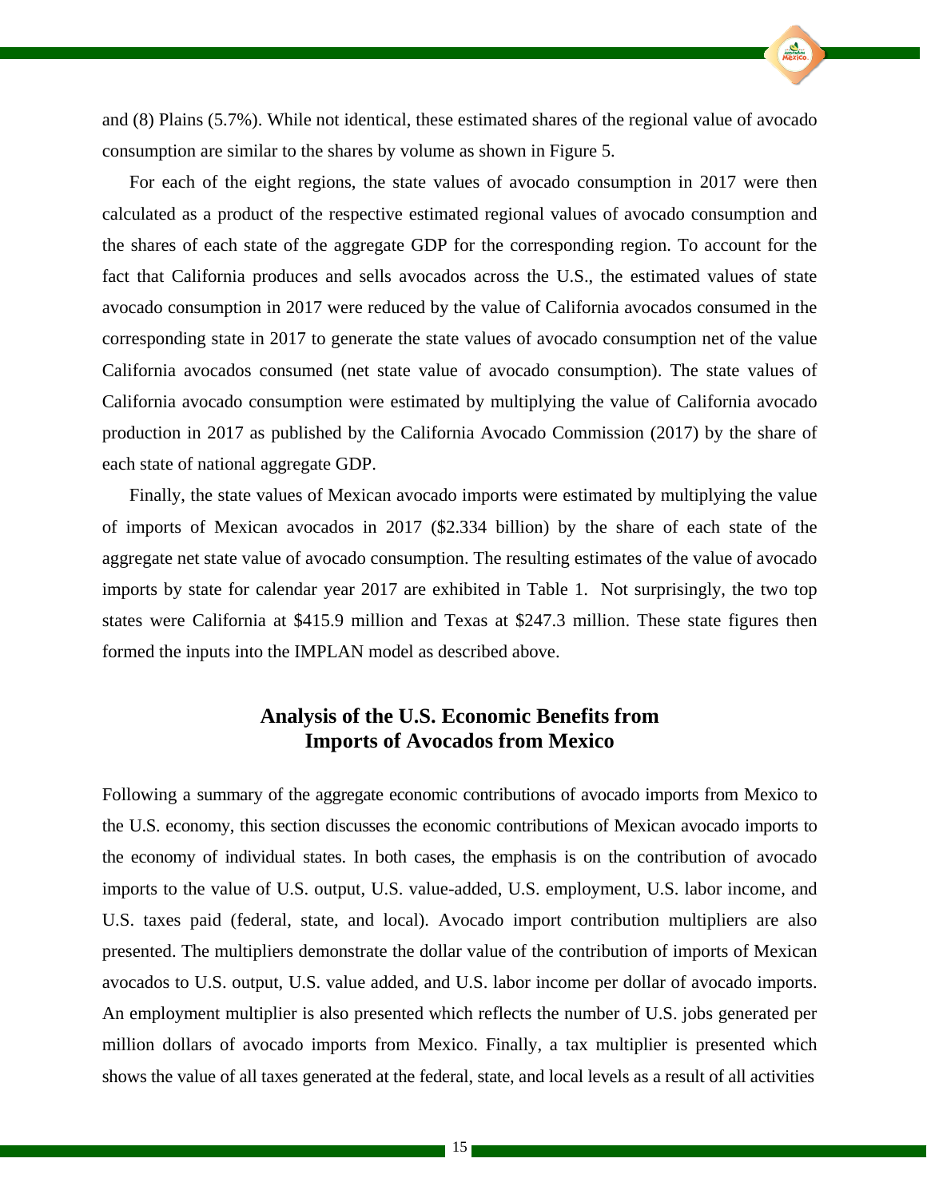and (8) Plains (5.7%). While not identical, these estimated shares of the regional value of avocado consumption are similar to the shares by volume as shown in Figure 5.

For each of the eight regions, the state values of avocado consumption in 2017 were then calculated as a product of the respective estimated regional values of avocado consumption and the shares of each state of the aggregate GDP for the corresponding region. To account for the fact that California produces and sells avocados across the U.S., the estimated values of state avocado consumption in 2017 were reduced by the value of California avocados consumed in the corresponding state in 2017 to generate the state values of avocado consumption net of the value California avocados consumed (net state value of avocado consumption). The state values of California avocado consumption were estimated by multiplying the value of California avocado production in 2017 as published by the California Avocado Commission (2017) by the share of each state of national aggregate GDP.

Finally, the state values of Mexican avocado imports were estimated by multiplying the value of imports of Mexican avocados in 2017 ($2.334 billion) by the share of each state of the aggregate net state value of avocado consumption. The resulting estimates of the value of avocado imports by state for calendar year 2017 are exhibited in Table 1. Not surprisingly, the two top states were California at $415.9 million and Texas at $247.3 million. These state figures then formed the inputs into the IMPLAN model as described above.

## Analysis of the U.S. Economic Benefits from Imports of Avocados from Mexico

Following a summary of the aggregate economic contributions of avocado imports from Mexico to the U.S. economy, this section discusses the economic contributions of Mexican avocado imports to the economy of individual states. In both cases, the emphasis is on the contribution of avocado imports to the value of U.S. output, U.S. value-added, U.S. employment, U.S. labor income, and U.S. taxes paid (federal, state, and local). Avocado import contribution multipliers are also presented. The multipliers demonstrate the dollar value of the contribution of imports of Mexican avocados to U.S. output, U.S. value added, and U.S. labor income per dollar of avocado imports. An employment multiplier is also presented which reflects the number of U.S. jobs generated per million dollars of avocado imports from Mexico. Finally, a tax multiplier is presented which shows the value of all taxes generated at the federal, state, and local levels as a result of all activities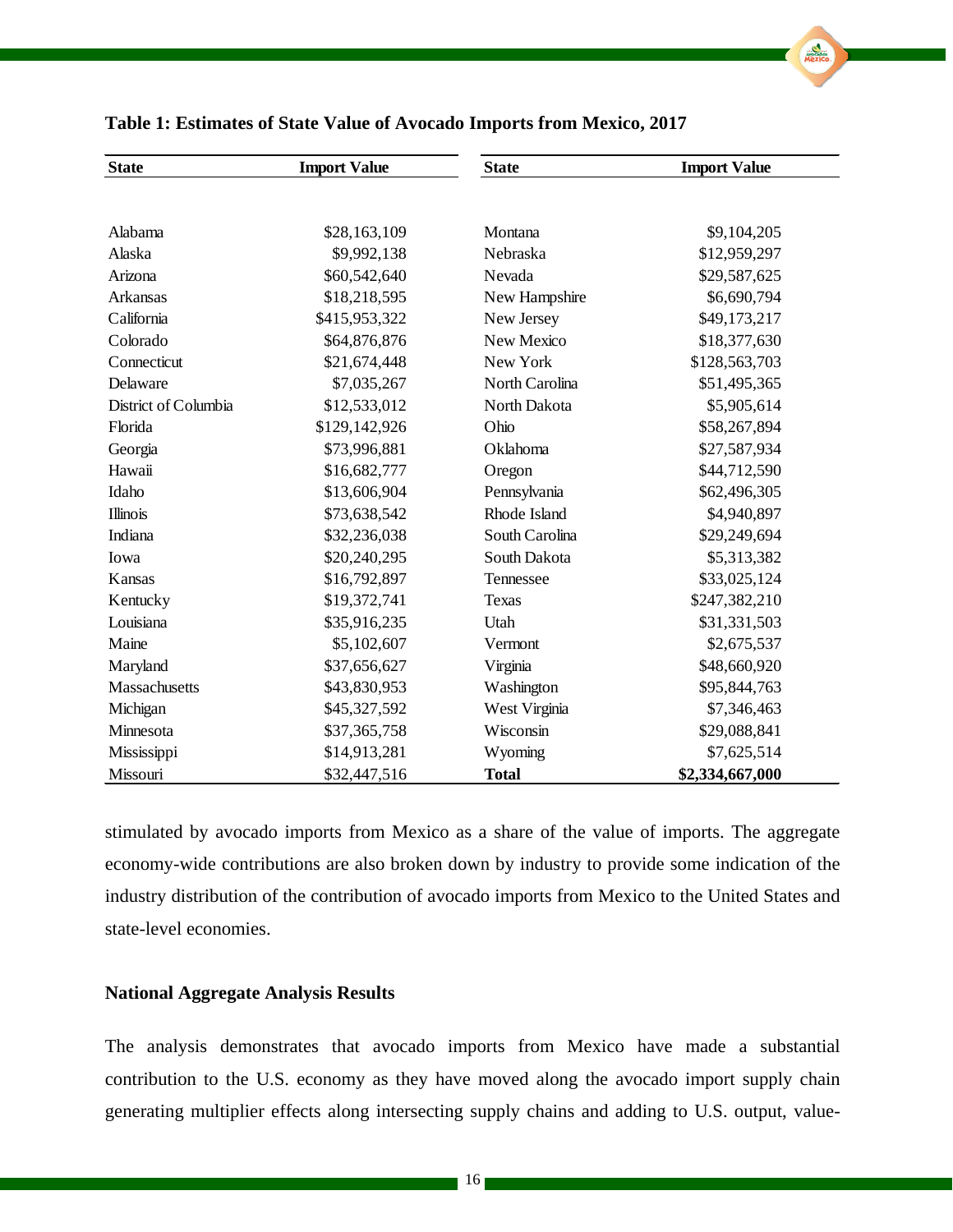**Table 1: Estimates of State Value of Avocado Imports from Mexico, 2017**

| State | Import Value | State | Import Value |
|---|---|---|---|
| Alabama | $28,163,109 | Montana | $9,104,205 |
| Alaska | $9,992,138 | Nebraska | $12,959,297 |
| Arizona | $60,542,640 | Nevada | $29,587,625 |
| Arkansas | $18,218,595 | New Hampshire | $6,690,794 |
| California | $415,953,322 | New Jersey | $49,173,217 |
| Colorado | $64,876,876 | New Mexico | $18,377,630 |
| Connecticut | $21,674,448 | New York | $128,563,703 |
| Delaware | $7,035,267 | North Carolina | $51,495,365 |
| District of Columbia | $12,533,012 | North Dakota | $5,905,614 |
| Florida | $129,142,926 | Ohio | $58,267,894 |
| Georgia | $73,996,881 | Oklahoma | $27,587,934 |
| Hawaii | $16,682,777 | Oregon | $44,712,590 |
| Idaho | $13,606,904 | Pennsylvania | $62,496,305 |
| Illinois | $73,638,542 | Rhode Island | $4,940,897 |
| Indiana | $32,236,038 | South Carolina | $29,249,694 |
| Iowa | $20,240,295 | South Dakota | $5,313,382 |
| Kansas | $16,792,897 | Tennessee | $33,025,124 |
| Kentucky | $19,372,741 | Texas | $247,382,210 |
| Louisiana | $35,916,235 | Utah | $31,331,503 |
| Maine | $5,102,607 | Vermont | $2,675,537 |
| Maryland | $37,656,627 | Virginia | $48,660,920 |
| Massachusetts | $43,830,953 | Washington | $95,844,763 |
| Michigan | $45,327,592 | West Virginia | $7,346,463 |
| Minnesota | $37,365,758 | Wisconsin | $29,088,841 |
| Mississippi | $14,913,281 | Wyoming | $7,625,514 |
| Missouri | $32,447,516 | **Total** | **$2,334,667,000** |

stimulated by avocado imports from Mexico as a share of the value of imports. The aggregate economy-wide contributions are also broken down by industry to provide some indication of the industry distribution of the contribution of avocado imports from Mexico to the United States and state-level economies.

### National Aggregate Analysis Results

The analysis demonstrates that avocado imports from Mexico have made a substantial contribution to the U.S. economy as they have moved along the avocado import supply chain generating multiplier effects along intersecting supply chains and adding to U.S. output, value-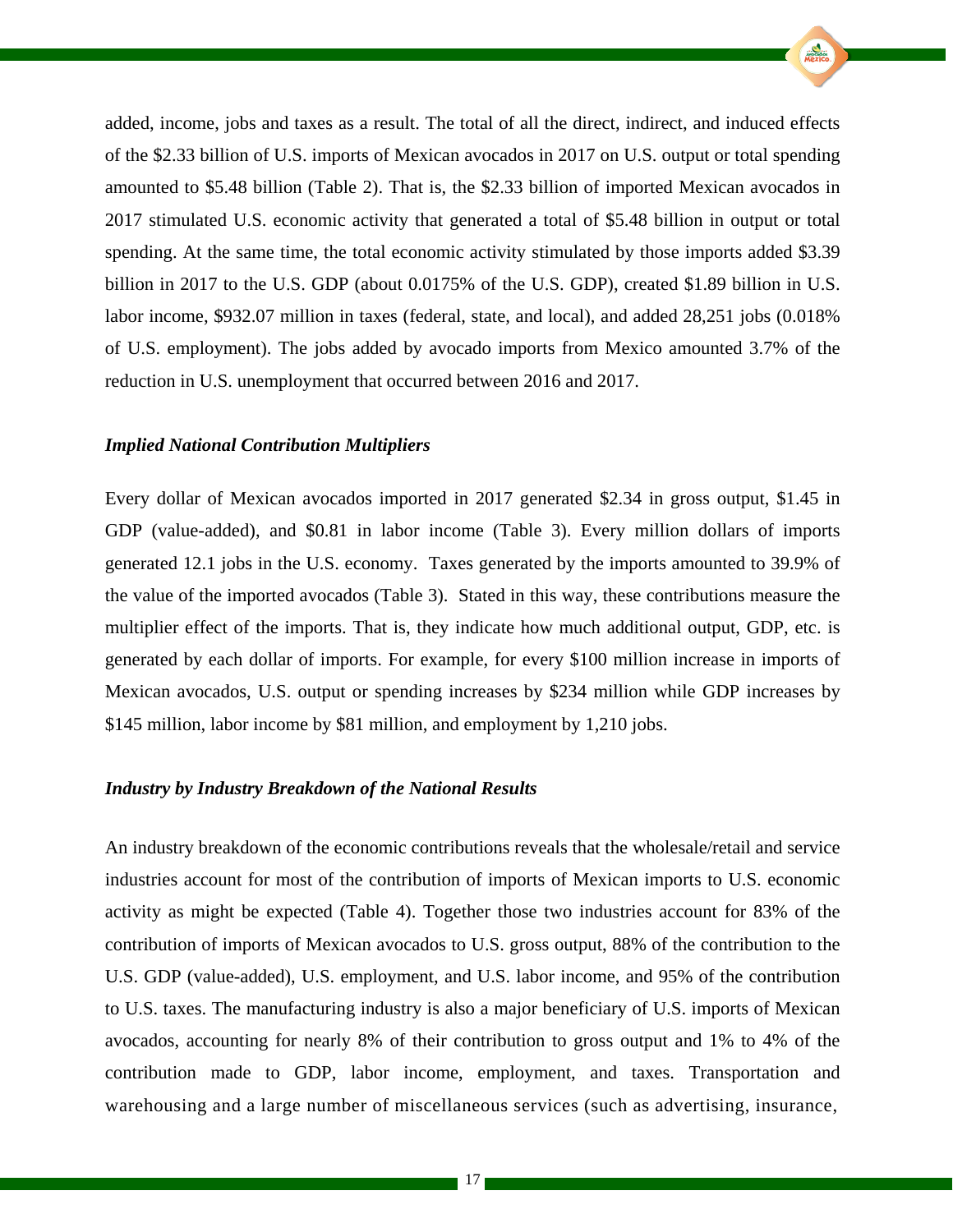added, income, jobs and taxes as a result. The total of all the direct, indirect, and induced effects of the $2.33 billion of U.S. imports of Mexican avocados in 2017 on U.S. output or total spending amounted to $5.48 billion (Table 2). That is, the $2.33 billion of imported Mexican avocados in 2017 stimulated U.S. economic activity that generated a total of $5.48 billion in output or total spending. At the same time, the total economic activity stimulated by those imports added $3.39 billion in 2017 to the U.S. GDP (about 0.0175% of the U.S. GDP), created $1.89 billion in U.S. labor income, $932.07 million in taxes (federal, state, and local), and added 28,251 jobs (0.018% of U.S. employment). The jobs added by avocado imports from Mexico amounted 3.7% of the reduction in U.S. unemployment that occurred between 2016 and 2017.

### *Implied National Contribution Multipliers*

Every dollar of Mexican avocados imported in 2017 generated $2.34 in gross output, $1.45 in GDP (value-added), and $0.81 in labor income (Table 3). Every million dollars of imports generated 12.1 jobs in the U.S. economy. Taxes generated by the imports amounted to 39.9% of the value of the imported avocados (Table 3). Stated in this way, these contributions measure the multiplier effect of the imports. That is, they indicate how much additional output, GDP, etc. is generated by each dollar of imports. For example, for every $100 million increase in imports of Mexican avocados, U.S. output or spending increases by $234 million while GDP increases by $145 million, labor income by $81 million, and employment by 1,210 jobs.

### *Industry by Industry Breakdown of the National Results*

An industry breakdown of the economic contributions reveals that the wholesale/retail and service industries account for most of the contribution of imports of Mexican imports to U.S. economic activity as might be expected (Table 4). Together those two industries account for 83% of the contribution of imports of Mexican avocados to U.S. gross output, 88% of the contribution to the U.S. GDP (value-added), U.S. employment, and U.S. labor income, and 95% of the contribution to U.S. taxes. The manufacturing industry is also a major beneficiary of U.S. imports of Mexican avocados, accounting for nearly 8% of their contribution to gross output and 1% to 4% of the contribution made to GDP, labor income, employment, and taxes. Transportation and warehousing and a large number of miscellaneous services (such as advertising, insurance,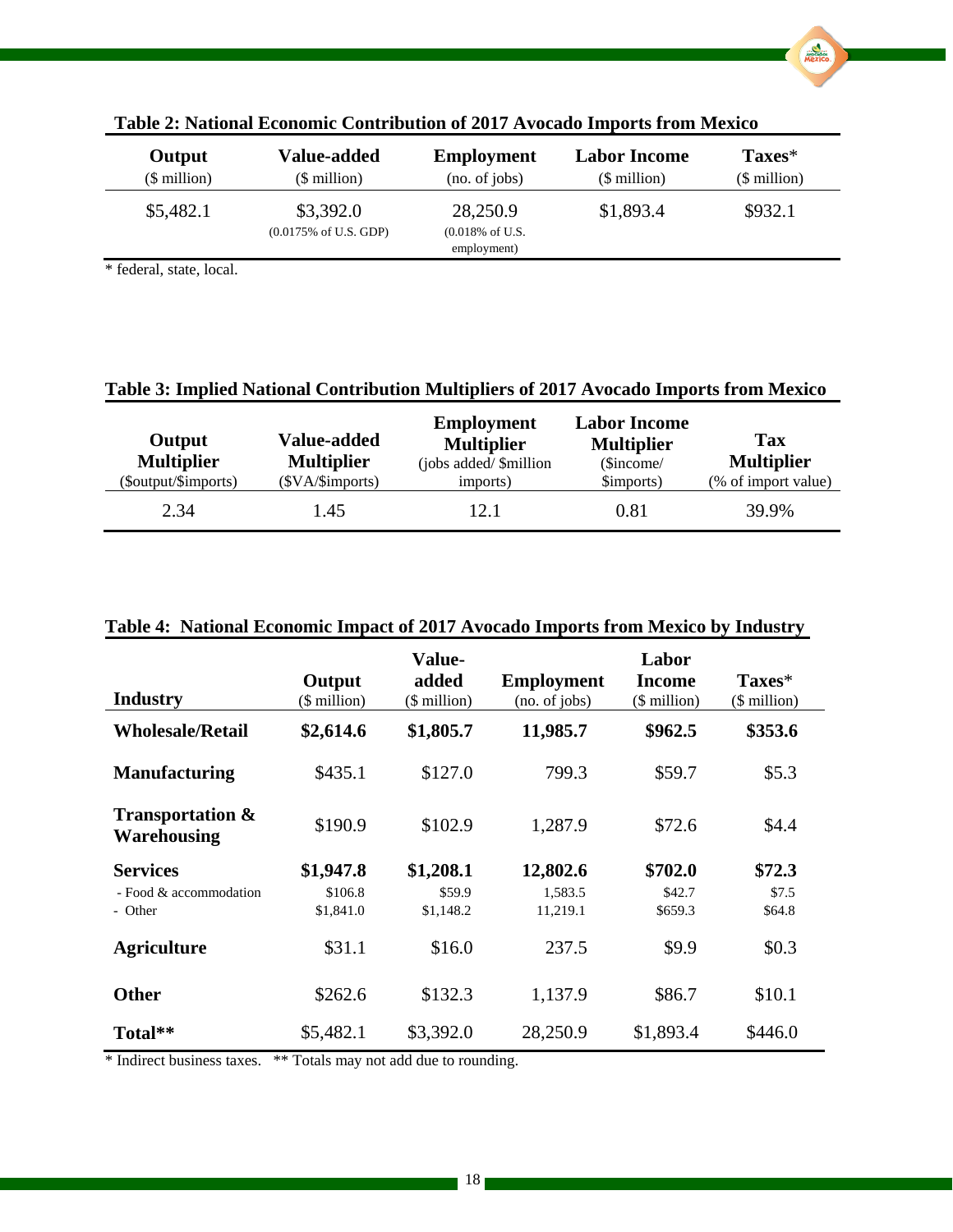**Table 2: National Economic Contribution of 2017 Avocado Imports from Mexico**

| Output ($ million) | Value-added ($ million) | Employment (no. of jobs) | Labor Income ($ million) | Taxes* ($ million) |
|---|---|---|---|---|
| $5,482.1 | $3,392.0 (0.0175% of U.S. GDP) | 28,250.9 (0.018% of U.S. employment) | $1,893.4 | $932.1 |

* federal, state, local.

**Table 3: Implied National Contribution Multipliers of 2017 Avocado Imports from Mexico**

| Output Multiplier ($output/$imports) | Value-added Multiplier ($VA/$imports) | Employment Multiplier (jobs added/ $million imports) | Labor Income Multiplier ($income/ $imports) | Tax Multiplier (% of import value) |
|---|---|---|---|---|
| 2.34 | 1.45 | 12.1 | 0.81 | 39.9% |

**Table 4: National Economic Impact of 2017 Avocado Imports from Mexico by Industry**

| Industry | Output ($ million) | Value-added ($ million) | Employment (no. of jobs) | Labor Income ($ million) | Taxes* ($ million) |
|---|---|---|---|---|---|
| **Wholesale/Retail** | **$2,614.6** | **$1,805.7** | **11,985.7** | **$962.5** | **$353.6** |
| **Manufacturing** | $435.1 | $127.0 | 799.3 | $59.7 | $5.3 |
| **Transportation & Warehousing** | $190.9 | $102.9 | 1,287.9 | $72.6 | $4.4 |
| **Services** | **$1,947.8** | **$1,208.1** | **12,802.6** | **$702.0** | **$72.3** |
| - Food & accommodation | $106.8 | $59.9 | 1,583.5 | $42.7 | $7.5 |
| - Other | $1,841.0 | $1,148.2 | 11,219.1 | $659.3 | $64.8 |
| **Agriculture** | $31.1 | $16.0 | 237.5 | $9.9 | $0.3 |
| **Other** | $262.6 | $132.3 | 1,137.9 | $86.7 | $10.1 |
| **Total**** | $5,482.1 | $3,392.0 | 28,250.9 | $1,893.4 | $446.0 |

* Indirect business taxes. ** Totals may not add due to rounding.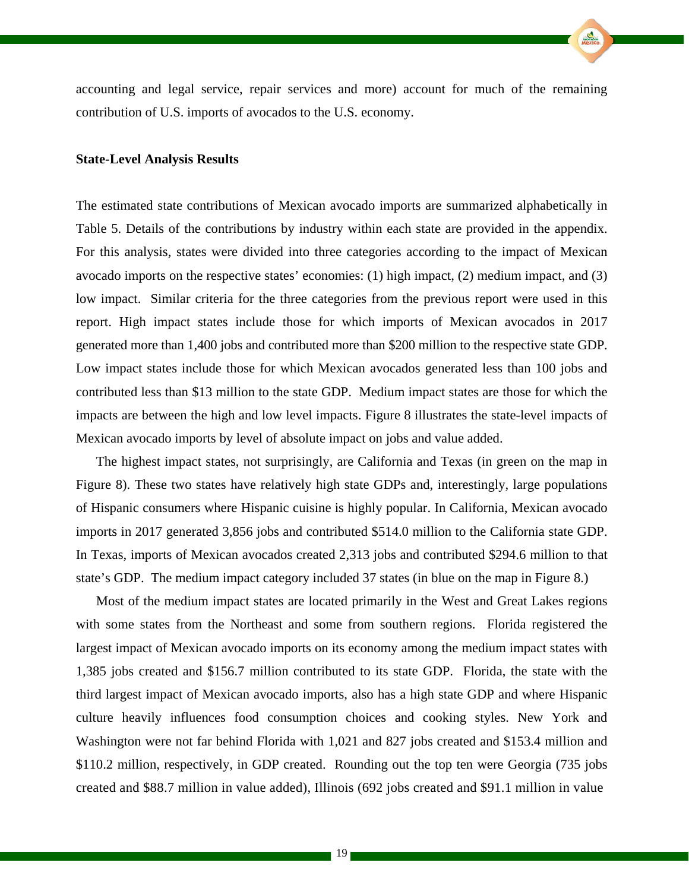accounting and legal service, repair services and more) account for much of the remaining contribution of U.S. imports of avocados to the U.S. economy.

**State-Level Analysis Results**

The estimated state contributions of Mexican avocado imports are summarized alphabetically in Table 5. Details of the contributions by industry within each state are provided in the appendix. For this analysis, states were divided into three categories according to the impact of Mexican avocado imports on the respective states' economies: (1) high impact, (2) medium impact, and (3) low impact. Similar criteria for the three categories from the previous report were used in this report. High impact states include those for which imports of Mexican avocados in 2017 generated more than 1,400 jobs and contributed more than $200 million to the respective state GDP. Low impact states include those for which Mexican avocados generated less than 100 jobs and contributed less than $13 million to the state GDP. Medium impact states are those for which the impacts are between the high and low level impacts. Figure 8 illustrates the state-level impacts of Mexican avocado imports by level of absolute impact on jobs and value added.

The highest impact states, not surprisingly, are California and Texas (in green on the map in Figure 8). These two states have relatively high state GDPs and, interestingly, large populations of Hispanic consumers where Hispanic cuisine is highly popular. In California, Mexican avocado imports in 2017 generated 3,856 jobs and contributed $514.0 million to the California state GDP. In Texas, imports of Mexican avocados created 2,313 jobs and contributed $294.6 million to that state's GDP. The medium impact category included 37 states (in blue on the map in Figure 8.)

Most of the medium impact states are located primarily in the West and Great Lakes regions with some states from the Northeast and some from southern regions. Florida registered the largest impact of Mexican avocado imports on its economy among the medium impact states with 1,385 jobs created and $156.7 million contributed to its state GDP. Florida, the state with the third largest impact of Mexican avocado imports, also has a high state GDP and where Hispanic culture heavily influences food consumption choices and cooking styles. New York and Washington were not far behind Florida with 1,021 and 827 jobs created and $153.4 million and $110.2 million, respectively, in GDP created. Rounding out the top ten were Georgia (735 jobs created and $88.7 million in value added), Illinois (692 jobs created and $91.1 million in value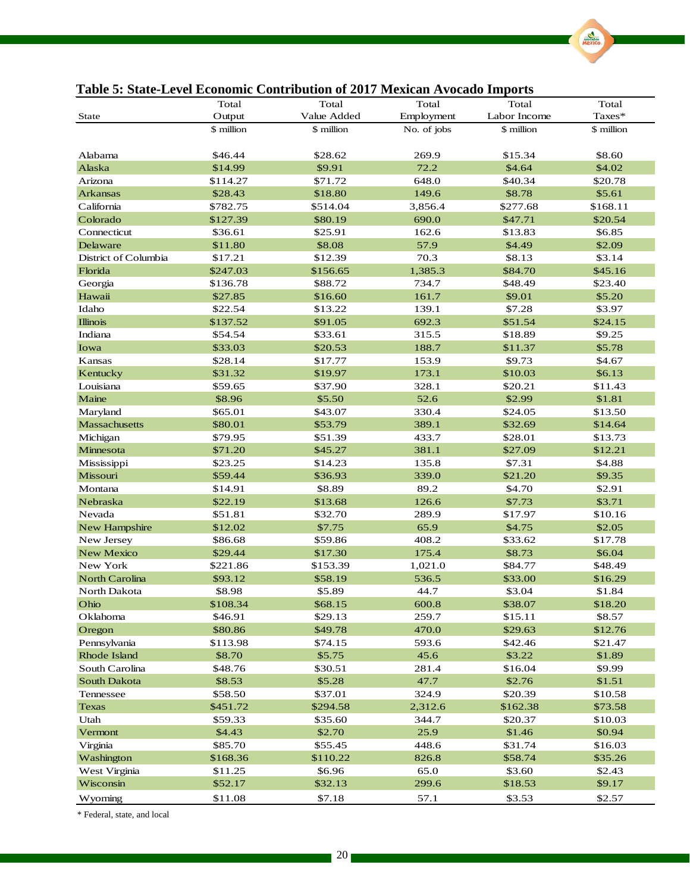**Table 5: State-Level Economic Contribution of 2017 Mexican Avocado Imports**

| State | Total Output | Total Value Added | Total Employment | Total Labor Income | Total Taxes* |
|---|---|---|---|---|---|
| | $ million | $ million | No. of jobs | $ million | $ million |
| Alabama | $46.44 | $28.62 | 269.9 | $15.34 | $8.60 |
| Alaska | $14.99 | $9.91 | 72.2 | $4.64 | $4.02 |
| Arizona | $114.27 | $71.72 | 648.0 | $40.34 | $20.78 |
| Arkansas | $28.43 | $18.80 | 149.6 | $8.78 | $5.61 |
| California | $782.75 | $514.04 | 3,856.4 | $277.68 | $168.11 |
| Colorado | $127.39 | $80.19 | 690.0 | $47.71 | $20.54 |
| Connecticut | $36.61 | $25.91 | 162.6 | $13.83 | $6.85 |
| Delaware | $11.80 | $8.08 | 57.9 | $4.49 | $2.09 |
| District of Columbia | $17.21 | $12.39 | 70.3 | $8.13 | $3.14 |
| Florida | $247.03 | $156.65 | 1,385.3 | $84.70 | $45.16 |
| Georgia | $136.78 | $88.72 | 734.7 | $48.49 | $23.40 |
| Hawaii | $27.85 | $16.60 | 161.7 | $9.01 | $5.20 |
| Idaho | $22.54 | $13.22 | 139.1 | $7.28 | $3.97 |
| Illinois | $137.52 | $91.05 | 692.3 | $51.54 | $24.15 |
| Indiana | $54.54 | $33.61 | 315.5 | $18.89 | $9.25 |
| Iowa | $33.03 | $20.53 | 188.7 | $11.37 | $5.78 |
| Kansas | $28.14 | $17.77 | 153.9 | $9.73 | $4.67 |
| Kentucky | $31.32 | $19.97 | 173.1 | $10.03 | $6.13 |
| Louisiana | $59.65 | $37.90 | 328.1 | $20.21 | $11.43 |
| Maine | $8.96 | $5.50 | 52.6 | $2.99 | $1.81 |
| Maryland | $65.01 | $43.07 | 330.4 | $24.05 | $13.50 |
| Massachusetts | $80.01 | $53.79 | 389.1 | $32.69 | $14.64 |
| Michigan | $79.95 | $51.39 | 433.7 | $28.01 | $13.73 |
| Minnesota | $71.20 | $45.27 | 381.1 | $27.09 | $12.21 |
| Mississippi | $23.25 | $14.23 | 135.8 | $7.31 | $4.88 |
| Missouri | $59.44 | $36.93 | 339.0 | $21.20 | $9.35 |
| Montana | $14.91 | $8.89 | 89.2 | $4.70 | $2.91 |
| Nebraska | $22.19 | $13.68 | 126.6 | $7.73 | $3.71 |
| Nevada | $51.81 | $32.70 | 289.9 | $17.97 | $10.16 |
| New Hampshire | $12.02 | $7.75 | 65.9 | $4.75 | $2.05 |
| New Jersey | $86.68 | $59.86 | 408.2 | $33.62 | $17.78 |
| New Mexico | $29.44 | $17.30 | 175.4 | $8.73 | $6.04 |
| New York | $221.86 | $153.39 | 1,021.0 | $84.77 | $48.49 |
| North Carolina | $93.12 | $58.19 | 536.5 | $33.00 | $16.29 |
| North Dakota | $8.98 | $5.89 | 44.7 | $3.04 | $1.84 |
| Ohio | $108.34 | $68.15 | 600.8 | $38.07 | $18.20 |
| Oklahoma | $46.91 | $29.13 | 259.7 | $15.11 | $8.57 |
| Oregon | $80.86 | $49.78 | 470.0 | $29.63 | $12.76 |
| Pennsylvania | $113.98 | $74.15 | 593.6 | $42.46 | $21.47 |
| Rhode Island | $8.70 | $5.75 | 45.6 | $3.22 | $1.89 |
| South Carolina | $48.76 | $30.51 | 281.4 | $16.04 | $9.99 |
| South Dakota | $8.53 | $5.28 | 47.7 | $2.76 | $1.51 |
| Tennessee | $58.50 | $37.01 | 324.9 | $20.39 | $10.58 |
| Texas | $451.72 | $294.58 | 2,312.6 | $162.38 | $73.58 |
| Utah | $59.33 | $35.60 | 344.7 | $20.37 | $10.03 |
| Vermont | $4.43 | $2.70 | 25.9 | $1.46 | $0.94 |
| Virginia | $85.70 | $55.45 | 448.6 | $31.74 | $16.03 |
| Washington | $168.36 | $110.22 | 826.8 | $58.74 | $35.26 |
| West Virginia | $11.25 | $6.96 | 65.0 | $3.60 | $2.43 |
| Wisconsin | $52.17 | $32.13 | 299.6 | $18.53 | $9.17 |
| Wyoming | $11.08 | $7.18 | 57.1 | $3.53 | $2.57 |

* Federal, state, and local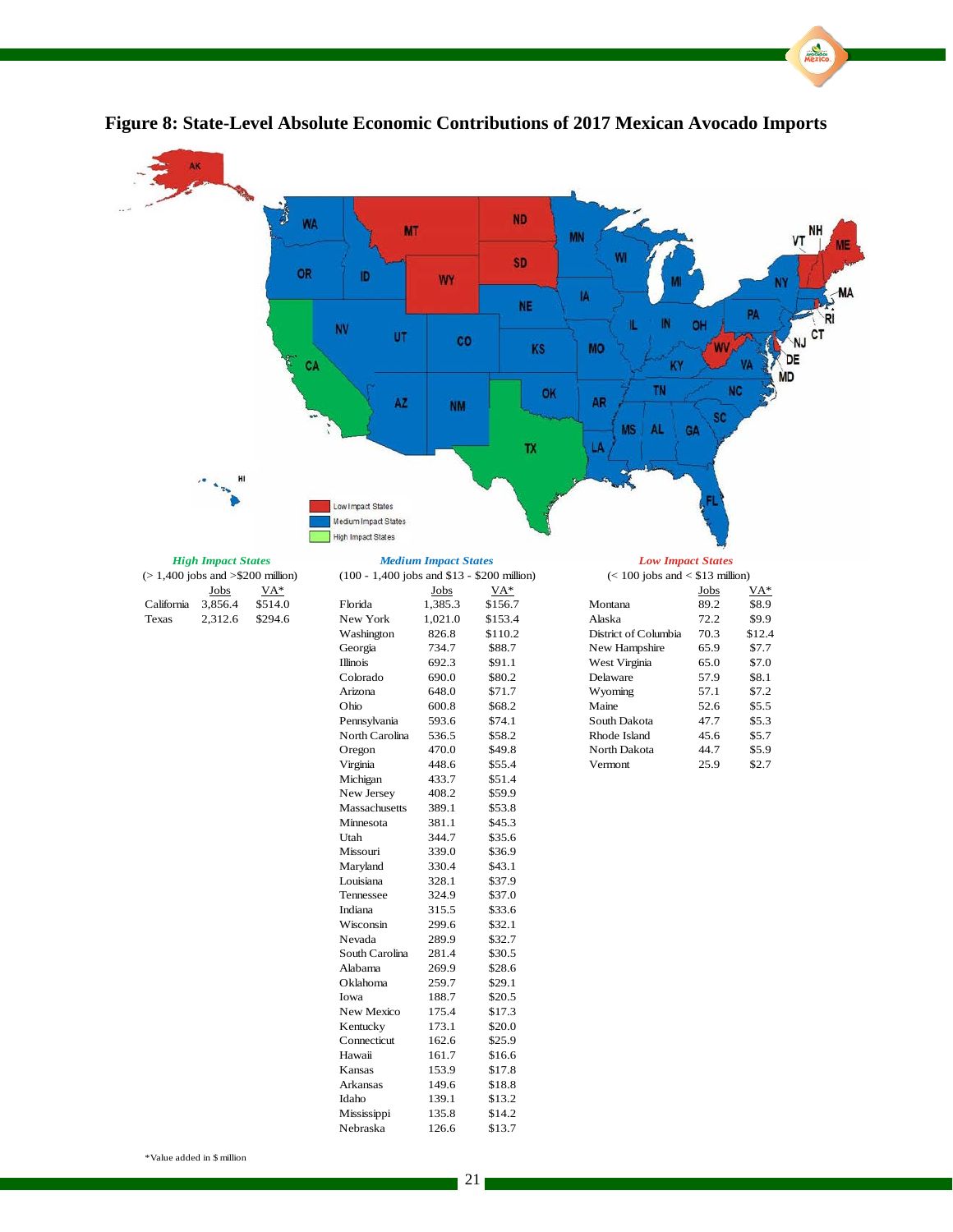# Figure 8: State-Level Absolute Economic Contributions of 2017 Mexican Avocado Imports

Low Impact States
Medium Impact States
High Impact States

***High Impact States***

(> 1,400 jobs and >$200 million)

| | Jobs | VA* |
|---|---|---|
| California | 3,856.4 | $514.0 |
| Texas | 2,312.6 | $294.6 |

***Medium Impact States***

(100 - 1,400 jobs and $13 - $200 million)

| | Jobs | VA* |
|---|---|---|
| Florida | 1,385.3 | $156.7 |
| New York | 1,021.0 | $153.4 |
| Washington | 826.8 | $110.2 |
| Georgia | 734.7 | $88.7 |
| Illinois | 692.3 | $91.1 |
| Colorado | 690.0 | $80.2 |
| Arizona | 648.0 | $71.7 |
| Ohio | 600.8 | $68.2 |
| Pennsylvania | 593.6 | $74.1 |
| North Carolina | 536.5 | $58.2 |
| Oregon | 470.0 | $49.8 |
| Virginia | 448.6 | $55.4 |
| Michigan | 433.7 | $51.4 |
| New Jersey | 408.2 | $59.9 |
| Massachusetts | 389.1 | $53.8 |
| Minnesota | 381.1 | $45.3 |
| Utah | 344.7 | $35.6 |
| Missouri | 339.0 | $36.9 |
| Maryland | 330.4 | $43.1 |
| Louisiana | 328.1 | $37.9 |
| Tennessee | 324.9 | $37.0 |
| Indiana | 315.5 | $33.6 |
| Wisconsin | 299.6 | $32.1 |
| Nevada | 289.9 | $32.7 |
| South Carolina | 281.4 | $30.5 |
| Alabama | 269.9 | $28.6 |
| Oklahoma | 259.7 | $29.1 |
| Iowa | 188.7 | $20.5 |
| New Mexico | 175.4 | $17.3 |
| Kentucky | 173.1 | $20.0 |
| Connecticut | 162.6 | $25.9 |
| Hawaii | 161.7 | $16.6 |
| Kansas | 153.9 | $17.8 |
| Arkansas | 149.6 | $18.8 |
| Idaho | 139.1 | $13.2 |
| Mississippi | 135.8 | $14.2 |
| Nebraska | 126.6 | $13.7 |

***Low Impact States***

(< 100 jobs and < $13 million)

| | Jobs | VA* |
|---|---|---|
| Montana | 89.2 | $8.9 |
| Alaska | 72.2 | $9.9 |
| District of Columbia | 70.3 | $12.4 |
| New Hampshire | 65.9 | $7.7 |
| West Virginia | 65.0 | $7.0 |
| Delaware | 57.9 | $8.1 |
| Wyoming | 57.1 | $7.2 |
| Maine | 52.6 | $5.5 |
| South Dakota | 47.7 | $5.3 |
| Rhode Island | 45.6 | $5.7 |
| North Dakota | 44.7 | $5.9 |
| Vermont | 25.9 | $2.7 |

*Value added in $ million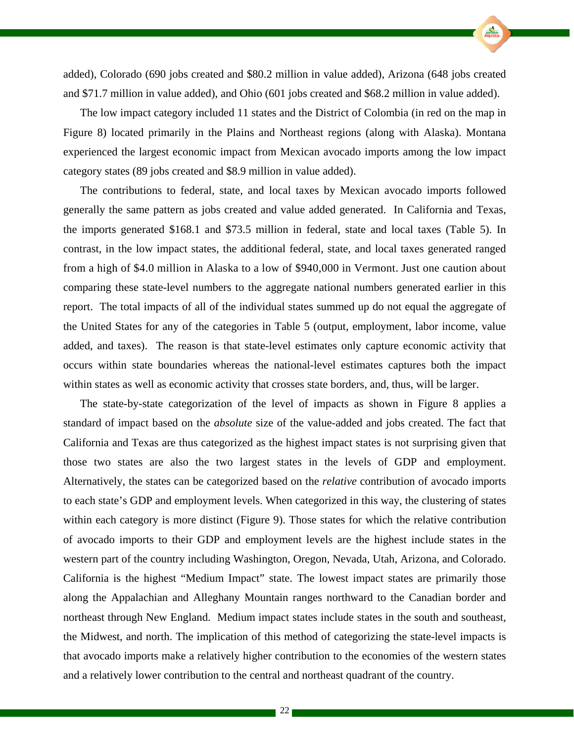added), Colorado (690 jobs created and $80.2 million in value added), Arizona (648 jobs created and $71.7 million in value added), and Ohio (601 jobs created and $68.2 million in value added).

The low impact category included 11 states and the District of Colombia (in red on the map in Figure 8) located primarily in the Plains and Northeast regions (along with Alaska). Montana experienced the largest economic impact from Mexican avocado imports among the low impact category states (89 jobs created and $8.9 million in value added).

The contributions to federal, state, and local taxes by Mexican avocado imports followed generally the same pattern as jobs created and value added generated. In California and Texas, the imports generated $168.1 and $73.5 million in federal, state and local taxes (Table 5). In contrast, in the low impact states, the additional federal, state, and local taxes generated ranged from a high of $4.0 million in Alaska to a low of $940,000 in Vermont. Just one caution about comparing these state-level numbers to the aggregate national numbers generated earlier in this report. The total impacts of all of the individual states summed up do not equal the aggregate of the United States for any of the categories in Table 5 (output, employment, labor income, value added, and taxes). The reason is that state-level estimates only capture economic activity that occurs within state boundaries whereas the national-level estimates captures both the impact within states as well as economic activity that crosses state borders, and, thus, will be larger.

The state-by-state categorization of the level of impacts as shown in Figure 8 applies a standard of impact based on the *absolute* size of the value-added and jobs created. The fact that California and Texas are thus categorized as the highest impact states is not surprising given that those two states are also the two largest states in the levels of GDP and employment. Alternatively, the states can be categorized based on the *relative* contribution of avocado imports to each state's GDP and employment levels. When categorized in this way, the clustering of states within each category is more distinct (Figure 9). Those states for which the relative contribution of avocado imports to their GDP and employment levels are the highest include states in the western part of the country including Washington, Oregon, Nevada, Utah, Arizona, and Colorado. California is the highest "Medium Impact" state. The lowest impact states are primarily those along the Appalachian and Alleghany Mountain ranges northward to the Canadian border and northeast through New England. Medium impact states include states in the south and southeast, the Midwest, and north. The implication of this method of categorizing the state-level impacts is that avocado imports make a relatively higher contribution to the economies of the western states and a relatively lower contribution to the central and northeast quadrant of the country.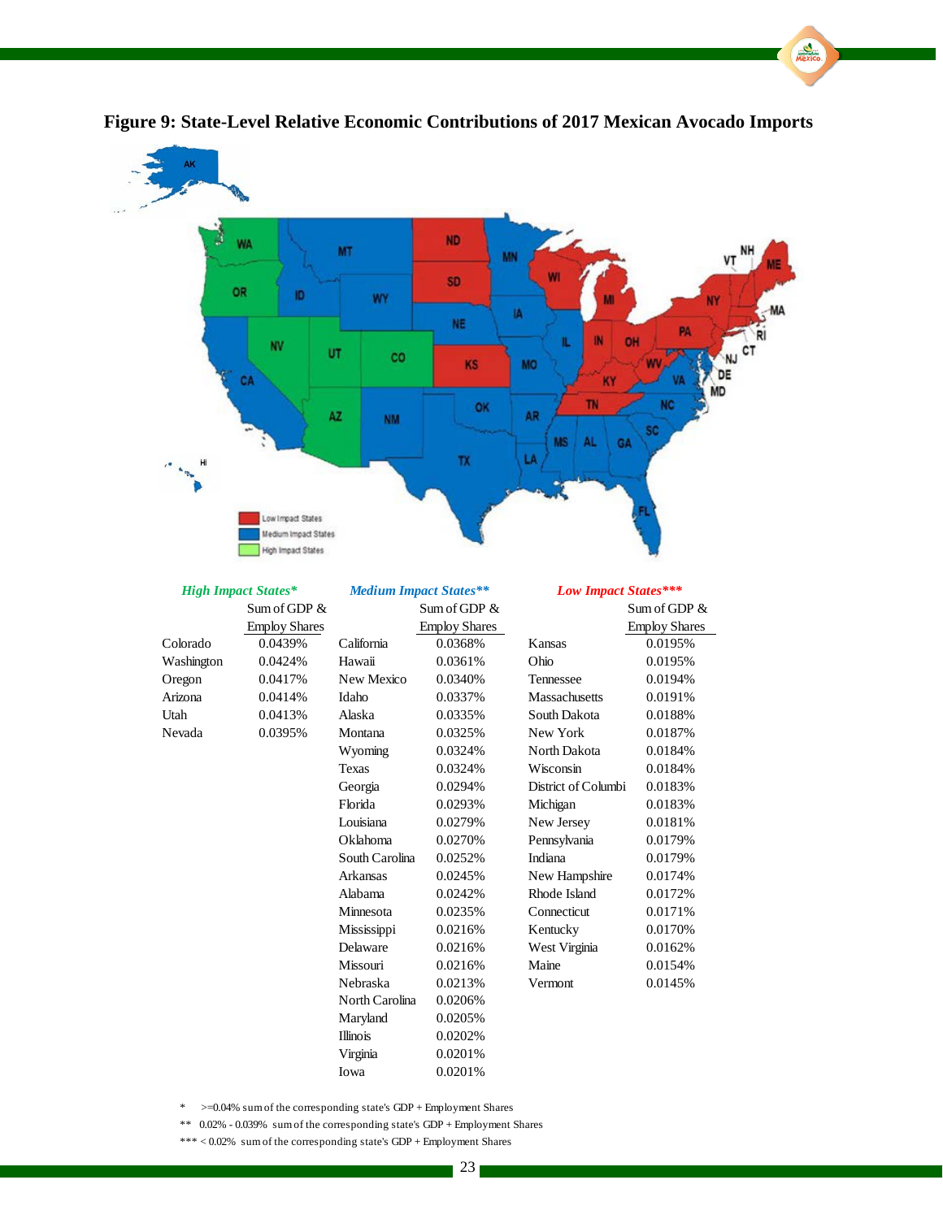# Figure 9: State-Level Relative Economic Contributions of 2017 Mexican Avocado Imports

| *High Impact States** | Sum of GDP & Employ Shares | *Medium Impact States*** | Sum of GDP & Employ Shares | *Low Impact States**** | Sum of GDP & Employ Shares |
|---|---|---|---|---|---|
| Colorado | 0.0439% | California | 0.0368% | Kansas | 0.0195% |
| Washington | 0.0424% | Hawaii | 0.0361% | Ohio | 0.0195% |
| Oregon | 0.0417% | New Mexico | 0.0340% | Tennessee | 0.0194% |
| Arizona | 0.0414% | Idaho | 0.0337% | Massachusetts | 0.0191% |
| Utah | 0.0413% | Alaska | 0.0335% | South Dakota | 0.0188% |
| Nevada | 0.0395% | Montana | 0.0325% | New York | 0.0187% |
| | | Wyoming | 0.0324% | North Dakota | 0.0184% |
| | | Texas | 0.0324% | Wisconsin | 0.0184% |
| | | Georgia | 0.0294% | District of Columbi | 0.0183% |
| | | Florida | 0.0293% | Michigan | 0.0183% |
| | | Louisiana | 0.0279% | New Jersey | 0.0181% |
| | | Oklahoma | 0.0270% | Pennsylvania | 0.0179% |
| | | South Carolina | 0.0252% | Indiana | 0.0179% |
| | | Arkansas | 0.0245% | New Hampshire | 0.0174% |
| | | Alabama | 0.0242% | Rhode Island | 0.0172% |
| | | Minnesota | 0.0235% | Connecticut | 0.0171% |
| | | Mississippi | 0.0216% | Kentucky | 0.0170% |
| | | Delaware | 0.0216% | West Virginia | 0.0162% |
| | | Missouri | 0.0216% | Maine | 0.0154% |
| | | Nebraska | 0.0213% | Vermont | 0.0145% |
| | | North Carolina | 0.0206% | | |
| | | Maryland | 0.0205% | | |
| | | Illinois | 0.0202% | | |
| | | Virginia | 0.0201% | | |
| | | Iowa | 0.0201% | | |

\* >=0.04% sum of the corresponding state's GDP + Employment Shares

\*\* 0.02% - 0.039% sum of the corresponding state's GDP + Employment Shares

\*\*\* < 0.02% sum of the corresponding state's GDP + Employment Shares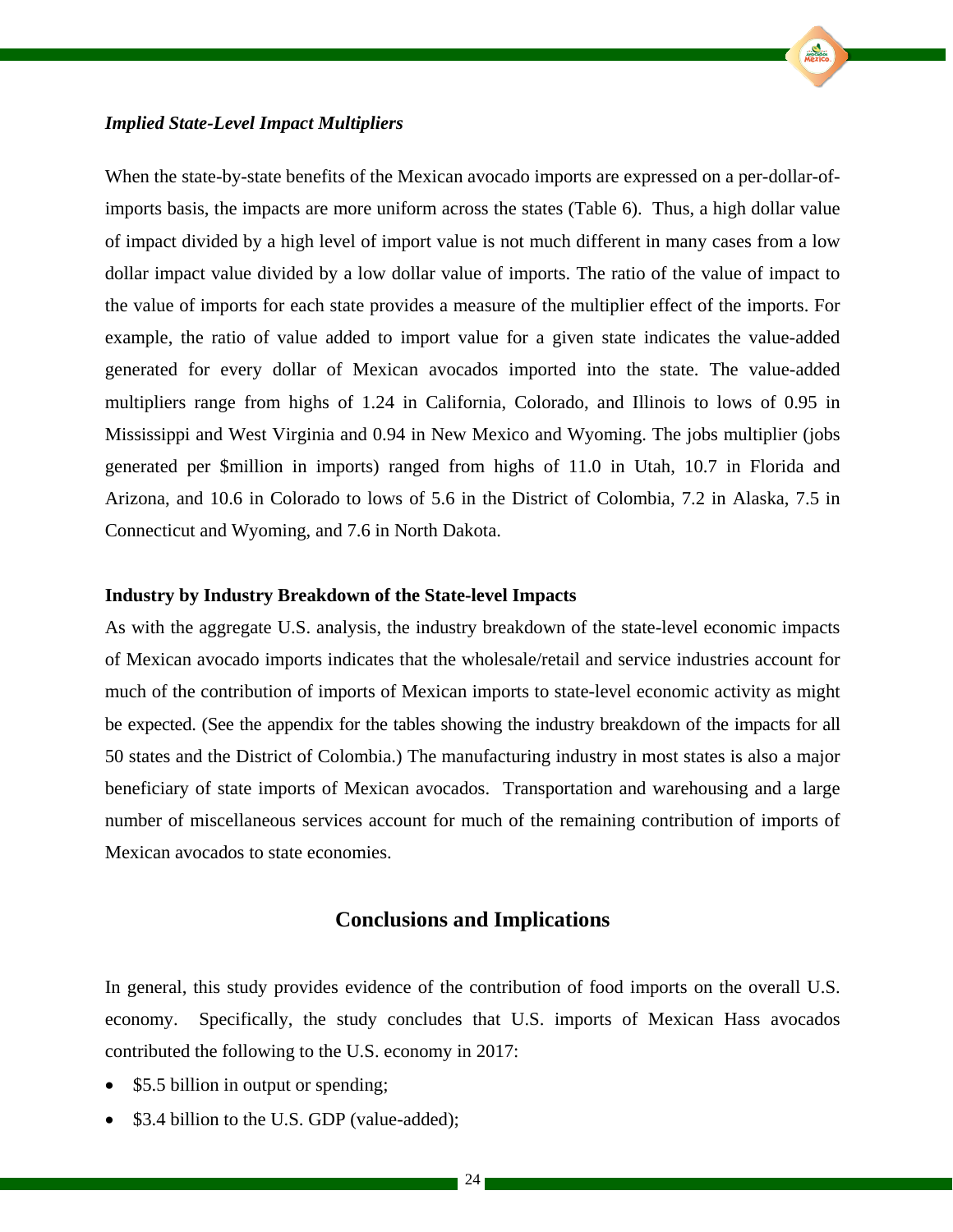### *Implied State-Level Impact Multipliers*

When the state-by-state benefits of the Mexican avocado imports are expressed on a per-dollar-of-imports basis, the impacts are more uniform across the states (Table 6). Thus, a high dollar value of impact divided by a high level of import value is not much different in many cases from a low dollar impact value divided by a low dollar value of imports. The ratio of the value of impact to the value of imports for each state provides a measure of the multiplier effect of the imports. For example, the ratio of value added to import value for a given state indicates the value-added generated for every dollar of Mexican avocados imported into the state. The value-added multipliers range from highs of 1.24 in California, Colorado, and Illinois to lows of 0.95 in Mississippi and West Virginia and 0.94 in New Mexico and Wyoming. The jobs multiplier (jobs generated per $million in imports) ranged from highs of 11.0 in Utah, 10.7 in Florida and Arizona, and 10.6 in Colorado to lows of 5.6 in the District of Colombia, 7.2 in Alaska, 7.5 in Connecticut and Wyoming, and 7.6 in North Dakota.

### Industry by Industry Breakdown of the State-level Impacts

As with the aggregate U.S. analysis, the industry breakdown of the state-level economic impacts of Mexican avocado imports indicates that the wholesale/retail and service industries account for much of the contribution of imports of Mexican imports to state-level economic activity as might be expected. (See the appendix for the tables showing the industry breakdown of the impacts for all 50 states and the District of Colombia.) The manufacturing industry in most states is also a major beneficiary of state imports of Mexican avocados. Transportation and warehousing and a large number of miscellaneous services account for much of the remaining contribution of imports of Mexican avocados to state economies.

## Conclusions and Implications

In general, this study provides evidence of the contribution of food imports on the overall U.S. economy. Specifically, the study concludes that U.S. imports of Mexican Hass avocados contributed the following to the U.S. economy in 2017:

- $5.5 billion in output or spending;
- $3.4 billion to the U.S. GDP (value-added);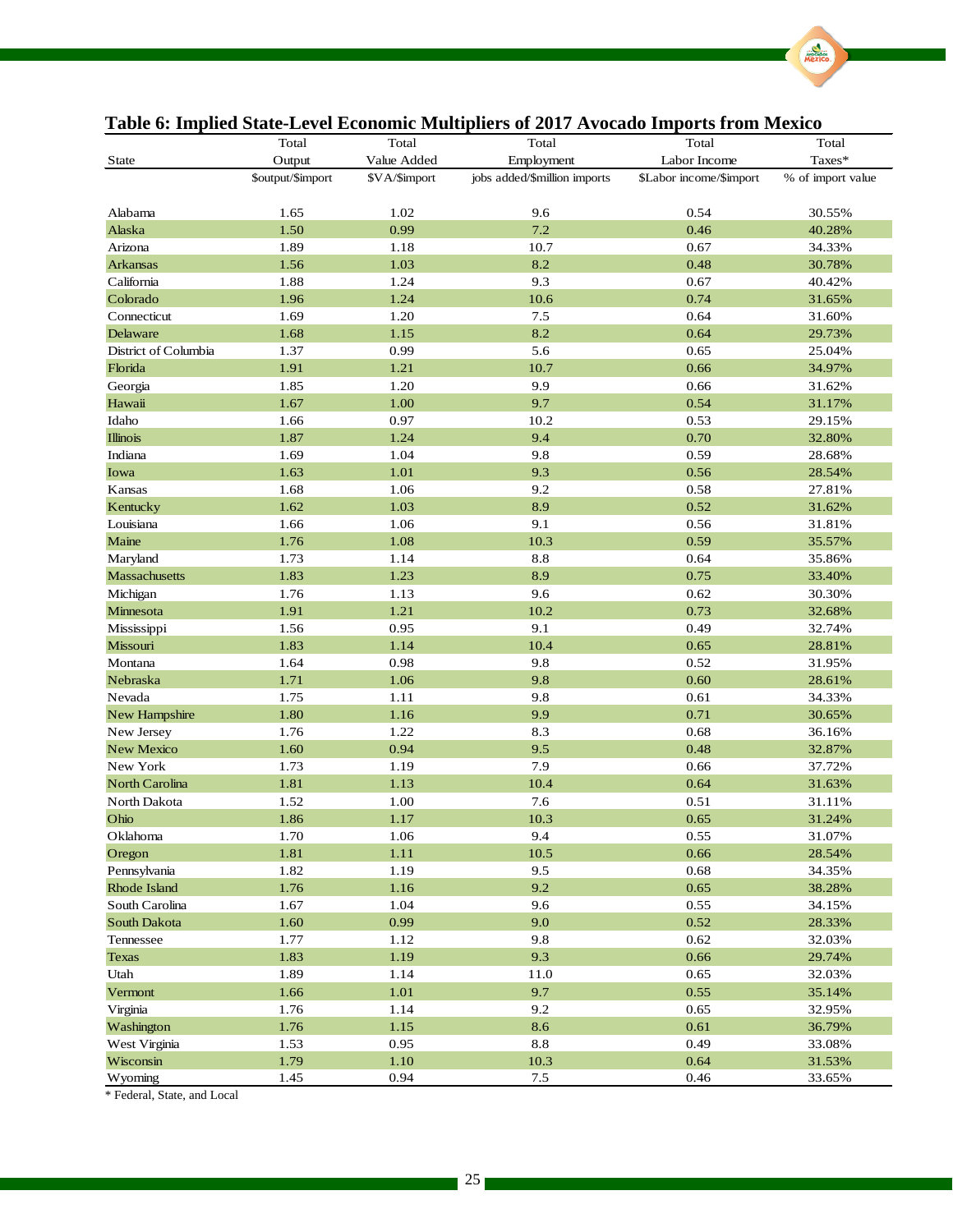**Table 6: Implied State-Level Economic Multipliers of 2017 Avocado Imports from Mexico**

| State | Total Output | Total Value Added | Total Employment | Total Labor Income | Total Taxes* |
|---|---|---|---|---|---|
| | $output/$import | $VA/$import | jobs added/$million imports | $Labor income/$import | % of import value |
| Alabama | 1.65 | 1.02 | 9.6 | 0.54 | 30.55% |
| Alaska | 1.50 | 0.99 | 7.2 | 0.46 | 40.28% |
| Arizona | 1.89 | 1.18 | 10.7 | 0.67 | 34.33% |
| Arkansas | 1.56 | 1.03 | 8.2 | 0.48 | 30.78% |
| California | 1.88 | 1.24 | 9.3 | 0.67 | 40.42% |
| Colorado | 1.96 | 1.24 | 10.6 | 0.74 | 31.65% |
| Connecticut | 1.69 | 1.20 | 7.5 | 0.64 | 31.60% |
| Delaware | 1.68 | 1.15 | 8.2 | 0.64 | 29.73% |
| District of Columbia | 1.37 | 0.99 | 5.6 | 0.65 | 25.04% |
| Florida | 1.91 | 1.21 | 10.7 | 0.66 | 34.97% |
| Georgia | 1.85 | 1.20 | 9.9 | 0.66 | 31.62% |
| Hawaii | 1.67 | 1.00 | 9.7 | 0.54 | 31.17% |
| Idaho | 1.66 | 0.97 | 10.2 | 0.53 | 29.15% |
| Illinois | 1.87 | 1.24 | 9.4 | 0.70 | 32.80% |
| Indiana | 1.69 | 1.04 | 9.8 | 0.59 | 28.68% |
| Iowa | 1.63 | 1.01 | 9.3 | 0.56 | 28.54% |
| Kansas | 1.68 | 1.06 | 9.2 | 0.58 | 27.81% |
| Kentucky | 1.62 | 1.03 | 8.9 | 0.52 | 31.62% |
| Louisiana | 1.66 | 1.06 | 9.1 | 0.56 | 31.81% |
| Maine | 1.76 | 1.08 | 10.3 | 0.59 | 35.57% |
| Maryland | 1.73 | 1.14 | 8.8 | 0.64 | 35.86% |
| Massachusetts | 1.83 | 1.23 | 8.9 | 0.75 | 33.40% |
| Michigan | 1.76 | 1.13 | 9.6 | 0.62 | 30.30% |
| Minnesota | 1.91 | 1.21 | 10.2 | 0.73 | 32.68% |
| Mississippi | 1.56 | 0.95 | 9.1 | 0.49 | 32.74% |
| Missouri | 1.83 | 1.14 | 10.4 | 0.65 | 28.81% |
| Montana | 1.64 | 0.98 | 9.8 | 0.52 | 31.95% |
| Nebraska | 1.71 | 1.06 | 9.8 | 0.60 | 28.61% |
| Nevada | 1.75 | 1.11 | 9.8 | 0.61 | 34.33% |
| New Hampshire | 1.80 | 1.16 | 9.9 | 0.71 | 30.65% |
| New Jersey | 1.76 | 1.22 | 8.3 | 0.68 | 36.16% |
| New Mexico | 1.60 | 0.94 | 9.5 | 0.48 | 32.87% |
| New York | 1.73 | 1.19 | 7.9 | 0.66 | 37.72% |
| North Carolina | 1.81 | 1.13 | 10.4 | 0.64 | 31.63% |
| North Dakota | 1.52 | 1.00 | 7.6 | 0.51 | 31.11% |
| Ohio | 1.86 | 1.17 | 10.3 | 0.65 | 31.24% |
| Oklahoma | 1.70 | 1.06 | 9.4 | 0.55 | 31.07% |
| Oregon | 1.81 | 1.11 | 10.5 | 0.66 | 28.54% |
| Pennsylvania | 1.82 | 1.19 | 9.5 | 0.68 | 34.35% |
| Rhode Island | 1.76 | 1.16 | 9.2 | 0.65 | 38.28% |
| South Carolina | 1.67 | 1.04 | 9.6 | 0.55 | 34.15% |
| South Dakota | 1.60 | 0.99 | 9.0 | 0.52 | 28.33% |
| Tennessee | 1.77 | 1.12 | 9.8 | 0.62 | 32.03% |
| Texas | 1.83 | 1.19 | 9.3 | 0.66 | 29.74% |
| Utah | 1.89 | 1.14 | 11.0 | 0.65 | 32.03% |
| Vermont | 1.66 | 1.01 | 9.7 | 0.55 | 35.14% |
| Virginia | 1.76 | 1.14 | 9.2 | 0.65 | 32.95% |
| Washington | 1.76 | 1.15 | 8.6 | 0.61 | 36.79% |
| West Virginia | 1.53 | 0.95 | 8.8 | 0.49 | 33.08% |
| Wisconsin | 1.79 | 1.10 | 10.3 | 0.64 | 31.53% |
| Wyoming | 1.45 | 0.94 | 7.5 | 0.46 | 33.65% |

* Federal, State, and Local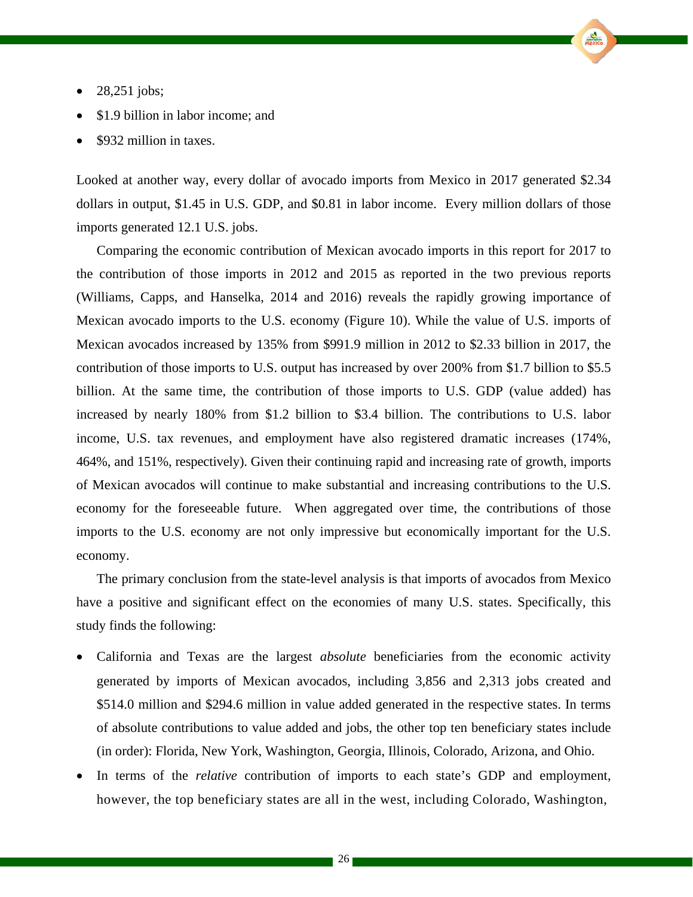- 28,251 jobs;
- $1.9 billion in labor income; and
- $932 million in taxes.

Looked at another way, every dollar of avocado imports from Mexico in 2017 generated $2.34 dollars in output, $1.45 in U.S. GDP, and $0.81 in labor income. Every million dollars of those imports generated 12.1 U.S. jobs.

Comparing the economic contribution of Mexican avocado imports in this report for 2017 to the contribution of those imports in 2012 and 2015 as reported in the two previous reports (Williams, Capps, and Hanselka, 2014 and 2016) reveals the rapidly growing importance of Mexican avocado imports to the U.S. economy (Figure 10). While the value of U.S. imports of Mexican avocados increased by 135% from $991.9 million in 2012 to $2.33 billion in 2017, the contribution of those imports to U.S. output has increased by over 200% from $1.7 billion to $5.5 billion. At the same time, the contribution of those imports to U.S. GDP (value added) has increased by nearly 180% from $1.2 billion to $3.4 billion. The contributions to U.S. labor income, U.S. tax revenues, and employment have also registered dramatic increases (174%, 464%, and 151%, respectively). Given their continuing rapid and increasing rate of growth, imports of Mexican avocados will continue to make substantial and increasing contributions to the U.S. economy for the foreseeable future. When aggregated over time, the contributions of those imports to the U.S. economy are not only impressive but economically important for the U.S. economy.

The primary conclusion from the state-level analysis is that imports of avocados from Mexico have a positive and significant effect on the economies of many U.S. states. Specifically, this study finds the following:

- California and Texas are the largest *absolute* beneficiaries from the economic activity generated by imports of Mexican avocados, including 3,856 and 2,313 jobs created and $514.0 million and $294.6 million in value added generated in the respective states. In terms of absolute contributions to value added and jobs, the other top ten beneficiary states include (in order): Florida, New York, Washington, Georgia, Illinois, Colorado, Arizona, and Ohio.
- In terms of the *relative* contribution of imports to each state's GDP and employment, however, the top beneficiary states are all in the west, including Colorado, Washington,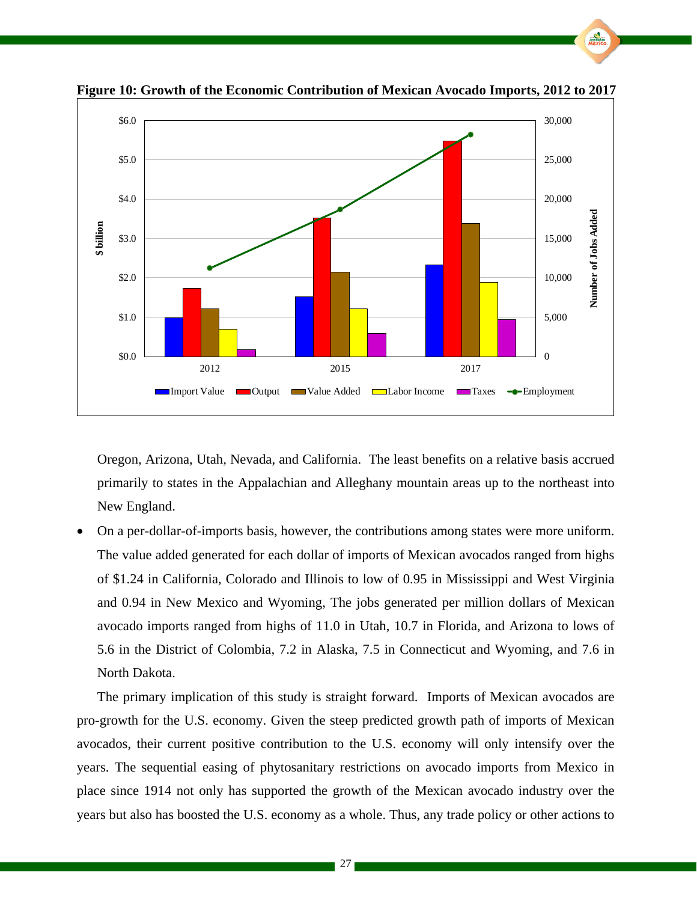**Figure 10: Growth of the Economic Contribution of Mexican Avocado Imports, 2012 to 2017**

Oregon, Arizona, Utah, Nevada, and California. The least benefits on a relative basis accrued primarily to states in the Appalachian and Alleghany mountain areas up to the northeast into New England.

- On a per-dollar-of-imports basis, however, the contributions among states were more uniform. The value added generated for each dollar of imports of Mexican avocados ranged from highs of $1.24 in California, Colorado and Illinois to low of 0.95 in Mississippi and West Virginia and 0.94 in New Mexico and Wyoming, The jobs generated per million dollars of Mexican avocado imports ranged from highs of 11.0 in Utah, 10.7 in Florida, and Arizona to lows of 5.6 in the District of Colombia, 7.2 in Alaska, 7.5 in Connecticut and Wyoming, and 7.6 in North Dakota.

The primary implication of this study is straight forward. Imports of Mexican avocados are pro-growth for the U.S. economy. Given the steep predicted growth path of imports of Mexican avocados, their current positive contribution to the U.S. economy will only intensify over the years. The sequential easing of phytosanitary restrictions on avocado imports from Mexico in place since 1914 not only has supported the growth of the Mexican avocado industry over the years but also has boosted the U.S. economy as a whole. Thus, any trade policy or other actions to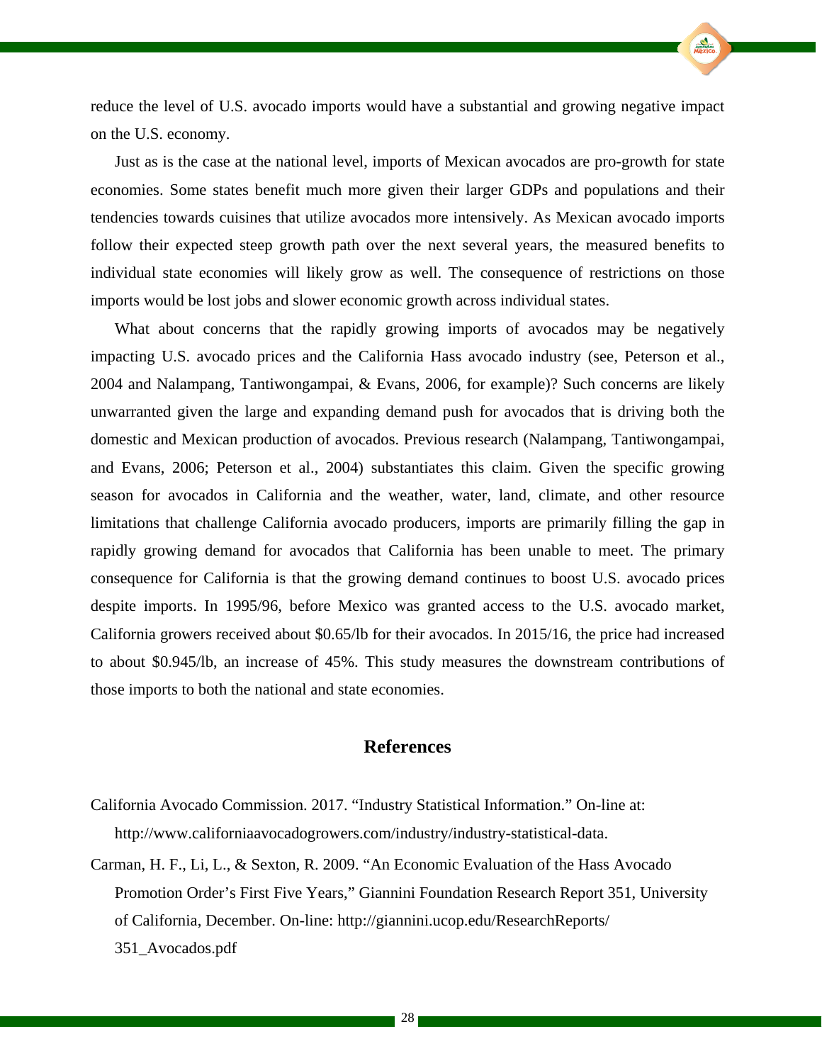reduce the level of U.S. avocado imports would have a substantial and growing negative impact on the U.S. economy.

Just as is the case at the national level, imports of Mexican avocados are pro-growth for state economies. Some states benefit much more given their larger GDPs and populations and their tendencies towards cuisines that utilize avocados more intensively. As Mexican avocado imports follow their expected steep growth path over the next several years, the measured benefits to individual state economies will likely grow as well. The consequence of restrictions on those imports would be lost jobs and slower economic growth across individual states.

What about concerns that the rapidly growing imports of avocados may be negatively impacting U.S. avocado prices and the California Hass avocado industry (see, Peterson et al., 2004 and Nalampang, Tantiwongampai, & Evans, 2006, for example)? Such concerns are likely unwarranted given the large and expanding demand push for avocados that is driving both the domestic and Mexican production of avocados. Previous research (Nalampang, Tantiwongampai, and Evans, 2006; Peterson et al., 2004) substantiates this claim. Given the specific growing season for avocados in California and the weather, water, land, climate, and other resource limitations that challenge California avocado producers, imports are primarily filling the gap in rapidly growing demand for avocados that California has been unable to meet. The primary consequence for California is that the growing demand continues to boost U.S. avocado prices despite imports. In 1995/96, before Mexico was granted access to the U.S. avocado market, California growers received about $0.65/lb for their avocados. In 2015/16, the price had increased to about $0.945/lb, an increase of 45%. This study measures the downstream contributions of those imports to both the national and state economies.

## References

California Avocado Commission. 2017. "Industry Statistical Information." On-line at: http://www.californiaavocadogrowers.com/industry/industry-statistical-data.

Carman, H. F., Li, L., & Sexton, R. 2009. "An Economic Evaluation of the Hass Avocado Promotion Order's First Five Years," Giannini Foundation Research Report 351, University of California, December. On-line: http://giannini.ucop.edu/ResearchReports/351_Avocados.pdf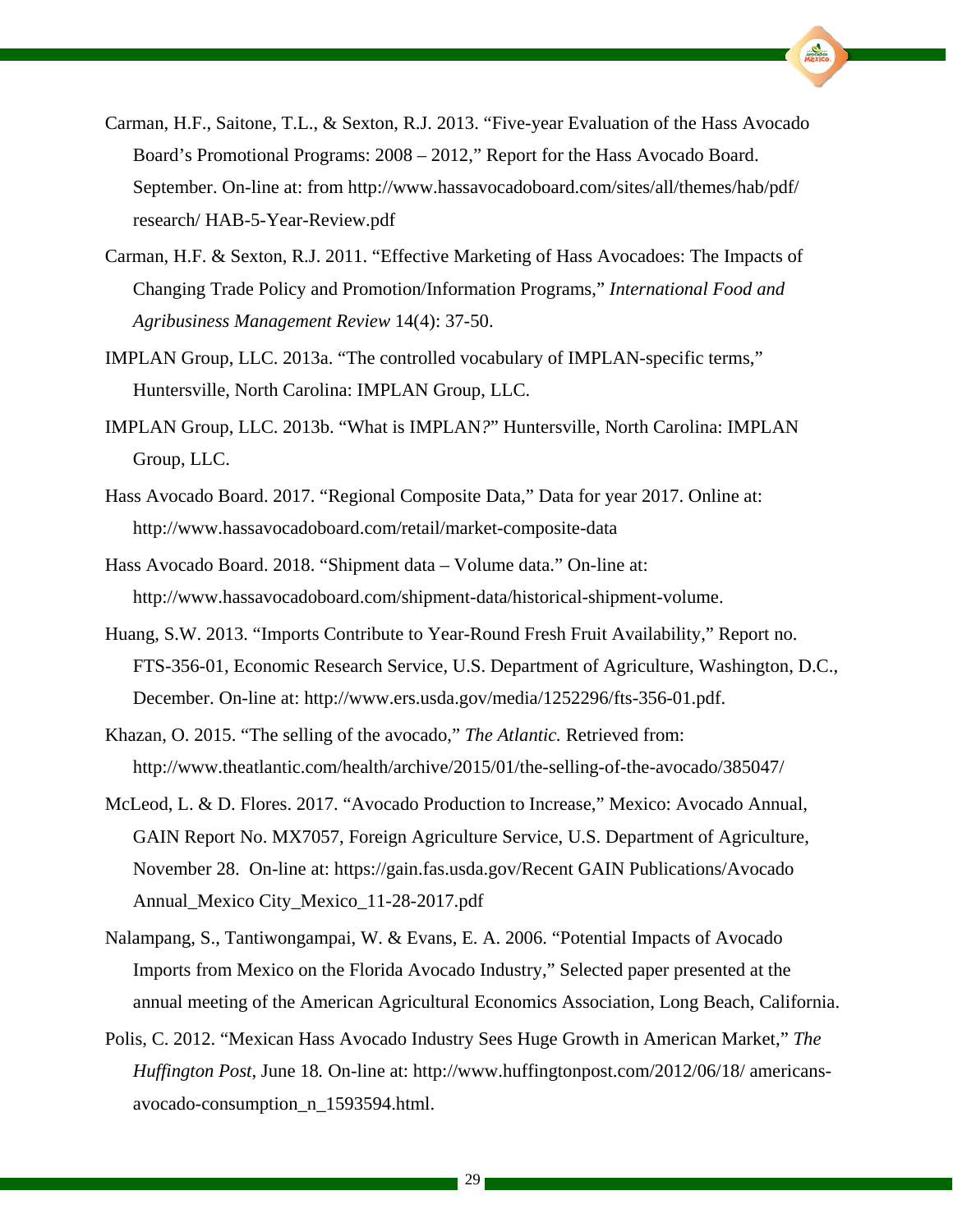Carman, H.F., Saitone, T.L., & Sexton, R.J. 2013. "Five-year Evaluation of the Hass Avocado Board's Promotional Programs: 2008 – 2012," Report for the Hass Avocado Board. September. On-line at: from http://www.hassavocadoboard.com/sites/all/themes/hab/pdf/research/ HAB-5-Year-Review.pdf

Carman, H.F. & Sexton, R.J. 2011. "Effective Marketing of Hass Avocadoes: The Impacts of Changing Trade Policy and Promotion/Information Programs," *International Food and Agribusiness Management Review* 14(4): 37-50.

IMPLAN Group, LLC. 2013a. "The controlled vocabulary of IMPLAN-specific terms," Huntersville, North Carolina: IMPLAN Group, LLC.

IMPLAN Group, LLC. 2013b. "What is IMPLAN?" Huntersville, North Carolina: IMPLAN Group, LLC.

Hass Avocado Board. 2017. "Regional Composite Data," Data for year 2017. Online at: http://www.hassavocadoboard.com/retail/market-composite-data

Hass Avocado Board. 2018. "Shipment data – Volume data." On-line at: http://www.hassavocadoboard.com/shipment-data/historical-shipment-volume.

Huang, S.W. 2013. "Imports Contribute to Year-Round Fresh Fruit Availability," Report no. FTS-356-01, Economic Research Service, U.S. Department of Agriculture, Washington, D.C., December. On-line at: http://www.ers.usda.gov/media/1252296/fts-356-01.pdf.

Khazan, O. 2015. "The selling of the avocado," *The Atlantic.* Retrieved from: http://www.theatlantic.com/health/archive/2015/01/the-selling-of-the-avocado/385047/

McLeod, L. & D. Flores. 2017. "Avocado Production to Increase," Mexico: Avocado Annual, GAIN Report No. MX7057, Foreign Agriculture Service, U.S. Department of Agriculture, November 28. On-line at: https://gain.fas.usda.gov/Recent GAIN Publications/Avocado Annual_Mexico City_Mexico_11-28-2017.pdf

Nalampang, S., Tantiwongampai, W. & Evans, E. A. 2006. "Potential Impacts of Avocado Imports from Mexico on the Florida Avocado Industry," Selected paper presented at the annual meeting of the American Agricultural Economics Association, Long Beach, California.

Polis, C. 2012. "Mexican Hass Avocado Industry Sees Huge Growth in American Market," *The Huffington Post*, June 18. On-line at: http://www.huffingtonpost.com/2012/06/18/ americans-avocado-consumption_n_1593594.html.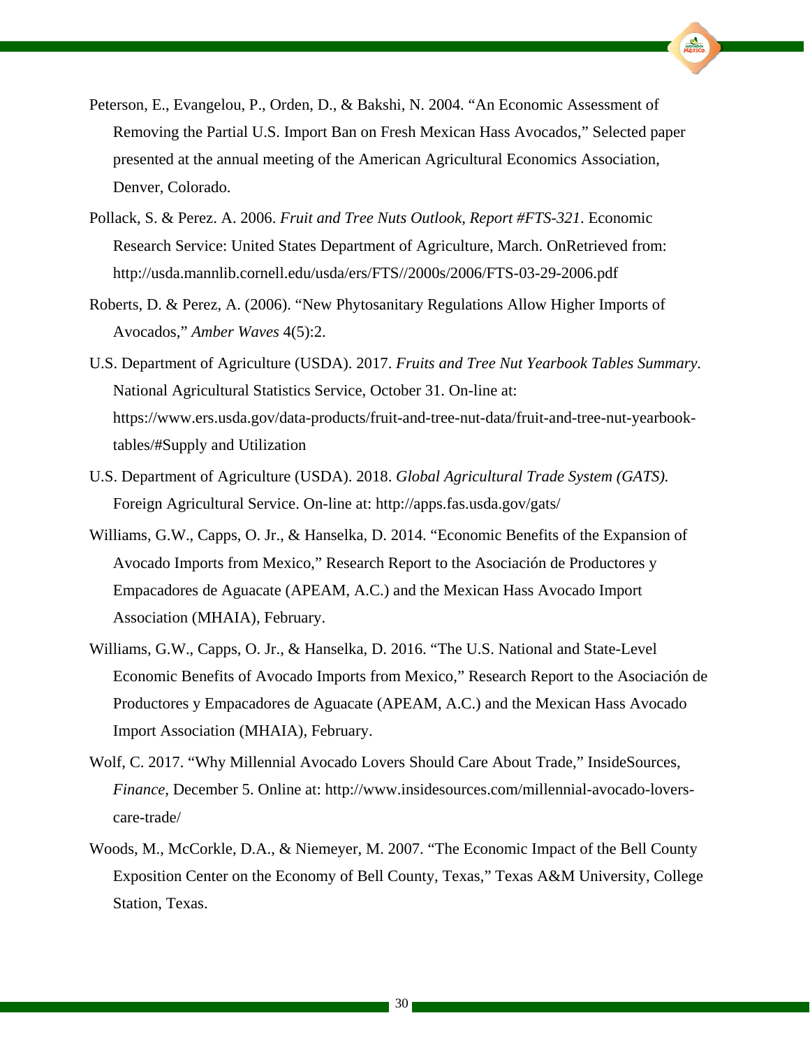Peterson, E., Evangelou, P., Orden, D., & Bakshi, N. 2004. "An Economic Assessment of Removing the Partial U.S. Import Ban on Fresh Mexican Hass Avocados," Selected paper presented at the annual meeting of the American Agricultural Economics Association, Denver, Colorado.

Pollack, S. & Perez. A. 2006. *Fruit and Tree Nuts Outlook, Report #FTS-321*. Economic Research Service: United States Department of Agriculture, March. OnRetrieved from: http://usda.mannlib.cornell.edu/usda/ers/FTS//2000s/2006/FTS-03-29-2006.pdf

Roberts, D. & Perez, A. (2006). "New Phytosanitary Regulations Allow Higher Imports of Avocados," *Amber Waves* 4(5):2.

U.S. Department of Agriculture (USDA). 2017. *Fruits and Tree Nut Yearbook Tables Summary.* National Agricultural Statistics Service, October 31. On-line at: https://www.ers.usda.gov/data-products/fruit-and-tree-nut-data/fruit-and-tree-nut-yearbook-tables/#Supply and Utilization

U.S. Department of Agriculture (USDA). 2018. *Global Agricultural Trade System (GATS).* Foreign Agricultural Service. On-line at: http://apps.fas.usda.gov/gats/

Williams, G.W., Capps, O. Jr., & Hanselka, D. 2014. "Economic Benefits of the Expansion of Avocado Imports from Mexico," Research Report to the Asociación de Productores y Empacadores de Aguacate (APEAM, A.C.) and the Mexican Hass Avocado Import Association (MHAIA), February.

Williams, G.W., Capps, O. Jr., & Hanselka, D. 2016. "The U.S. National and State-Level Economic Benefits of Avocado Imports from Mexico," Research Report to the Asociación de Productores y Empacadores de Aguacate (APEAM, A.C.) and the Mexican Hass Avocado Import Association (MHAIA), February.

Wolf, C. 2017. "Why Millennial Avocado Lovers Should Care About Trade," InsideSources, *Finance,* December 5. Online at: http://www.insidesources.com/millennial-avocado-lovers-care-trade/

Woods, M., McCorkle, D.A., & Niemeyer, M. 2007. "The Economic Impact of the Bell County Exposition Center on the Economy of Bell County, Texas," Texas A&M University, College Station, Texas.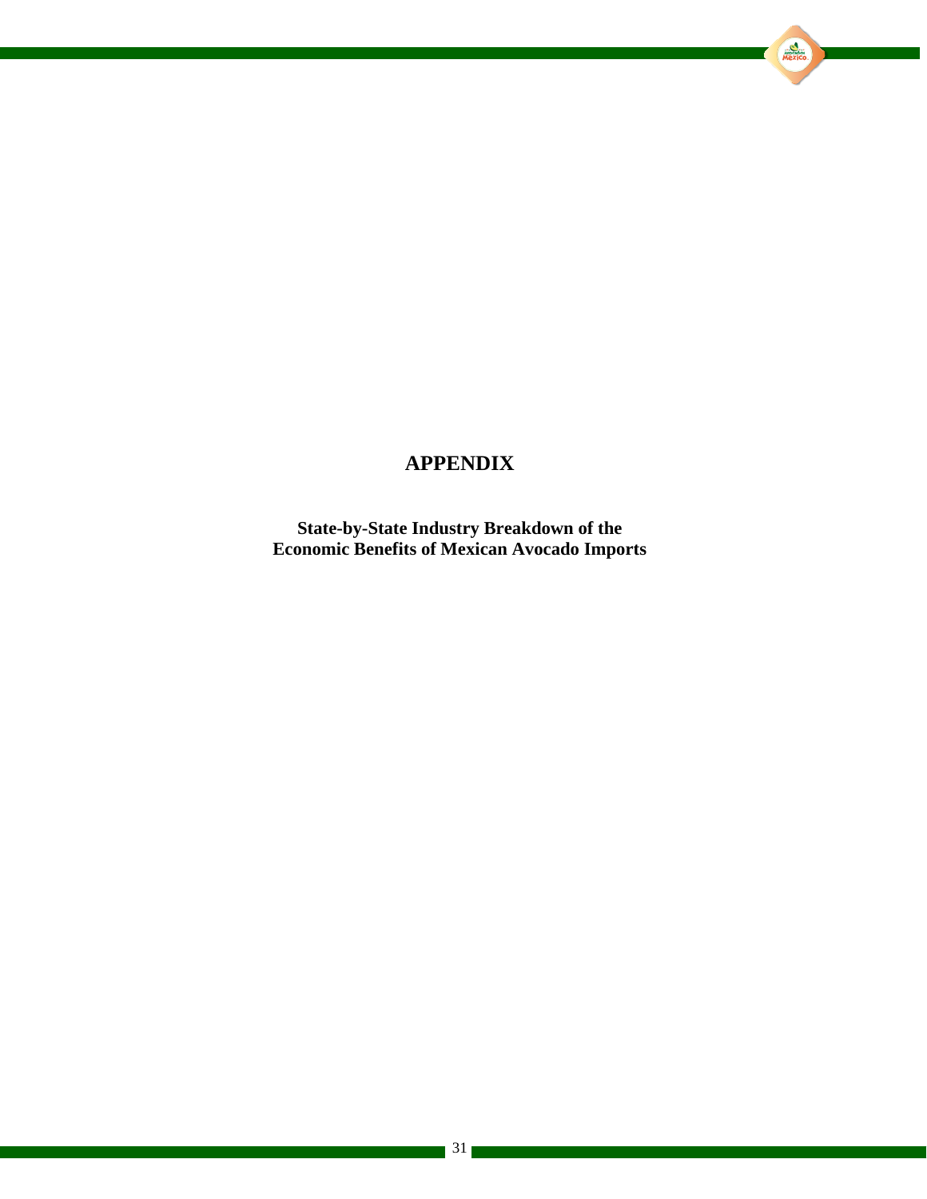# APPENDIX

**State-by-State Industry Breakdown of the Economic Benefits of Mexican Avocado Imports**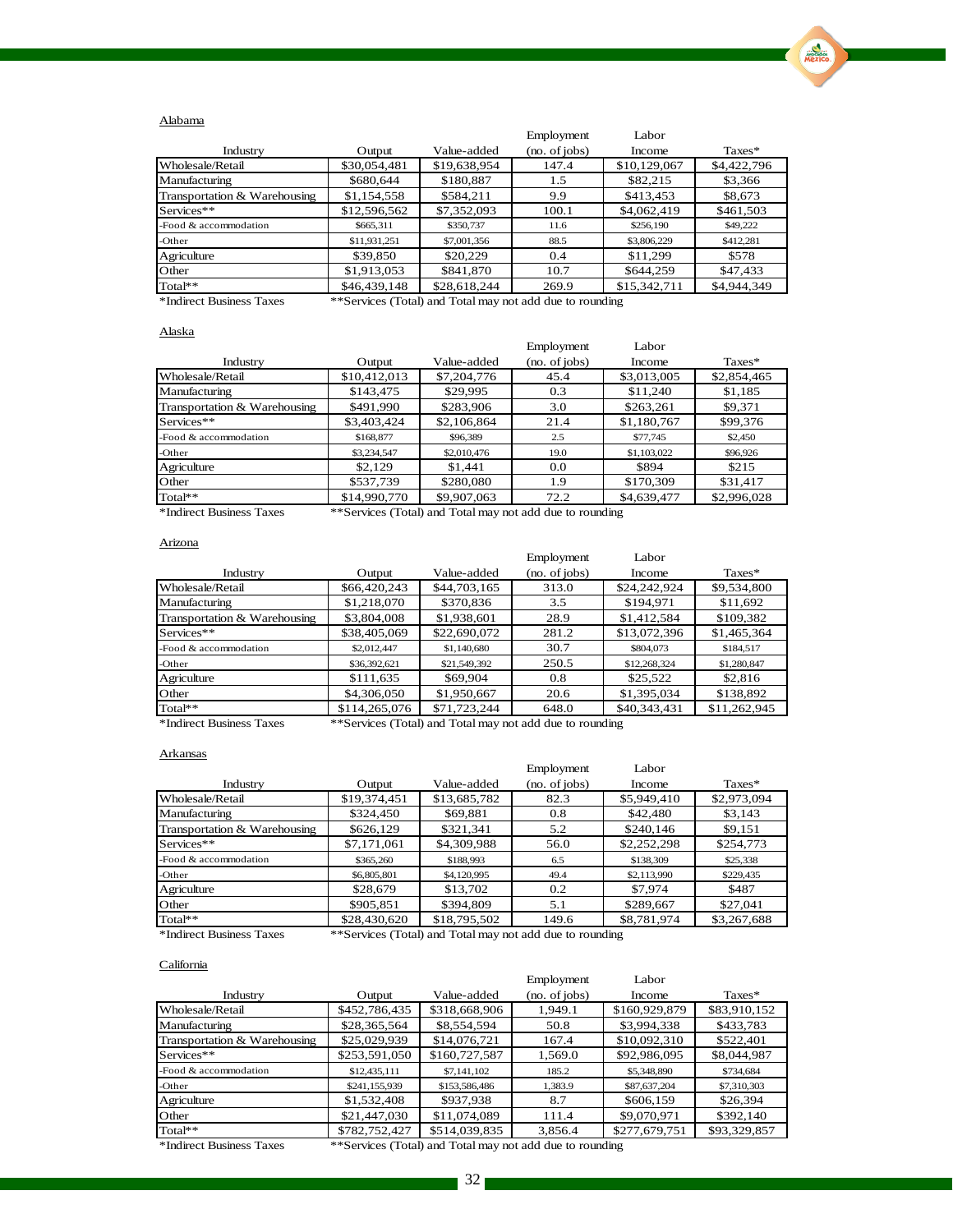Alabama

| Industry | Output | Value-added | Employment (no. of jobs) | Labor Income | Taxes* |
|---|---|---|---|---|---|
| Wholesale/Retail | $30,054,481 | $19,638,954 | 147.4 | $10,129,067 | $4,422,796 |
| Manufacturing | $680,644 | $180,887 | 1.5 | $82,215 | $3,366 |
| Transportation & Warehousing | $1,154,558 | $584,211 | 9.9 | $413,453 | $8,673 |
| Services** | $12,596,562 | $7,352,093 | 100.1 | $4,062,419 | $461,503 |
| -Food & accommodation | $665,311 | $350,737 | 11.6 | $256,190 | $49,222 |
| -Other | $11,931,251 | $7,001,356 | 88.5 | $3,806,229 | $412,281 |
| Agriculture | $39,850 | $20,229 | 0.4 | $11,299 | $578 |
| Other | $1,913,053 | $841,870 | 10.7 | $644,259 | $47,433 |
| Total** | $46,439,148 | $28,618,244 | 269.9 | $15,342,711 | $4,944,349 |

*Indirect Business Taxes  **Services (Total) and Total may not add due to rounding

Alaska

| Industry | Output | Value-added | Employment (no. of jobs) | Labor Income | Taxes* |
|---|---|---|---|---|---|
| Wholesale/Retail | $10,412,013 | $7,204,776 | 45.4 | $3,013,005 | $2,854,465 |
| Manufacturing | $143,475 | $29,995 | 0.3 | $11,240 | $1,185 |
| Transportation & Warehousing | $491,990 | $283,906 | 3.0 | $263,261 | $9,371 |
| Services** | $3,403,424 | $2,106,864 | 21.4 | $1,180,767 | $99,376 |
| -Food & accommodation | $168,877 | $96,389 | 2.5 | $77,745 | $2,450 |
| -Other | $3,234,547 | $2,010,476 | 19.0 | $1,103,022 | $96,926 |
| Agriculture | $2,129 | $1,441 | 0.0 | $894 | $215 |
| Other | $537,739 | $280,080 | 1.9 | $170,309 | $31,417 |
| Total** | $14,990,770 | $9,907,063 | 72.2 | $4,639,477 | $2,996,028 |

*Indirect Business Taxes  **Services (Total) and Total may not add due to rounding

Arizona

| Industry | Output | Value-added | Employment (no. of jobs) | Labor Income | Taxes* |
|---|---|---|---|---|---|
| Wholesale/Retail | $66,420,243 | $44,703,165 | 313.0 | $24,242,924 | $9,534,800 |
| Manufacturing | $1,218,070 | $370,836 | 3.5 | $194,971 | $11,692 |
| Transportation & Warehousing | $3,804,008 | $1,938,601 | 28.9 | $1,412,584 | $109,382 |
| Services** | $38,405,069 | $22,690,072 | 281.2 | $13,072,396 | $1,465,364 |
| -Food & accommodation | $2,012,447 | $1,140,680 | 30.7 | $804,073 | $184,517 |
| -Other | $36,392,621 | $21,549,392 | 250.5 | $12,268,324 | $1,280,847 |
| Agriculture | $111,635 | $69,904 | 0.8 | $25,522 | $2,816 |
| Other | $4,306,050 | $1,950,667 | 20.6 | $1,395,034 | $138,892 |
| Total** | $114,265,076 | $71,723,244 | 648.0 | $40,343,431 | $11,262,945 |

*Indirect Business Taxes  **Services (Total) and Total may not add due to rounding

Arkansas

| Industry | Output | Value-added | Employment (no. of jobs) | Labor Income | Taxes* |
|---|---|---|---|---|---|
| Wholesale/Retail | $19,374,451 | $13,685,782 | 82.3 | $5,949,410 | $2,973,094 |
| Manufacturing | $324,450 | $69,881 | 0.8 | $42,480 | $3,143 |
| Transportation & Warehousing | $626,129 | $321,341 | 5.2 | $240,146 | $9,151 |
| Services** | $7,171,061 | $4,309,988 | 56.0 | $2,252,298 | $254,773 |
| -Food & accommodation | $365,260 | $188,993 | 6.5 | $138,309 | $25,338 |
| -Other | $6,805,801 | $4,120,995 | 49.4 | $2,113,990 | $229,435 |
| Agriculture | $28,679 | $13,702 | 0.2 | $7,974 | $487 |
| Other | $905,851 | $394,809 | 5.1 | $289,667 | $27,041 |
| Total** | $28,430,620 | $18,795,502 | 149.6 | $8,781,974 | $3,267,688 |

*Indirect Business Taxes  **Services (Total) and Total may not add due to rounding

California

| Industry | Output | Value-added | Employment (no. of jobs) | Labor Income | Taxes* |
|---|---|---|---|---|---|
| Wholesale/Retail | $452,786,435 | $318,668,906 | 1,949.1 | $160,929,879 | $83,910,152 |
| Manufacturing | $28,365,564 | $8,554,594 | 50.8 | $3,994,338 | $433,783 |
| Transportation & Warehousing | $25,029,939 | $14,076,721 | 167.4 | $10,092,310 | $522,401 |
| Services** | $253,591,050 | $160,727,587 | 1,569.0 | $92,986,095 | $8,044,987 |
| -Food & accommodation | $12,435,111 | $7,141,102 | 185.2 | $5,348,890 | $734,684 |
| -Other | $241,155,939 | $153,586,486 | 1,383.9 | $87,637,204 | $7,310,303 |
| Agriculture | $1,532,408 | $937,938 | 8.7 | $606,159 | $26,394 |
| Other | $21,447,030 | $11,074,089 | 111.4 | $9,070,971 | $392,140 |
| Total** | $782,752,427 | $514,039,835 | 3,856.4 | $277,679,751 | $93,329,857 |

*Indirect Business Taxes  **Services (Total) and Total may not add due to rounding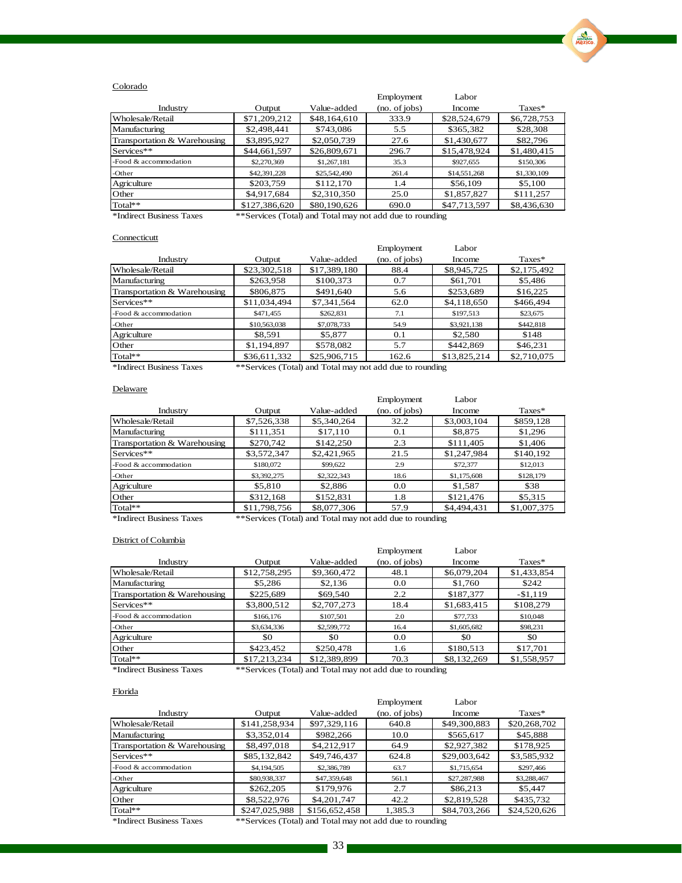Colorado

| Industry | Output | Value-added | Employment (no. of jobs) | Labor Income | Taxes* |
|---|---|---|---|---|---|
| Wholesale/Retail | $71,209,212 | $48,164,610 | 333.9 | $28,524,679 | $6,728,753 |
| Manufacturing | $2,498,441 | $743,086 | 5.5 | $365,382 | $28,308 |
| Transportation & Warehousing | $3,895,927 | $2,050,739 | 27.6 | $1,430,677 | $82,796 |
| Services** | $44,661,597 | $26,809,671 | 296.7 | $15,478,924 | $1,480,415 |
| -Food & accommodation | $2,270,369 | $1,267,181 | 35.3 | $927,655 | $150,306 |
| -Other | $42,391,228 | $25,542,490 | 261.4 | $14,551,268 | $1,330,109 |
| Agriculture | $203,759 | $112,170 | 1.4 | $56,109 | $5,100 |
| Other | $4,917,684 | $2,310,350 | 25.0 | $1,857,827 | $111,257 |
| Total** | $127,386,620 | $80,190,626 | 690.0 | $47,713,597 | $8,436,630 |

*Indirect Business Taxes **Services (Total) and Total may not add due to rounding

Connecticutt

| Industry | Output | Value-added | Employment (no. of jobs) | Labor Income | Taxes* |
|---|---|---|---|---|---|
| Wholesale/Retail | $23,302,518 | $17,389,180 | 88.4 | $8,945,725 | $2,175,492 |
| Manufacturing | $263,958 | $100,373 | 0.7 | $61,701 | $5,486 |
| Transportation & Warehousing | $806,875 | $491,640 | 5.6 | $253,689 | $16,225 |
| Services** | $11,034,494 | $7,341,564 | 62.0 | $4,118,650 | $466,494 |
| -Food & accommodation | $471,455 | $262,831 | 7.1 | $197,513 | $23,675 |
| -Other | $10,563,038 | $7,078,733 | 54.9 | $3,921,138 | $442,818 |
| Agriculture | $8,591 | $5,877 | 0.1 | $2,580 | $148 |
| Other | $1,194,897 | $578,082 | 5.7 | $442,869 | $46,231 |
| Total** | $36,611,332 | $25,906,715 | 162.6 | $13,825,214 | $2,710,075 |

*Indirect Business Taxes **Services (Total) and Total may not add due to rounding

Delaware

| Industry | Output | Value-added | Employment (no. of jobs) | Labor Income | Taxes* |
|---|---|---|---|---|---|
| Wholesale/Retail | $7,526,338 | $5,340,264 | 32.2 | $3,003,104 | $859,128 |
| Manufacturing | $111,351 | $17,110 | 0.1 | $8,875 | $1,296 |
| Transportation & Warehousing | $270,742 | $142,250 | 2.3 | $111,405 | $1,406 |
| Services** | $3,572,347 | $2,421,965 | 21.5 | $1,247,984 | $140,192 |
| -Food & accommodation | $180,072 | $99,622 | 2.9 | $72,377 | $12,013 |
| -Other | $3,392,275 | $2,322,343 | 18.6 | $1,175,608 | $128,179 |
| Agriculture | $5,810 | $2,886 | 0.0 | $1,587 | $38 |
| Other | $312,168 | $152,831 | 1.8 | $121,476 | $5,315 |
| Total** | $11,798,756 | $8,077,306 | 57.9 | $4,494,431 | $1,007,375 |

*Indirect Business Taxes **Services (Total) and Total may not add due to rounding

District of Columbia

| Industry | Output | Value-added | Employment (no. of jobs) | Labor Income | Taxes* |
|---|---|---|---|---|---|
| Wholesale/Retail | $12,758,295 | $9,360,472 | 48.1 | $6,079,204 | $1,433,854 |
| Manufacturing | $5,286 | $2,136 | 0.0 | $1,760 | $242 |
| Transportation & Warehousing | $225,689 | $69,540 | 2.2 | $187,377 | -$1,119 |
| Services** | $3,800,512 | $2,707,273 | 18.4 | $1,683,415 | $108,279 |
| -Food & accommodation | $166,176 | $107,501 | 2.0 | $77,733 | $10,048 |
| -Other | $3,634,336 | $2,599,772 | 16.4 | $1,605,682 | $98,231 |
| Agriculture | $0 | $0 | 0.0 | $0 | $0 |
| Other | $423,452 | $250,478 | 1.6 | $180,513 | $17,701 |
| Total** | $17,213,234 | $12,389,899 | 70.3 | $8,132,269 | $1,558,957 |

*Indirect Business Taxes **Services (Total) and Total may not add due to rounding

Florida

| Industry | Output | Value-added | Employment (no. of jobs) | Labor Income | Taxes* |
|---|---|---|---|---|---|
| Wholesale/Retail | $141,258,934 | $97,329,116 | 640.8 | $49,300,883 | $20,268,702 |
| Manufacturing | $3,352,014 | $982,266 | 10.0 | $565,617 | $45,888 |
| Transportation & Warehousing | $8,497,018 | $4,212,917 | 64.9 | $2,927,382 | $178,925 |
| Services** | $85,132,842 | $49,746,437 | 624.8 | $29,003,642 | $3,585,932 |
| -Food & accommodation | $4,194,505 | $2,386,789 | 63.7 | $1,715,654 | $297,466 |
| -Other | $80,938,337 | $47,359,648 | 561.1 | $27,287,988 | $3,288,467 |
| Agriculture | $262,205 | $179,976 | 2.7 | $86,213 | $5,447 |
| Other | $8,522,976 | $4,201,747 | 42.2 | $2,819,528 | $435,732 |
| Total** | $247,025,988 | $156,652,458 | 1,385.3 | $84,703,266 | $24,520,626 |

*Indirect Business Taxes **Services (Total) and Total may not add due to rounding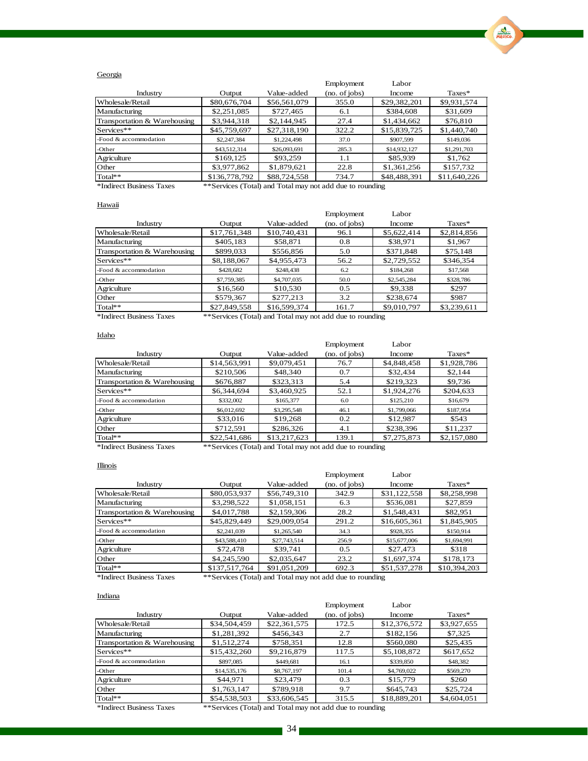Georgia

| Industry | Output | Value-added | Employment (no. of jobs) | Labor Income | Taxes* |
|---|---|---|---|---|---|
| Wholesale/Retail | $80,676,704 | $56,561,079 | 355.0 | $29,382,201 | $9,931,574 |
| Manufacturing | $2,251,085 | $727,465 | 6.1 | $384,608 | $31,609 |
| Transportation & Warehousing | $3,944,318 | $2,144,945 | 27.4 | $1,434,662 | $76,810 |
| Services** | $45,759,697 | $27,318,190 | 322.2 | $15,839,725 | $1,440,740 |
| -Food & accommodation | $2,247,384 | $1,224,498 | 37.0 | $907,599 | $149,036 |
| -Other | $43,512,314 | $26,093,691 | 285.3 | $14,932,127 | $1,291,703 |
| Agriculture | $169,125 | $93,259 | 1.1 | $85,939 | $1,762 |
| Other | $3,977,862 | $1,879,621 | 22.8 | $1,361,256 | $157,732 |
| Total** | $136,778,792 | $88,724,558 | 734.7 | $48,488,391 | $11,640,226 |

*Indirect Business Taxes **Services (Total) and Total may not add due to rounding

Hawaii

| Industry | Output | Value-added | Employment (no. of jobs) | Labor Income | Taxes* |
|---|---|---|---|---|---|
| Wholesale/Retail | $17,761,348 | $10,740,431 | 96.1 | $5,622,414 | $2,814,856 |
| Manufacturing | $405,183 | $58,871 | 0.8 | $38,971 | $1,967 |
| Transportation & Warehousing | $899,033 | $556,856 | 5.0 | $371,848 | $75,148 |
| Services** | $8,188,067 | $4,955,473 | 56.2 | $2,729,552 | $346,354 |
| -Food & accommodation | $428,682 | $248,438 | 6.2 | $184,268 | $17,568 |
| -Other | $7,759,385 | $4,707,035 | 50.0 | $2,545,284 | $328,786 |
| Agriculture | $16,560 | $10,530 | 0.5 | $9,338 | $297 |
| Other | $579,367 | $277,213 | 3.2 | $238,674 | $987 |
| Total** | $27,849,558 | $16,599,374 | 161.7 | $9,010,797 | $3,239,611 |

*Indirect Business Taxes **Services (Total) and Total may not add due to rounding

Idaho

| Industry | Output | Value-added | Employment (no. of jobs) | Labor Income | Taxes* |
|---|---|---|---|---|---|
| Wholesale/Retail | $14,563,991 | $9,079,451 | 76.7 | $4,848,458 | $1,928,786 |
| Manufacturing | $210,506 | $48,340 | 0.7 | $32,434 | $2,144 |
| Transportation & Warehousing | $676,887 | $323,313 | 5.4 | $219,323 | $9,736 |
| Services** | $6,344,694 | $3,460,925 | 52.1 | $1,924,276 | $204,633 |
| -Food & accommodation | $332,002 | $165,377 | 6.0 | $125,210 | $16,679 |
| -Other | $6,012,692 | $3,295,548 | 46.1 | $1,799,066 | $187,954 |
| Agriculture | $33,016 | $19,268 | 0.2 | $12,987 | $543 |
| Other | $712,591 | $286,326 | 4.1 | $238,396 | $11,237 |
| Total** | $22,541,686 | $13,217,623 | 139.1 | $7,275,873 | $2,157,080 |

*Indirect Business Taxes **Services (Total) and Total may not add due to rounding

Illinois

| Industry | Output | Value-added | Employment (no. of jobs) | Labor Income | Taxes* |
|---|---|---|---|---|---|
| Wholesale/Retail | $80,053,937 | $56,749,310 | 342.9 | $31,122,558 | $8,258,998 |
| Manufacturing | $3,298,522 | $1,058,151 | 6.3 | $536,081 | $27,859 |
| Transportation & Warehousing | $4,017,788 | $2,159,306 | 28.2 | $1,548,431 | $82,951 |
| Services** | $45,829,449 | $29,009,054 | 291.2 | $16,605,361 | $1,845,905 |
| -Food & accommodation | $2,241,039 | $1,265,540 | 34.3 | $928,355 | $150,914 |
| -Other | $43,588,410 | $27,743,514 | 256.9 | $15,677,006 | $1,694,991 |
| Agriculture | $72,478 | $39,741 | 0.5 | $27,473 | $318 |
| Other | $4,245,590 | $2,035,647 | 23.2 | $1,697,374 | $178,173 |
| Total** | $137,517,764 | $91,051,209 | 692.3 | $51,537,278 | $10,394,203 |

*Indirect Business Taxes **Services (Total) and Total may not add due to rounding

Indiana

| Industry | Output | Value-added | Employment (no. of jobs) | Labor Income | Taxes* |
|---|---|---|---|---|---|
| Wholesale/Retail | $34,504,459 | $22,361,575 | 172.5 | $12,376,572 | $3,927,655 |
| Manufacturing | $1,281,392 | $456,343 | 2.7 | $182,156 | $7,325 |
| Transportation & Warehousing | $1,512,274 | $758,351 | 12.8 | $560,080 | $25,435 |
| Services** | $15,432,260 | $9,216,879 | 117.5 | $5,108,872 | $617,652 |
| -Food & accommodation | $897,085 | $449,681 | 16.1 | $339,850 | $48,382 |
| -Other | $14,535,176 | $8,767,197 | 101.4 | $4,769,022 | $569,270 |
| Agriculture | $44,971 | $23,479 | 0.3 | $15,779 | $260 |
| Other | $1,763,147 | $789,918 | 9.7 | $645,743 | $25,724 |
| Total** | $54,538,503 | $33,606,545 | 315.5 | $18,889,201 | $4,604,051 |

*Indirect Business Taxes **Services (Total) and Total may not add due to rounding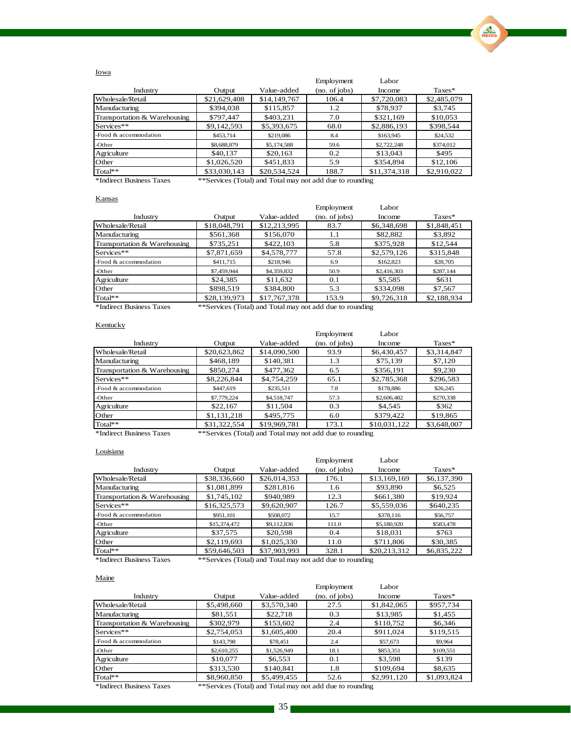Iowa

| Industry | Output | Value-added | Employment (no. of jobs) | Labor Income | Taxes* |
|---|---|---|---|---|---|
| Wholesale/Retail | $21,629,408 | $14,149,767 | 106.4 | $7,720,083 | $2,485,079 |
| Manufacturing | $394,038 | $115,857 | 1.2 | $78,937 | $3,745 |
| Transportation & Warehousing | $797,447 | $403,231 | 7.0 | $321,169 | $10,053 |
| Services** | $9,142,593 | $5,393,675 | 68.0 | $2,886,193 | $398,544 |
| -Food & accommodation | $453,714 | $219,086 | 8.4 | $163,945 | $24,532 |
| -Other | $8,688,879 | $5,174,588 | 59.6 | $2,722,248 | $374,012 |
| Agriculture | $40,137 | $20,163 | 0.2 | $13,043 | $495 |
| Other | $1,026,520 | $451,833 | 5.9 | $354,894 | $12,106 |
| Total** | $33,030,143 | $20,534,524 | 188.7 | $11,374,318 | $2,910,022 |

*Indirect Business Taxes **Services (Total) and Total may not add due to rounding

Kansas

| Industry | Output | Value-added | Employment (no. of jobs) | Labor Income | Taxes* |
|---|---|---|---|---|---|
| Wholesale/Retail | $18,048,791 | $12,213,995 | 83.7 | $6,348,698 | $1,848,451 |
| Manufacturing | $561,368 | $156,070 | 1.1 | $82,882 | $3,892 |
| Transportation & Warehousing | $735,251 | $422,103 | 5.8 | $375,928 | $12,544 |
| Services** | $7,871,659 | $4,578,777 | 57.8 | $2,579,126 | $315,848 |
| -Food & accommodation | $411,715 | $218,946 | 6.9 | $162,823 | $28,705 |
| -Other | $7,459,944 | $4,359,832 | 50.9 | $2,416,303 | $287,144 |
| Agriculture | $24,385 | $11,632 | 0.1 | $5,585 | $631 |
| Other | $898,519 | $384,800 | 5.3 | $334,098 | $7,567 |
| Total** | $28,139,973 | $17,767,378 | 153.9 | $9,726,318 | $2,188,934 |

*Indirect Business Taxes **Services (Total) and Total may not add due to rounding

Kentucky

| Industry | Output | Value-added | Employment (no. of jobs) | Labor Income | Taxes* |
|---|---|---|---|---|---|
| Wholesale/Retail | $20,623,862 | $14,090,500 | 93.9 | $6,430,457 | $3,314,847 |
| Manufacturing | $468,189 | $140,381 | 1.3 | $75,139 | $7,120 |
| Transportation & Warehousing | $850,274 | $477,362 | 6.5 | $356,191 | $9,230 |
| Services** | $8,226,844 | $4,754,259 | 65.1 | $2,785,368 | $296,583 |
| -Food & accommodation | $447,619 | $235,511 | 7.8 | $178,886 | $26,245 |
| -Other | $7,779,224 | $4,518,747 | 57.3 | $2,606,482 | $270,338 |
| Agriculture | $22,167 | $11,504 | 0.3 | $4,545 | $362 |
| Other | $1,131,218 | $495,775 | 6.0 | $379,422 | $19,865 |
| Total** | $31,322,554 | $19,969,781 | 173.1 | $10,031,122 | $3,648,007 |

*Indirect Business Taxes **Services (Total) and Total may not add due to rounding

Louisiana

| Industry | Output | Value-added | Employment (no. of jobs) | Labor Income | Taxes* |
|---|---|---|---|---|---|
| Wholesale/Retail | $38,336,660 | $26,014,353 | 176.1 | $13,169,169 | $6,137,390 |
| Manufacturing | $1,081,899 | $281,816 | 1.6 | $93,890 | $6,525 |
| Transportation & Warehousing | $1,745,102 | $940,989 | 12.3 | $661,380 | $19,924 |
| Services** | $16,325,573 | $9,620,907 | 126.7 | $5,559,036 | $640,235 |
| -Food & accommodation | $951,101 | $508,072 | 15.7 | $378,116 | $56,757 |
| -Other | $15,374,472 | $9,112,836 | 111.0 | $5,180,920 | $583,478 |
| Agriculture | $37,575 | $20,598 | 0.4 | $18,031 | $763 |
| Other | $2,119,693 | $1,025,330 | 11.0 | $711,806 | $30,385 |
| Total** | $59,646,503 | $37,903,993 | 328.1 | $20,213,312 | $6,835,222 |

*Indirect Business Taxes **Services (Total) and Total may not add due to rounding

Maine

| Industry | Output | Value-added | Employment (no. of jobs) | Labor Income | Taxes* |
|---|---|---|---|---|---|
| Wholesale/Retail | $5,498,660 | $3,570,340 | 27.5 | $1,842,065 | $957,734 |
| Manufacturing | $81,551 | $22,718 | 0.3 | $13,985 | $1,455 |
| Transportation & Warehousing | $302,979 | $153,602 | 2.4 | $110,752 | $6,346 |
| Services** | $2,754,053 | $1,605,400 | 20.4 | $911,024 | $119,515 |
| -Food & accommodation | $143,798 | $78,451 | 2.4 | $57,673 | $9,964 |
| -Other | $2,610,255 | $1,526,949 | 18.1 | $853,351 | $109,551 |
| Agriculture | $10,077 | $6,553 | 0.1 | $3,598 | $139 |
| Other | $313,530 | $140,841 | 1.8 | $109,694 | $8,635 |
| Total** | $8,960,850 | $5,499,455 | 52.6 | $2,991,120 | $1,093,824 |

*Indirect Business Taxes **Services (Total) and Total may not add due to rounding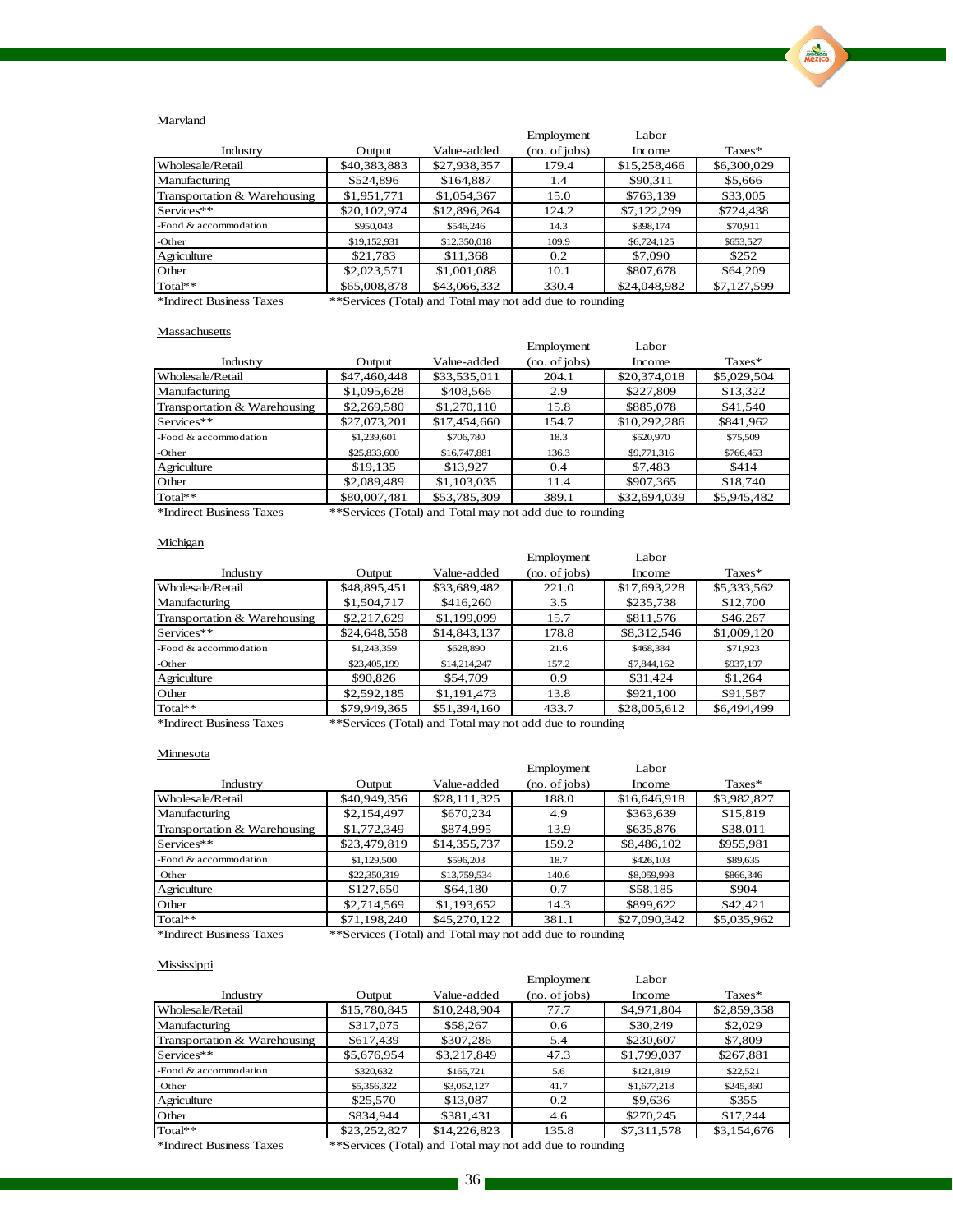Maryland

| Industry | Output | Value-added | Employment (no. of jobs) | Labor Income | Taxes* |
|---|---|---|---|---|---|
| Wholesale/Retail | $40,383,883 | $27,938,357 | 179.4 | $15,258,466 | $6,300,029 |
| Manufacturing | $524,896 | $164,887 | 1.4 | $90,311 | $5,666 |
| Transportation & Warehousing | $1,951,771 | $1,054,367 | 15.0 | $763,139 | $33,005 |
| Services** | $20,102,974 | $12,896,264 | 124.2 | $7,122,299 | $724,438 |
| -Food & accommodation | $950,043 | $546,246 | 14.3 | $398,174 | $70,911 |
| -Other | $19,152,931 | $12,350,018 | 109.9 | $6,724,125 | $653,527 |
| Agriculture | $21,783 | $11,368 | 0.2 | $7,090 | $252 |
| Other | $2,023,571 | $1,001,088 | 10.1 | $807,678 | $64,209 |
| Total** | $65,008,878 | $43,066,332 | 330.4 | $24,048,982 | $7,127,599 |

*Indirect Business Taxes **Services (Total) and Total may not add due to rounding

Massachusetts

| Industry | Output | Value-added | Employment (no. of jobs) | Labor Income | Taxes* |
|---|---|---|---|---|---|
| Wholesale/Retail | $47,460,448 | $33,535,011 | 204.1 | $20,374,018 | $5,029,504 |
| Manufacturing | $1,095,628 | $408,566 | 2.9 | $227,809 | $13,322 |
| Transportation & Warehousing | $2,269,580 | $1,270,110 | 15.8 | $885,078 | $41,540 |
| Services** | $27,073,201 | $17,454,660 | 154.7 | $10,292,286 | $841,962 |
| -Food & accommodation | $1,239,601 | $706,780 | 18.3 | $520,970 | $75,509 |
| -Other | $25,833,600 | $16,747,881 | 136.3 | $9,771,316 | $766,453 |
| Agriculture | $19,135 | $13,927 | 0.4 | $7,483 | $414 |
| Other | $2,089,489 | $1,103,035 | 11.4 | $907,365 | $18,740 |
| Total** | $80,007,481 | $53,785,309 | 389.1 | $32,694,039 | $5,945,482 |

*Indirect Business Taxes **Services (Total) and Total may not add due to rounding

Michigan

| Industry | Output | Value-added | Employment (no. of jobs) | Labor Income | Taxes* |
|---|---|---|---|---|---|
| Wholesale/Retail | $48,895,451 | $33,689,482 | 221.0 | $17,693,228 | $5,333,562 |
| Manufacturing | $1,504,717 | $416,260 | 3.5 | $235,738 | $12,700 |
| Transportation & Warehousing | $2,217,629 | $1,199,099 | 15.7 | $811,576 | $46,267 |
| Services** | $24,648,558 | $14,843,137 | 178.8 | $8,312,546 | $1,009,120 |
| -Food & accommodation | $1,243,359 | $628,890 | 21.6 | $468,384 | $71,923 |
| -Other | $23,405,199 | $14,214,247 | 157.2 | $7,844,162 | $937,197 |
| Agriculture | $90,826 | $54,709 | 0.9 | $31,424 | $1,264 |
| Other | $2,592,185 | $1,191,473 | 13.8 | $921,100 | $91,587 |
| Total** | $79,949,365 | $51,394,160 | 433.7 | $28,005,612 | $6,494,499 |

*Indirect Business Taxes **Services (Total) and Total may not add due to rounding

Minnesota

| Industry | Output | Value-added | Employment (no. of jobs) | Labor Income | Taxes* |
|---|---|---|---|---|---|
| Wholesale/Retail | $40,949,356 | $28,111,325 | 188.0 | $16,646,918 | $3,982,827 |
| Manufacturing | $2,154,497 | $670,234 | 4.9 | $363,639 | $15,819 |
| Transportation & Warehousing | $1,772,349 | $874,995 | 13.9 | $635,876 | $38,011 |
| Services** | $23,479,819 | $14,355,737 | 159.2 | $8,486,102 | $955,981 |
| -Food & accommodation | $1,129,500 | $596,203 | 18.7 | $426,103 | $89,635 |
| -Other | $22,350,319 | $13,759,534 | 140.6 | $8,059,998 | $866,346 |
| Agriculture | $127,650 | $64,180 | 0.7 | $58,185 | $904 |
| Other | $2,714,569 | $1,193,652 | 14.3 | $899,622 | $42,421 |
| Total** | $71,198,240 | $45,270,122 | 381.1 | $27,090,342 | $5,035,962 |

*Indirect Business Taxes **Services (Total) and Total may not add due to rounding

Mississippi

| Industry | Output | Value-added | Employment (no. of jobs) | Labor Income | Taxes* |
|---|---|---|---|---|---|
| Wholesale/Retail | $15,780,845 | $10,248,904 | 77.7 | $4,971,804 | $2,859,358 |
| Manufacturing | $317,075 | $58,267 | 0.6 | $30,249 | $2,029 |
| Transportation & Warehousing | $617,439 | $307,286 | 5.4 | $230,607 | $7,809 |
| Services** | $5,676,954 | $3,217,849 | 47.3 | $1,799,037 | $267,881 |
| -Food & accommodation | $320,632 | $165,721 | 5.6 | $121,819 | $22,521 |
| -Other | $5,356,322 | $3,052,127 | 41.7 | $1,677,218 | $245,360 |
| Agriculture | $25,570 | $13,087 | 0.2 | $9,636 | $355 |
| Other | $834,944 | $381,431 | 4.6 | $270,245 | $17,244 |
| Total** | $23,252,827 | $14,226,823 | 135.8 | $7,311,578 | $3,154,676 |

*Indirect Business Taxes **Services (Total) and Total may not add due to rounding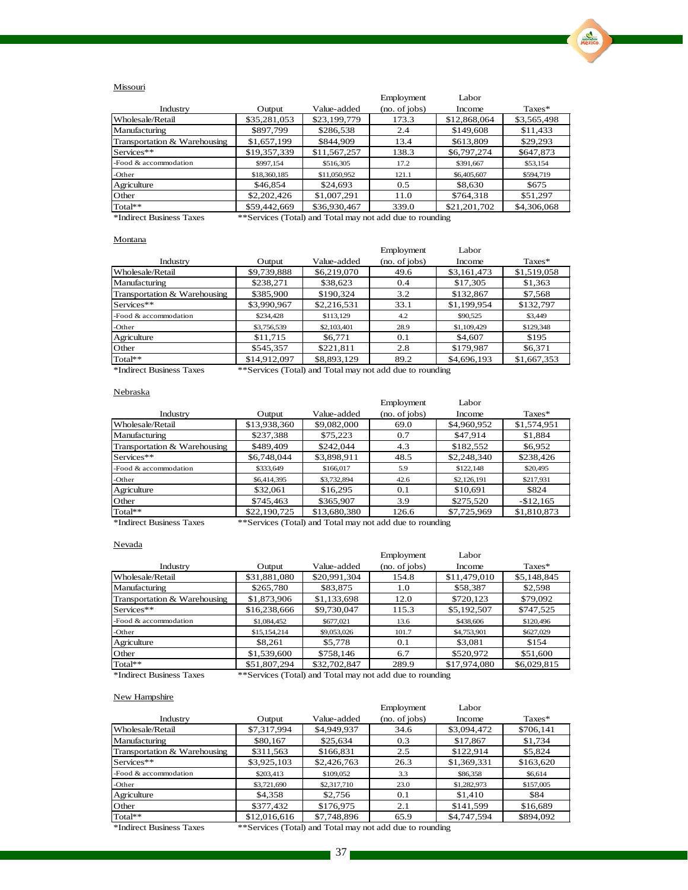Missouri

| Industry | Output | Value-added | Employment (no. of jobs) | Labor Income | Taxes* |
|---|---|---|---|---|---|
| Wholesale/Retail | $35,281,053 | $23,199,779 | 173.3 | $12,868,064 | $3,565,498 |
| Manufacturing | $897,799 | $286,538 | 2.4 | $149,608 | $11,433 |
| Transportation & Warehousing | $1,657,199 | $844,909 | 13.4 | $613,809 | $29,293 |
| Services** | $19,357,339 | $11,567,257 | 138.3 | $6,797,274 | $647,873 |
| -Food & accommodation | $997,154 | $516,305 | 17.2 | $391,667 | $53,154 |
| -Other | $18,360,185 | $11,050,952 | 121.1 | $6,405,607 | $594,719 |
| Agriculture | $46,854 | $24,693 | 0.5 | $8,630 | $675 |
| Other | $2,202,426 | $1,007,291 | 11.0 | $764,318 | $51,297 |
| Total** | $59,442,669 | $36,930,467 | 339.0 | $21,201,702 | $4,306,068 |

*Indirect Business Taxes **Services (Total) and Total may not add due to rounding

Montana

| Industry | Output | Value-added | Employment (no. of jobs) | Labor Income | Taxes* |
|---|---|---|---|---|---|
| Wholesale/Retail | $9,739,888 | $6,219,070 | 49.6 | $3,161,473 | $1,519,058 |
| Manufacturing | $238,271 | $38,623 | 0.4 | $17,305 | $1,363 |
| Transportation & Warehousing | $385,900 | $190,324 | 3.2 | $132,867 | $7,568 |
| Services** | $3,990,967 | $2,216,531 | 33.1 | $1,199,954 | $132,797 |
| -Food & accommodation | $234,428 | $113,129 | 4.2 | $90,525 | $3,449 |
| -Other | $3,756,539 | $2,103,401 | 28.9 | $1,109,429 | $129,348 |
| Agriculture | $11,715 | $6,771 | 0.1 | $4,607 | $195 |
| Other | $545,357 | $221,811 | 2.8 | $179,987 | $6,371 |
| Total** | $14,912,097 | $8,893,129 | 89.2 | $4,696,193 | $1,667,353 |

*Indirect Business Taxes **Services (Total) and Total may not add due to rounding

Nebraska

| Industry | Output | Value-added | Employment (no. of jobs) | Labor Income | Taxes* |
|---|---|---|---|---|---|
| Wholesale/Retail | $13,938,360 | $9,082,000 | 69.0 | $4,960,952 | $1,574,951 |
| Manufacturing | $237,388 | $75,223 | 0.7 | $47,914 | $1,884 |
| Transportation & Warehousing | $489,409 | $242,044 | 4.3 | $182,552 | $6,952 |
| Services** | $6,748,044 | $3,898,911 | 48.5 | $2,248,340 | $238,426 |
| -Food & accommodation | $333,649 | $166,017 | 5.9 | $122,148 | $20,495 |
| -Other | $6,414,395 | $3,732,894 | 42.6 | $2,126,191 | $217,931 |
| Agriculture | $32,061 | $16,295 | 0.1 | $10,691 | $824 |
| Other | $745,463 | $365,907 | 3.9 | $275,520 | -$12,165 |
| Total** | $22,190,725 | $13,680,380 | 126.6 | $7,725,969 | $1,810,873 |

*Indirect Business Taxes **Services (Total) and Total may not add due to rounding

Nevada

| Industry | Output | Value-added | Employment (no. of jobs) | Labor Income | Taxes* |
|---|---|---|---|---|---|
| Wholesale/Retail | $31,881,080 | $20,991,304 | 154.8 | $11,479,010 | $5,148,845 |
| Manufacturing | $265,780 | $83,875 | 1.0 | $58,387 | $2,598 |
| Transportation & Warehousing | $1,873,906 | $1,133,698 | 12.0 | $720,123 | $79,092 |
| Services** | $16,238,666 | $9,730,047 | 115.3 | $5,192,507 | $747,525 |
| -Food & accommodation | $1,084,452 | $677,021 | 13.6 | $438,606 | $120,496 |
| -Other | $15,154,214 | $9,053,026 | 101.7 | $4,753,901 | $627,029 |
| Agriculture | $8,261 | $5,778 | 0.1 | $3,081 | $154 |
| Other | $1,539,600 | $758,146 | 6.7 | $520,972 | $51,600 |
| Total** | $51,807,294 | $32,702,847 | 289.9 | $17,974,080 | $6,029,815 |

*Indirect Business Taxes **Services (Total) and Total may not add due to rounding

New Hampshire

| Industry | Output | Value-added | Employment (no. of jobs) | Labor Income | Taxes* |
|---|---|---|---|---|---|
| Wholesale/Retail | $7,317,994 | $4,949,937 | 34.6 | $3,094,472 | $706,141 |
| Manufacturing | $80,167 | $25,634 | 0.3 | $17,867 | $1,734 |
| Transportation & Warehousing | $311,563 | $166,831 | 2.5 | $122,914 | $5,824 |
| Services** | $3,925,103 | $2,426,763 | 26.3 | $1,369,331 | $163,620 |
| -Food & accommodation | $203,413 | $109,052 | 3.3 | $86,358 | $6,614 |
| -Other | $3,721,690 | $2,317,710 | 23.0 | $1,282,973 | $157,005 |
| Agriculture | $4,358 | $2,756 | 0.1 | $1,410 | $84 |
| Other | $377,432 | $176,975 | 2.1 | $141,599 | $16,689 |
| Total** | $12,016,616 | $7,748,896 | 65.9 | $4,747,594 | $894,092 |

*Indirect Business Taxes **Services (Total) and Total may not add due to rounding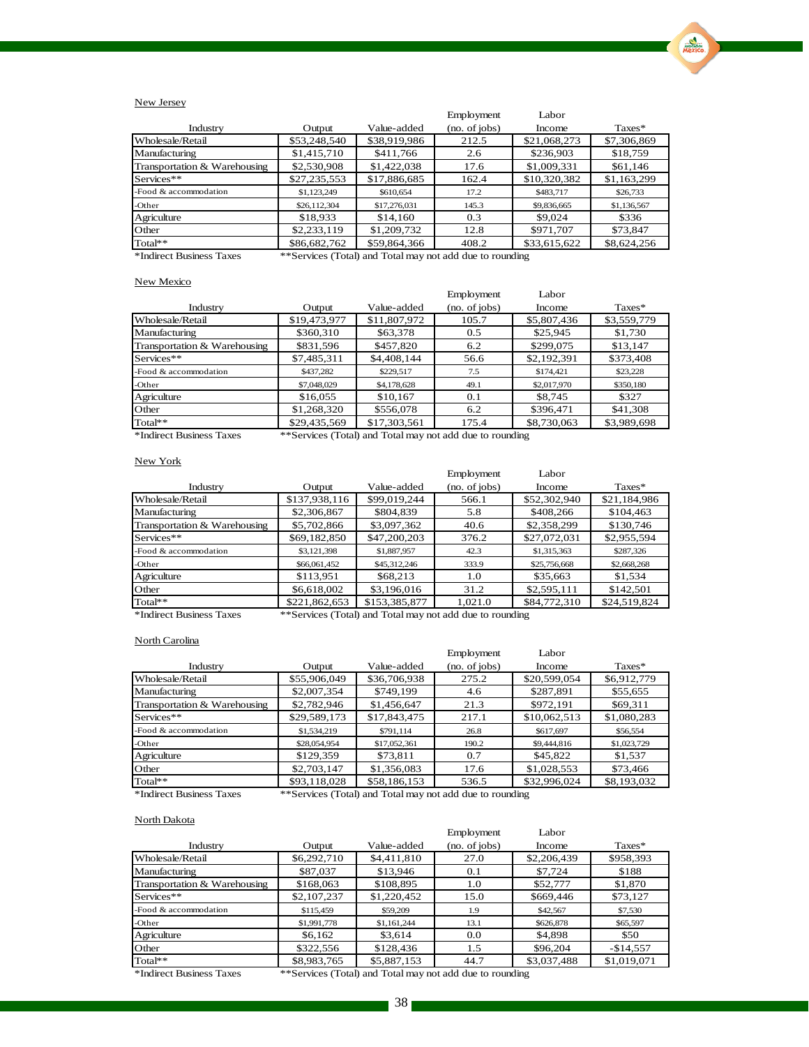New Jersey

| Industry | Output | Value-added | Employment (no. of jobs) | Labor Income | Taxes* |
|---|---|---|---|---|---|
| Wholesale/Retail | $53,248,540 | $38,919,986 | 212.5 | $21,068,273 | $7,306,869 |
| Manufacturing | $1,415,710 | $411,766 | 2.6 | $236,903 | $18,759 |
| Transportation & Warehousing | $2,530,908 | $1,422,038 | 17.6 | $1,009,331 | $61,146 |
| Services** | $27,235,553 | $17,886,685 | 162.4 | $10,320,382 | $1,163,299 |
| -Food & accommodation | $1,123,249 | $610,654 | 17.2 | $483,717 | $26,733 |
| -Other | $26,112,304 | $17,276,031 | 145.3 | $9,836,665 | $1,136,567 |
| Agriculture | $18,933 | $14,160 | 0.3 | $9,024 | $336 |
| Other | $2,233,119 | $1,209,732 | 12.8 | $971,707 | $73,847 |
| Total** | $86,682,762 | $59,864,366 | 408.2 | $33,615,622 | $8,624,256 |

*Indirect Business Taxes **Services (Total) and Total may not add due to rounding

New Mexico

| Industry | Output | Value-added | Employment (no. of jobs) | Labor Income | Taxes* |
|---|---|---|---|---|---|
| Wholesale/Retail | $19,473,977 | $11,807,972 | 105.7 | $5,807,436 | $3,559,779 |
| Manufacturing | $360,310 | $63,378 | 0.5 | $25,945 | $1,730 |
| Transportation & Warehousing | $831,596 | $457,820 | 6.2 | $299,075 | $13,147 |
| Services** | $7,485,311 | $4,408,144 | 56.6 | $2,192,391 | $373,408 |
| -Food & accommodation | $437,282 | $229,517 | 7.5 | $174,421 | $23,228 |
| -Other | $7,048,029 | $4,178,628 | 49.1 | $2,017,970 | $350,180 |
| Agriculture | $16,055 | $10,167 | 0.1 | $8,745 | $327 |
| Other | $1,268,320 | $556,078 | 6.2 | $396,471 | $41,308 |
| Total** | $29,435,569 | $17,303,561 | 175.4 | $8,730,063 | $3,989,698 |

*Indirect Business Taxes **Services (Total) and Total may not add due to rounding

New York

| Industry | Output | Value-added | Employment (no. of jobs) | Labor Income | Taxes* |
|---|---|---|---|---|---|
| Wholesale/Retail | $137,938,116 | $99,019,244 | 566.1 | $52,302,940 | $21,184,986 |
| Manufacturing | $2,306,867 | $804,839 | 5.8 | $408,266 | $104,463 |
| Transportation & Warehousing | $5,702,866 | $3,097,362 | 40.6 | $2,358,299 | $130,746 |
| Services** | $69,182,850 | $47,200,203 | 376.2 | $27,072,031 | $2,955,594 |
| -Food & accommodation | $3,121,398 | $1,887,957 | 42.3 | $1,315,363 | $287,326 |
| -Other | $66,061,452 | $45,312,246 | 333.9 | $25,756,668 | $2,668,268 |
| Agriculture | $113,951 | $68,213 | 1.0 | $35,663 | $1,534 |
| Other | $6,618,002 | $3,196,016 | 31.2 | $2,595,111 | $142,501 |
| Total** | $221,862,653 | $153,385,877 | 1,021.0 | $84,772,310 | $24,519,824 |

*Indirect Business Taxes **Services (Total) and Total may not add due to rounding

North Carolina

| Industry | Output | Value-added | Employment (no. of jobs) | Labor Income | Taxes* |
|---|---|---|---|---|---|
| Wholesale/Retail | $55,906,049 | $36,706,938 | 275.2 | $20,599,054 | $6,912,779 |
| Manufacturing | $2,007,354 | $749,199 | 4.6 | $287,891 | $55,655 |
| Transportation & Warehousing | $2,782,946 | $1,456,647 | 21.3 | $972,191 | $69,311 |
| Services** | $29,589,173 | $17,843,475 | 217.1 | $10,062,513 | $1,080,283 |
| -Food & accommodation | $1,534,219 | $791,114 | 26.8 | $617,697 | $56,554 |
| -Other | $28,054,954 | $17,052,361 | 190.2 | $9,444,816 | $1,023,729 |
| Agriculture | $129,359 | $73,811 | 0.7 | $45,822 | $1,537 |
| Other | $2,703,147 | $1,356,083 | 17.6 | $1,028,553 | $73,466 |
| Total** | $93,118,028 | $58,186,153 | 536.5 | $32,996,024 | $8,193,032 |

*Indirect Business Taxes **Services (Total) and Total may not add due to rounding

North Dakota

| Industry | Output | Value-added | Employment (no. of jobs) | Labor Income | Taxes* |
|---|---|---|---|---|---|
| Wholesale/Retail | $6,292,710 | $4,411,810 | 27.0 | $2,206,439 | $958,393 |
| Manufacturing | $87,037 | $13,946 | 0.1 | $7,724 | $188 |
| Transportation & Warehousing | $168,063 | $108,895 | 1.0 | $52,777 | $1,870 |
| Services** | $2,107,237 | $1,220,452 | 15.0 | $669,446 | $73,127 |
| -Food & accommodation | $115,459 | $59,209 | 1.9 | $42,567 | $7,530 |
| -Other | $1,991,778 | $1,161,244 | 13.1 | $626,878 | $65,597 |
| Agriculture | $6,162 | $3,614 | 0.0 | $4,898 | $50 |
| Other | $322,556 | $128,436 | 1.5 | $96,204 | -$14,557 |
| Total** | $8,983,765 | $5,887,153 | 44.7 | $3,037,488 | $1,019,071 |

*Indirect Business Taxes **Services (Total) and Total may not add due to rounding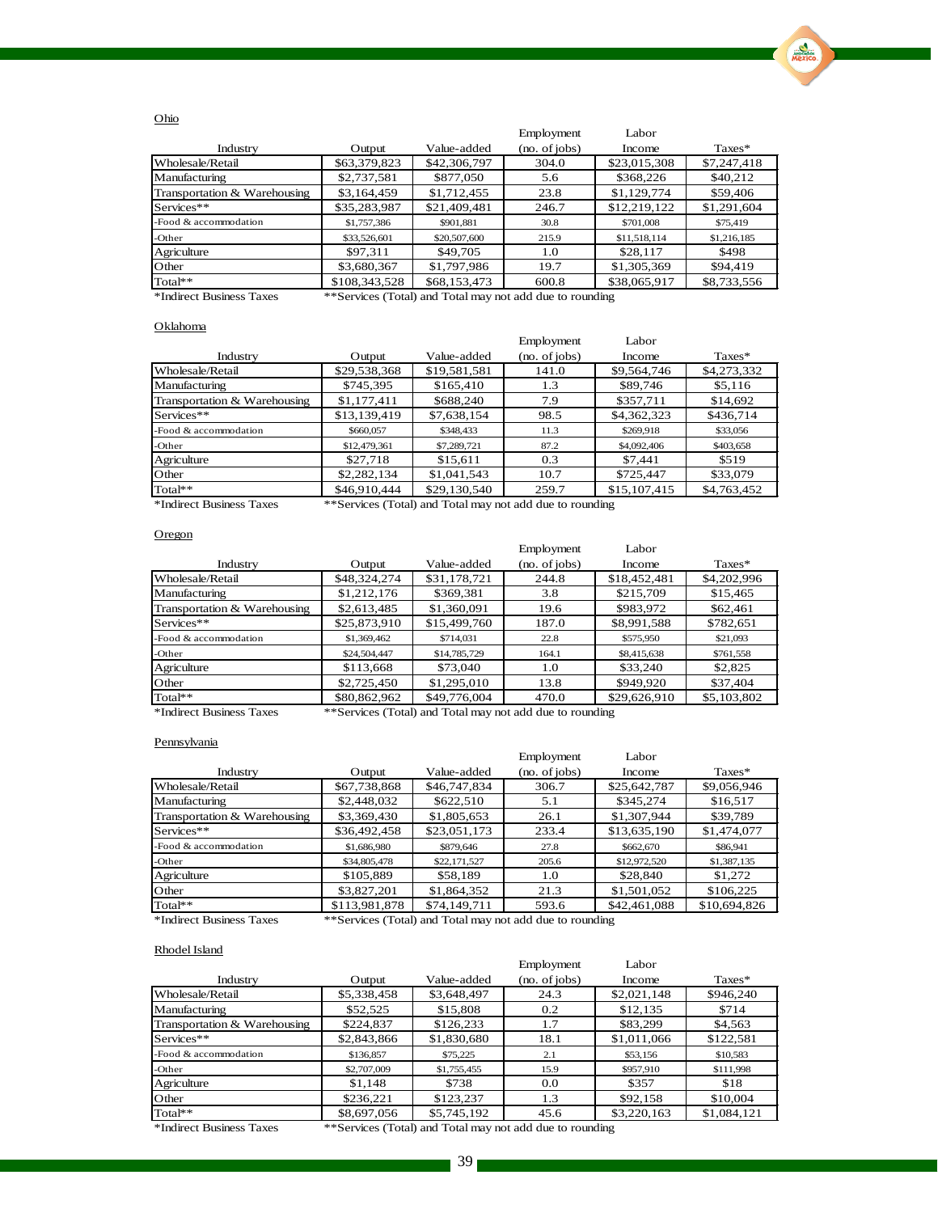Ohio

| Industry | Output | Value-added | Employment (no. of jobs) | Labor Income | Taxes* |
|---|---|---|---|---|---|
| Wholesale/Retail | $63,379,823 | $42,306,797 | 304.0 | $23,015,308 | $7,247,418 |
| Manufacturing | $2,737,581 | $877,050 | 5.6 | $368,226 | $40,212 |
| Transportation & Warehousing | $3,164,459 | $1,712,455 | 23.8 | $1,129,774 | $59,406 |
| Services** | $35,283,987 | $21,409,481 | 246.7 | $12,219,122 | $1,291,604 |
| -Food & accommodation | $1,757,386 | $901,881 | 30.8 | $701,008 | $75,419 |
| -Other | $33,526,601 | $20,507,600 | 215.9 | $11,518,114 | $1,216,185 |
| Agriculture | $97,311 | $49,705 | 1.0 | $28,117 | $498 |
| Other | $3,680,367 | $1,797,986 | 19.7 | $1,305,369 | $94,419 |
| Total** | $108,343,528 | $68,153,473 | 600.8 | $38,065,917 | $8,733,556 |

*Indirect Business Taxes **Services (Total) and Total may not add due to rounding

Oklahoma

| Industry | Output | Value-added | Employment (no. of jobs) | Labor Income | Taxes* |
|---|---|---|---|---|---|
| Wholesale/Retail | $29,538,368 | $19,581,581 | 141.0 | $9,564,746 | $4,273,332 |
| Manufacturing | $745,395 | $165,410 | 1.3 | $89,746 | $5,116 |
| Transportation & Warehousing | $1,177,411 | $688,240 | 7.9 | $357,711 | $14,692 |
| Services** | $13,139,419 | $7,638,154 | 98.5 | $4,362,323 | $436,714 |
| -Food & accommodation | $660,057 | $348,433 | 11.3 | $269,918 | $33,056 |
| -Other | $12,479,361 | $7,289,721 | 87.2 | $4,092,406 | $403,658 |
| Agriculture | $27,718 | $15,611 | 0.3 | $7,441 | $519 |
| Other | $2,282,134 | $1,041,543 | 10.7 | $725,447 | $33,079 |
| Total** | $46,910,444 | $29,130,540 | 259.7 | $15,107,415 | $4,763,452 |

*Indirect Business Taxes **Services (Total) and Total may not add due to rounding

Oregon

| Industry | Output | Value-added | Employment (no. of jobs) | Labor Income | Taxes* |
|---|---|---|---|---|---|
| Wholesale/Retail | $48,324,274 | $31,178,721 | 244.8 | $18,452,481 | $4,202,996 |
| Manufacturing | $1,212,176 | $369,381 | 3.8 | $215,709 | $15,465 |
| Transportation & Warehousing | $2,613,485 | $1,360,091 | 19.6 | $983,972 | $62,461 |
| Services** | $25,873,910 | $15,499,760 | 187.0 | $8,991,588 | $782,651 |
| -Food & accommodation | $1,369,462 | $714,031 | 22.8 | $575,950 | $21,093 |
| -Other | $24,504,447 | $14,785,729 | 164.1 | $8,415,638 | $761,558 |
| Agriculture | $113,668 | $73,040 | 1.0 | $33,240 | $2,825 |
| Other | $2,725,450 | $1,295,010 | 13.8 | $949,920 | $37,404 |
| Total** | $80,862,962 | $49,776,004 | 470.0 | $29,626,910 | $5,103,802 |

*Indirect Business Taxes **Services (Total) and Total may not add due to rounding

Pennsylvania

| Industry | Output | Value-added | Employment (no. of jobs) | Labor Income | Taxes* |
|---|---|---|---|---|---|
| Wholesale/Retail | $67,738,868 | $46,747,834 | 306.7 | $25,642,787 | $9,056,946 |
| Manufacturing | $2,448,032 | $622,510 | 5.1 | $345,274 | $16,517 |
| Transportation & Warehousing | $3,369,430 | $1,805,653 | 26.1 | $1,307,944 | $39,789 |
| Services** | $36,492,458 | $23,051,173 | 233.4 | $13,635,190 | $1,474,077 |
| -Food & accommodation | $1,686,980 | $879,646 | 27.8 | $662,670 | $86,941 |
| -Other | $34,805,478 | $22,171,527 | 205.6 | $12,972,520 | $1,387,135 |
| Agriculture | $105,889 | $58,189 | 1.0 | $28,840 | $1,272 |
| Other | $3,827,201 | $1,864,352 | 21.3 | $1,501,052 | $106,225 |
| Total** | $113,981,878 | $74,149,711 | 593.6 | $42,461,088 | $10,694,826 |

*Indirect Business Taxes **Services (Total) and Total may not add due to rounding

Rhodel Island

| Industry | Output | Value-added | Employment (no. of jobs) | Labor Income | Taxes* |
|---|---|---|---|---|---|
| Wholesale/Retail | $5,338,458 | $3,648,497 | 24.3 | $2,021,148 | $946,240 |
| Manufacturing | $52,525 | $15,808 | 0.2 | $12,135 | $714 |
| Transportation & Warehousing | $224,837 | $126,233 | 1.7 | $83,299 | $4,563 |
| Services** | $2,843,866 | $1,830,680 | 18.1 | $1,011,066 | $122,581 |
| -Food & accommodation | $136,857 | $75,225 | 2.1 | $53,156 | $10,583 |
| -Other | $2,707,009 | $1,755,455 | 15.9 | $957,910 | $111,998 |
| Agriculture | $1,148 | $738 | 0.0 | $357 | $18 |
| Other | $236,221 | $123,237 | 1.3 | $92,158 | $10,004 |
| Total** | $8,697,056 | $5,745,192 | 45.6 | $3,220,163 | $1,084,121 |

*Indirect Business Taxes **Services (Total) and Total may not add due to rounding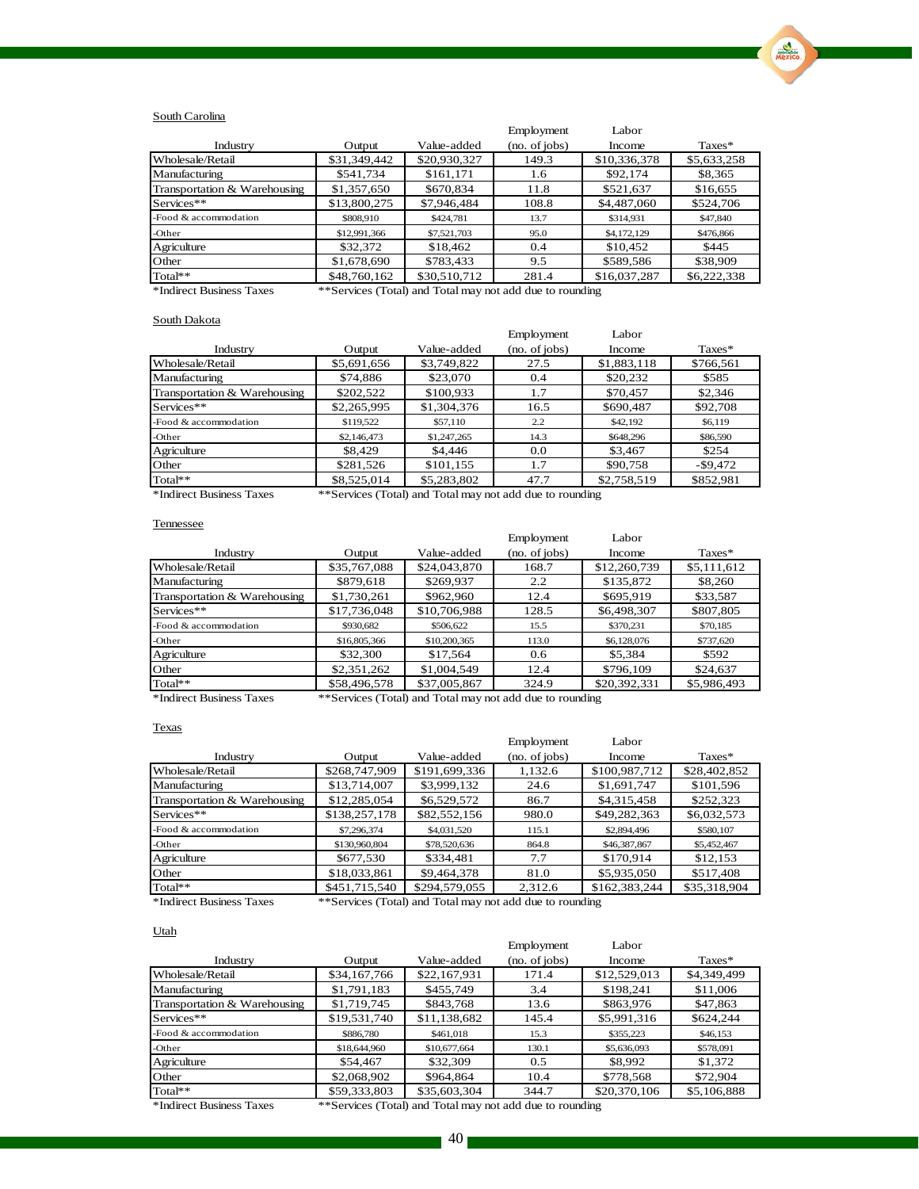South Carolina

| Industry | Output | Value-added | Employment (no. of jobs) | Labor Income | Taxes* |
|---|---|---|---|---|---|
| Wholesale/Retail | $31,349,442 | $20,930,327 | 149.3 | $10,336,378 | $5,633,258 |
| Manufacturing | $541,734 | $161,171 | 1.6 | $92,174 | $8,365 |
| Transportation & Warehousing | $1,357,650 | $670,834 | 11.8 | $521,637 | $16,655 |
| Services** | $13,800,275 | $7,946,484 | 108.8 | $4,487,060 | $524,706 |
| -Food & accommodation | $808,910 | $424,781 | 13.7 | $314,931 | $47,840 |
| -Other | $12,991,366 | $7,521,703 | 95.0 | $4,172,129 | $476,866 |
| Agriculture | $32,372 | $18,462 | 0.4 | $10,452 | $445 |
| Other | $1,678,690 | $783,433 | 9.5 | $589,586 | $38,909 |
| Total** | $48,760,162 | $30,510,712 | 281.4 | $16,037,287 | $6,222,338 |

*Indirect Business Taxes **Services (Total) and Total may not add due to rounding

South Dakota

| Industry | Output | Value-added | Employment (no. of jobs) | Labor Income | Taxes* |
|---|---|---|---|---|---|
| Wholesale/Retail | $5,691,656 | $3,749,822 | 27.5 | $1,883,118 | $766,561 |
| Manufacturing | $74,886 | $23,070 | 0.4 | $20,232 | $585 |
| Transportation & Warehousing | $202,522 | $100,933 | 1.7 | $70,457 | $2,346 |
| Services** | $2,265,995 | $1,304,376 | 16.5 | $690,487 | $92,708 |
| -Food & accommodation | $119,522 | $57,110 | 2.2 | $42,192 | $6,119 |
| -Other | $2,146,473 | $1,247,265 | 14.3 | $648,296 | $86,590 |
| Agriculture | $8,429 | $4,446 | 0.0 | $3,467 | $254 |
| Other | $281,526 | $101,155 | 1.7 | $90,758 | -$9,472 |
| Total** | $8,525,014 | $5,283,802 | 47.7 | $2,758,519 | $852,981 |

*Indirect Business Taxes **Services (Total) and Total may not add due to rounding

Tennessee

| Industry | Output | Value-added | Employment (no. of jobs) | Labor Income | Taxes* |
|---|---|---|---|---|---|
| Wholesale/Retail | $35,767,088 | $24,043,870 | 168.7 | $12,260,739 | $5,111,612 |
| Manufacturing | $879,618 | $269,937 | 2.2 | $135,872 | $8,260 |
| Transportation & Warehousing | $1,730,261 | $962,960 | 12.4 | $695,919 | $33,587 |
| Services** | $17,736,048 | $10,706,988 | 128.5 | $6,498,307 | $807,805 |
| -Food & accommodation | $930,682 | $506,622 | 15.5 | $370,231 | $70,185 |
| -Other | $16,805,366 | $10,200,365 | 113.0 | $6,128,076 | $737,620 |
| Agriculture | $32,300 | $17,564 | 0.6 | $5,384 | $592 |
| Other | $2,351,262 | $1,004,549 | 12.4 | $796,109 | $24,637 |
| Total** | $58,496,578 | $37,005,867 | 324.9 | $20,392,331 | $5,986,493 |

*Indirect Business Taxes **Services (Total) and Total may not add due to rounding

Texas

| Industry | Output | Value-added | Employment (no. of jobs) | Labor Income | Taxes* |
|---|---|---|---|---|---|
| Wholesale/Retail | $268,747,909 | $191,699,336 | 1,132.6 | $100,987,712 | $28,402,852 |
| Manufacturing | $13,714,007 | $3,999,132 | 24.6 | $1,691,747 | $101,596 |
| Transportation & Warehousing | $12,285,054 | $6,529,572 | 86.7 | $4,315,458 | $252,323 |
| Services** | $138,257,178 | $82,552,156 | 980.0 | $49,282,363 | $6,032,573 |
| -Food & accommodation | $7,296,374 | $4,031,520 | 115.1 | $2,894,496 | $580,107 |
| -Other | $130,960,804 | $78,520,636 | 864.8 | $46,387,867 | $5,452,467 |
| Agriculture | $677,530 | $334,481 | 7.7 | $170,914 | $12,153 |
| Other | $18,033,861 | $9,464,378 | 81.0 | $5,935,050 | $517,408 |
| Total** | $451,715,540 | $294,579,055 | 2,312.6 | $162,383,244 | $35,318,904 |

*Indirect Business Taxes **Services (Total) and Total may not add due to rounding

Utah

| Industry | Output | Value-added | Employment (no. of jobs) | Labor Income | Taxes* |
|---|---|---|---|---|---|
| Wholesale/Retail | $34,167,766 | $22,167,931 | 171.4 | $12,529,013 | $4,349,499 |
| Manufacturing | $1,791,183 | $455,749 | 3.4 | $198,241 | $11,006 |
| Transportation & Warehousing | $1,719,745 | $843,768 | 13.6 | $863,976 | $47,863 |
| Services** | $19,531,740 | $11,138,682 | 145.4 | $5,991,316 | $624,244 |
| -Food & accommodation | $886,780 | $461,018 | 15.3 | $355,223 | $46,153 |
| -Other | $18,644,960 | $10,677,664 | 130.1 | $5,636,093 | $578,091 |
| Agriculture | $54,467 | $32,309 | 0.5 | $8,992 | $1,372 |
| Other | $2,068,902 | $964,864 | 10.4 | $778,568 | $72,904 |
| Total** | $59,333,803 | $35,603,304 | 344.7 | $20,370,106 | $5,106,888 |

*Indirect Business Taxes **Services (Total) and Total may not add due to rounding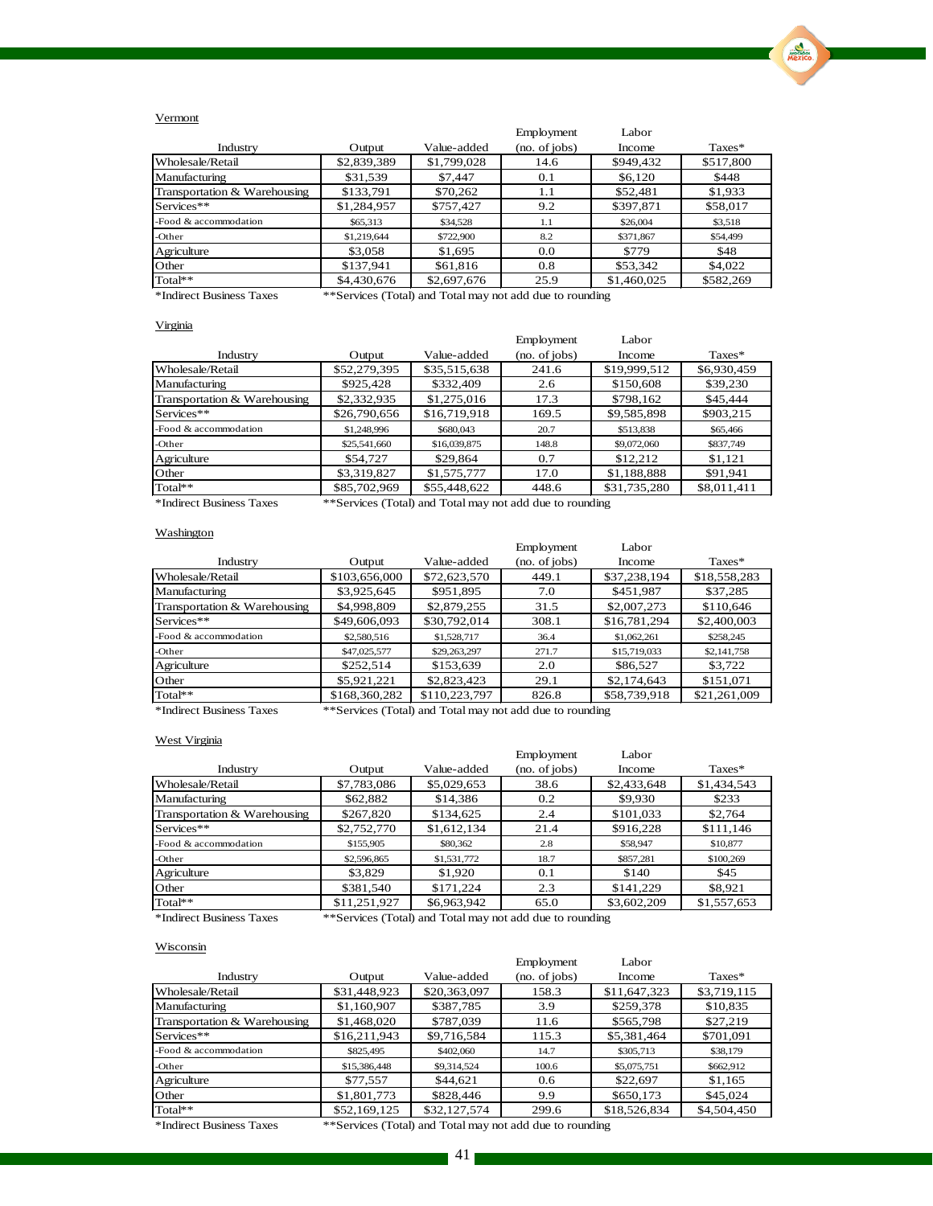Vermont

| Industry | Output | Value-added | Employment (no. of jobs) | Labor Income | Taxes* |
|---|---|---|---|---|---|
| Wholesale/Retail | $2,839,389 | $1,799,028 | 14.6 | $949,432 | $517,800 |
| Manufacturing | $31,539 | $7,447 | 0.1 | $6,120 | $448 |
| Transportation & Warehousing | $133,791 | $70,262 | 1.1 | $52,481 | $1,933 |
| Services** | $1,284,957 | $757,427 | 9.2 | $397,871 | $58,017 |
| -Food & accommodation | $65,313 | $34,528 | 1.1 | $26,004 | $3,518 |
| -Other | $1,219,644 | $722,900 | 8.2 | $371,867 | $54,499 |
| Agriculture | $3,058 | $1,695 | 0.0 | $779 | $48 |
| Other | $137,941 | $61,816 | 0.8 | $53,342 | $4,022 |
| Total** | $4,430,676 | $2,697,676 | 25.9 | $1,460,025 | $582,269 |

*Indirect Business Taxes  **Services (Total) and Total may not add due to rounding

Virginia

| Industry | Output | Value-added | Employment (no. of jobs) | Labor Income | Taxes* |
|---|---|---|---|---|---|
| Wholesale/Retail | $52,279,395 | $35,515,638 | 241.6 | $19,999,512 | $6,930,459 |
| Manufacturing | $925,428 | $332,409 | 2.6 | $150,608 | $39,230 |
| Transportation & Warehousing | $2,332,935 | $1,275,016 | 17.3 | $798,162 | $45,444 |
| Services** | $26,790,656 | $16,719,918 | 169.5 | $9,585,898 | $903,215 |
| -Food & accommodation | $1,248,996 | $680,043 | 20.7 | $513,838 | $65,466 |
| -Other | $25,541,660 | $16,039,875 | 148.8 | $9,072,060 | $837,749 |
| Agriculture | $54,727 | $29,864 | 0.7 | $12,212 | $1,121 |
| Other | $3,319,827 | $1,575,777 | 17.0 | $1,188,888 | $91,941 |
| Total** | $85,702,969 | $55,448,622 | 448.6 | $31,735,280 | $8,011,411 |

*Indirect Business Taxes  **Services (Total) and Total may not add due to rounding

Washington

| Industry | Output | Value-added | Employment (no. of jobs) | Labor Income | Taxes* |
|---|---|---|---|---|---|
| Wholesale/Retail | $103,656,000 | $72,623,570 | 449.1 | $37,238,194 | $18,558,283 |
| Manufacturing | $3,925,645 | $951,895 | 7.0 | $451,987 | $37,285 |
| Transportation & Warehousing | $4,998,809 | $2,879,255 | 31.5 | $2,007,273 | $110,646 |
| Services** | $49,606,093 | $30,792,014 | 308.1 | $16,781,294 | $2,400,003 |
| -Food & accommodation | $2,580,516 | $1,528,717 | 36.4 | $1,062,261 | $258,245 |
| -Other | $47,025,577 | $29,263,297 | 271.7 | $15,719,033 | $2,141,758 |
| Agriculture | $252,514 | $153,639 | 2.0 | $86,527 | $3,722 |
| Other | $5,921,221 | $2,823,423 | 29.1 | $2,174,643 | $151,071 |
| Total** | $168,360,282 | $110,223,797 | 826.8 | $58,739,918 | $21,261,009 |

*Indirect Business Taxes  **Services (Total) and Total may not add due to rounding

West Virginia

| Industry | Output | Value-added | Employment (no. of jobs) | Labor Income | Taxes* |
|---|---|---|---|---|---|
| Wholesale/Retail | $7,783,086 | $5,029,653 | 38.6 | $2,433,648 | $1,434,543 |
| Manufacturing | $62,882 | $14,386 | 0.2 | $9,930 | $233 |
| Transportation & Warehousing | $267,820 | $134,625 | 2.4 | $101,033 | $2,764 |
| Services** | $2,752,770 | $1,612,134 | 21.4 | $916,228 | $111,146 |
| -Food & accommodation | $155,905 | $80,362 | 2.8 | $58,947 | $10,877 |
| -Other | $2,596,865 | $1,531,772 | 18.7 | $857,281 | $100,269 |
| Agriculture | $3,829 | $1,920 | 0.1 | $140 | $45 |
| Other | $381,540 | $171,224 | 2.3 | $141,229 | $8,921 |
| Total** | $11,251,927 | $6,963,942 | 65.0 | $3,602,209 | $1,557,653 |

*Indirect Business Taxes  **Services (Total) and Total may not add due to rounding

Wisconsin

| Industry | Output | Value-added | Employment (no. of jobs) | Labor Income | Taxes* |
|---|---|---|---|---|---|
| Wholesale/Retail | $31,448,923 | $20,363,097 | 158.3 | $11,647,323 | $3,719,115 |
| Manufacturing | $1,160,907 | $387,785 | 3.9 | $259,378 | $10,835 |
| Transportation & Warehousing | $1,468,020 | $787,039 | 11.6 | $565,798 | $27,219 |
| Services** | $16,211,943 | $9,716,584 | 115.3 | $5,381,464 | $701,091 |
| -Food & accommodation | $825,495 | $402,060 | 14.7 | $305,713 | $38,179 |
| -Other | $15,386,448 | $9,314,524 | 100.6 | $5,075,751 | $662,912 |
| Agriculture | $77,557 | $44,621 | 0.6 | $22,697 | $1,165 |
| Other | $1,801,773 | $828,446 | 9.9 | $650,173 | $45,024 |
| Total** | $52,169,125 | $32,127,574 | 299.6 | $18,526,834 | $4,504,450 |

*Indirect Business Taxes  **Services (Total) and Total may not add due to rounding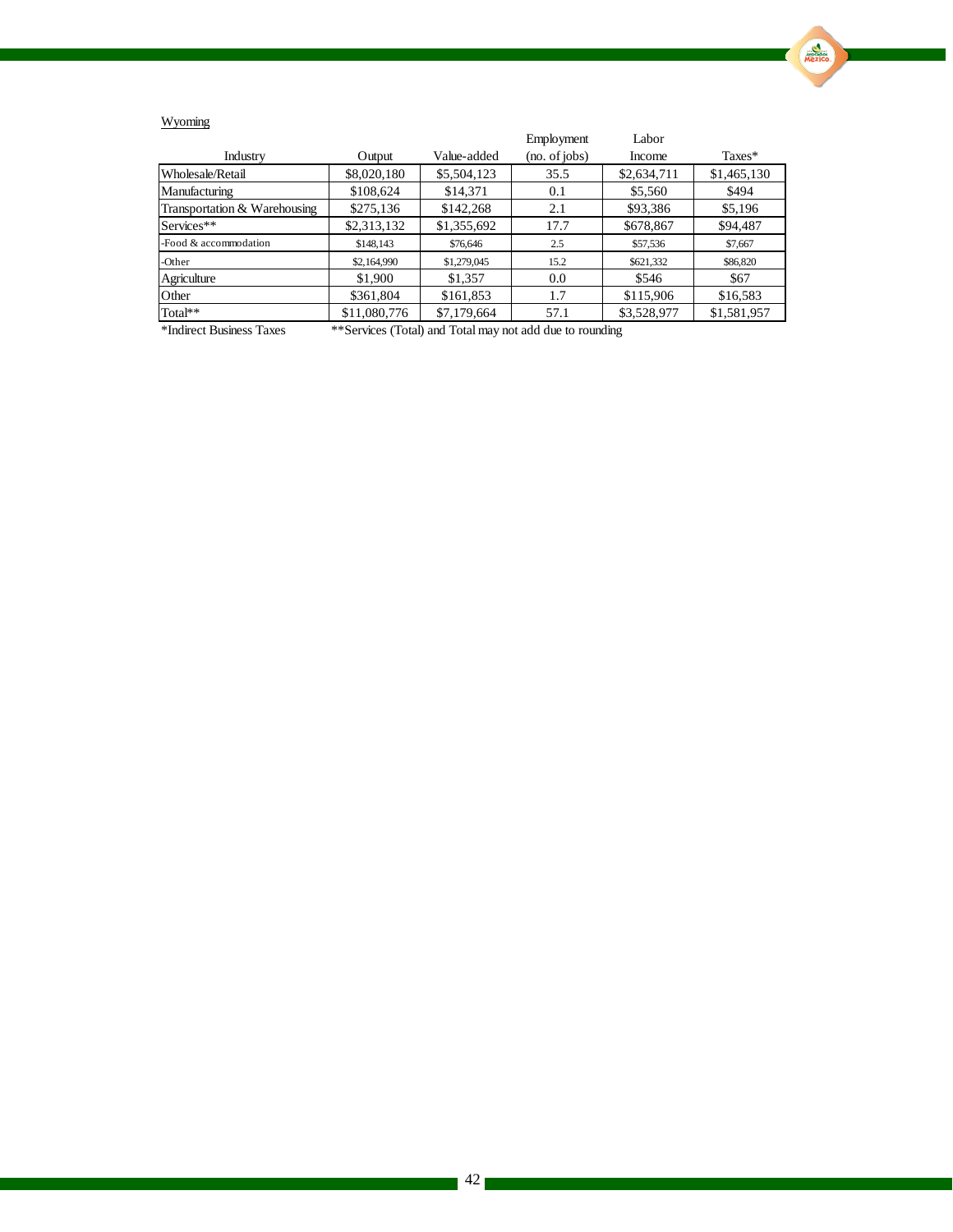Wyoming

| Industry | Output | Value-added | Employment (no. of jobs) | Labor Income | Taxes* |
|---|---|---|---|---|---|
| Wholesale/Retail | $8,020,180 | $5,504,123 | 35.5 | $2,634,711 | $1,465,130 |
| Manufacturing | $108,624 | $14,371 | 0.1 | $5,560 | $494 |
| Transportation & Warehousing | $275,136 | $142,268 | 2.1 | $93,386 | $5,196 |
| Services** | $2,313,132 | $1,355,692 | 17.7 | $678,867 | $94,487 |
| -Food & accommodation | $148,143 | $76,646 | 2.5 | $57,536 | $7,667 |
| -Other | $2,164,990 | $1,279,045 | 15.2 | $621,332 | $86,820 |
| Agriculture | $1,900 | $1,357 | 0.0 | $546 | $67 |
| Other | $361,804 | $161,853 | 1.7 | $115,906 | $16,583 |
| Total** | $11,080,776 | $7,179,664 | 57.1 | $3,528,977 | $1,581,957 |

*Indirect Business Taxes **Services (Total) and Total may not add due to rounding